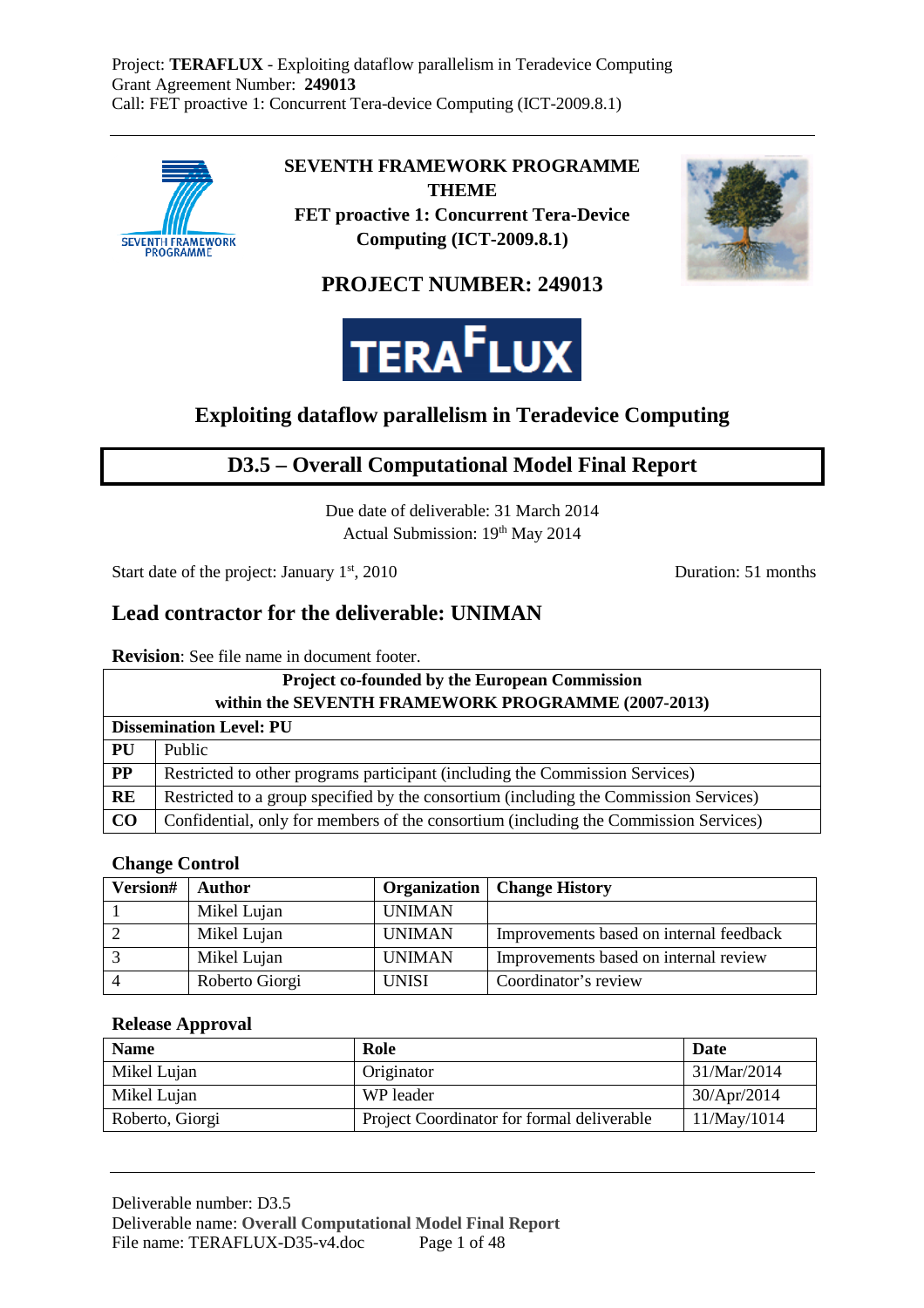Project: **TERAFLUX** - Exploiting dataflow parallelism in Teradevice Computing
Grant Agreement Number: **249013**
Call: FET proactive 1: Concurrent Tera-device Computing (ICT-2009.8.1)

**SEVENTH FRAMEWORK PROGRAMME THEME**
**FET proactive 1: Concurrent Tera-Device Computing (ICT-2009.8.1)**

## PROJECT NUMBER: 249013

# TERAFLUX

## Exploiting dataflow parallelism in Teradevice Computing

# D3.5 – Overall Computational Model Final Report

Due date of deliverable: 31 March 2014
Actual Submission: 19th May 2014

Start date of the project: January 1st, 2010 Duration: 51 months

## Lead contractor for the deliverable: UNIMAN

**Revision**: See file name in document footer.

| **Project co-founded by the European Commission within the SEVENTH FRAMEWORK PROGRAMME (2007-2013)** | |
|---|---|
| **Dissemination Level: PU** | |
| **PU** | Public |
| **PP** | Restricted to other programs participant (including the Commission Services) |
| **RE** | Restricted to a group specified by the consortium (including the Commission Services) |
| **CO** | Confidential, only for members of the consortium (including the Commission Services) |

### Change Control

| Version# | Author | Organization | Change History |
|---|---|---|---|
| 1 | Mikel Lujan | UNIMAN | |
| 2 | Mikel Lujan | UNIMAN | Improvements based on internal feedback |
| 3 | Mikel Lujan | UNIMAN | Improvements based on internal review |
| 4 | Roberto Giorgi | UNISI | Coordinator's review |

### Release Approval

| Name | Role | Date |
|---|---|---|
| Mikel Lujan | Originator | 31/Mar/2014 |
| Mikel Lujan | WP leader | 30/Apr/2014 |
| Roberto, Giorgi | Project Coordinator for formal deliverable | 11/May/1014 |

Deliverable number: D3.5
Deliverable name: **Overall Computational Model Final Report**
File name: TERAFLUX-D35-v4.doc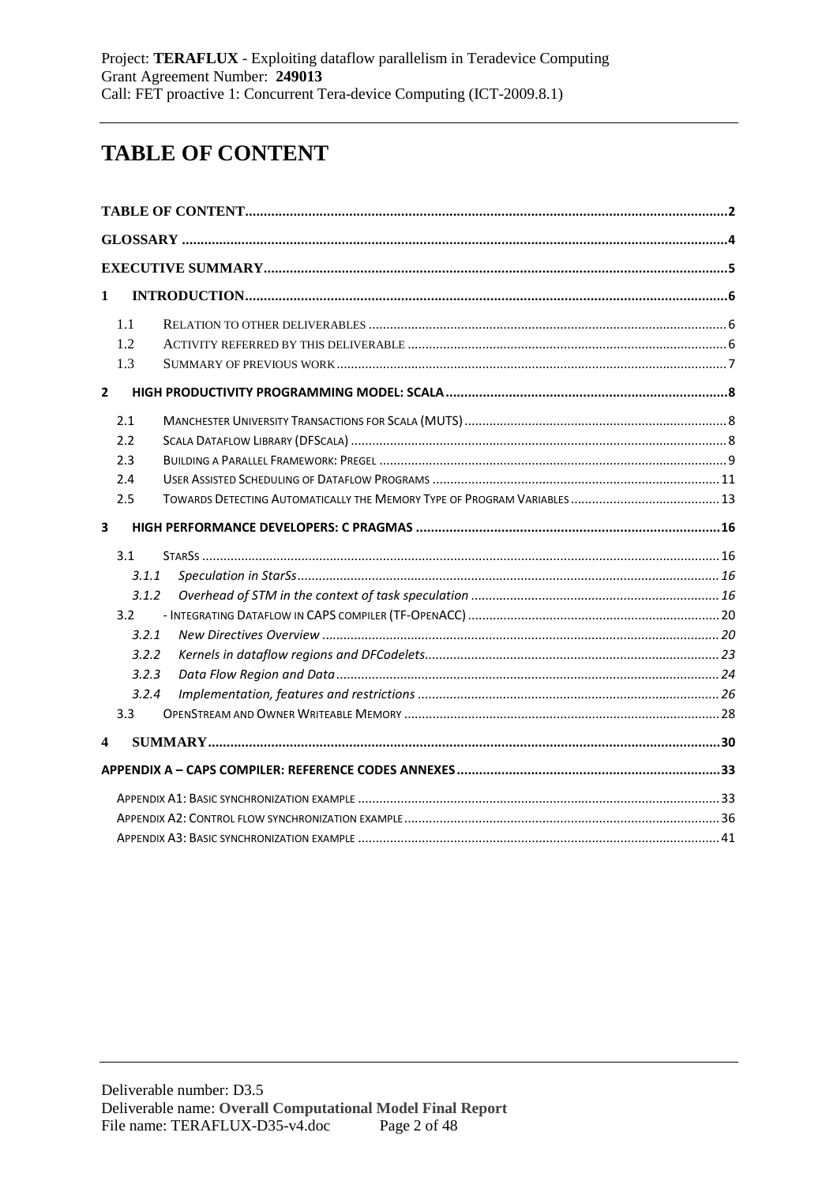# TABLE OF CONTENT

TABLE OF CONTENT ....................................................................................................................... 2
GLOSSARY ....................................................................................................................................... 4
EXECUTIVE SUMMARY .................................................................................................................. 5
1 INTRODUCTION ........................................................................................................................... 6
1.1 RELATION TO OTHER DELIVERABLES ....................................................................................... 6
1.2 ACTIVITY REFERRED BY THIS DELIVERABLE ............................................................................ 6
1.3 SUMMARY OF PREVIOUS WORK ................................................................................................. 7
2 HIGH PRODUCTIVITY PROGRAMMING MODEL: SCALA ............................................................ 8
2.1 MANCHESTER UNIVERSITY TRANSACTIONS FOR SCALA (MUTS) ............................................ 8
2.2 SCALA DATAFLOW LIBRARY (DFSCALA) .................................................................................. 8
2.3 BUILDING A PARALLEL FRAMEWORK: PREGEL ......................................................................... 9
2.4 USER ASSISTED SCHEDULING OF DATAFLOW PROGRAMS ...................................................... 11
2.5 TOWARDS DETECTING AUTOMATICALLY THE MEMORY TYPE OF PROGRAM VARIABLES ......... 13
3 HIGH PERFORMANCE DEVELOPERS: C PRAGMAS .................................................................. 16
3.1 STARSS ..................................................................................................................................... 16
3.1.1 *Speculation in StarSs* ......................................................................................................... 16
3.1.2 *Overhead of STM in the context of task speculation* .......................................................... 16
3.2 - INTEGRATING DATAFLOW IN CAPS COMPILER (TF-OPENACC) ............................................ 20
3.2.1 *New Directives Overview* .................................................................................................... 20
3.2.2 *Kernels in dataflow regions and DFCodelets* ...................................................................... 23
3.2.3 *Data Flow Region and Data* ................................................................................................ 24
3.2.4 *Implementation, features and restrictions* .......................................................................... 26
3.3 OPENSTREAM AND OWNER WRITEABLE MEMORY ................................................................... 28
4 SUMMARY ..................................................................................................................................... 30
APPENDIX A – CAPS COMPILER: REFERENCE CODES ANNEXES ................................................ 33
APPENDIX A1: BASIC SYNCHRONIZATION EXAMPLE ..................................................................... 33
APPENDIX A2: CONTROL FLOW SYNCHRONIZATION EXAMPLE ..................................................... 36
APPENDIX A3: BASIC SYNCHRONIZATION EXAMPLE ..................................................................... 41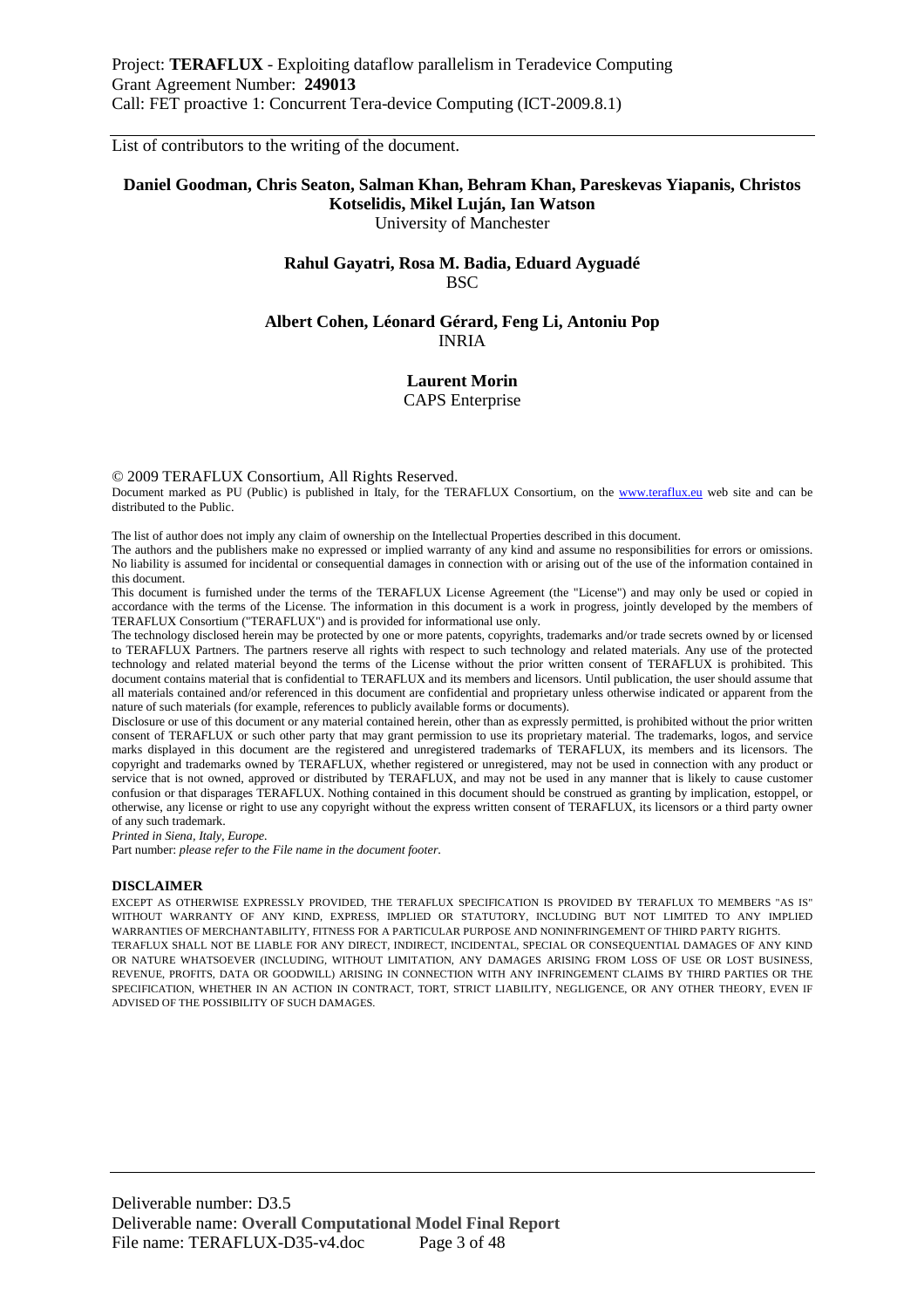List of contributors to the writing of the document.

**Daniel Goodman, Chris Seaton, Salman Khan, Behram Khan, Pareskevas Yiapanis, Christos Kotselidis, Mikel Luján, Ian Watson**
University of Manchester

**Rahul Gayatri, Rosa M. Badia, Eduard Ayguadé**
BSC

**Albert Cohen, Léonard Gérard, Feng Li, Antoniu Pop**
INRIA

**Laurent Morin**
CAPS Enterprise

© 2009 TERAFLUX Consortium, All Rights Reserved.
Document marked as PU (Public) is published in Italy, for the TERAFLUX Consortium, on the www.teraflux.eu web site and can be distributed to the Public.

The list of author does not imply any claim of ownership on the Intellectual Properties described in this document.
The authors and the publishers make no expressed or implied warranty of any kind and assume no responsibilities for errors or omissions. No liability is assumed for incidental or consequential damages in connection with or arising out of the use of the information contained in this document.
This document is furnished under the terms of the TERAFLUX License Agreement (the "License") and may only be used or copied in accordance with the terms of the License. The information in this document is a work in progress, jointly developed by the members of TERAFLUX Consortium ("TERAFLUX") and is provided for informational use only.
The technology disclosed herein may be protected by one or more patents, copyrights, trademarks and/or trade secrets owned by or licensed to TERAFLUX Partners. The partners reserve all rights with respect to such technology and related materials. Any use of the protected technology and related material beyond the terms of the License without the prior written consent of TERAFLUX is prohibited. This document contains material that is confidential to TERAFLUX and its members and licensors. Until publication, the user should assume that all materials contained and/or referenced in this document are confidential and proprietary unless otherwise indicated or apparent from the nature of such materials (for example, references to publicly available forms or documents).
Disclosure or use of this document or any material contained herein, other than as expressly permitted, is prohibited without the prior written consent of TERAFLUX or such other party that may grant permission to use its proprietary material. The trademarks, logos, and service marks displayed in this document are the registered and unregistered trademarks of TERAFLUX, its members and its licensors. The copyright and trademarks owned by TERAFLUX, whether registered or unregistered, may not be used in connection with any product or service that is not owned, approved or distributed by TERAFLUX, and may not be used in any manner that is likely to cause customer confusion or that disparages TERAFLUX. Nothing contained in this document should be construed as granting by implication, estoppel, or otherwise, any license or right to use any copyright without the express written consent of TERAFLUX, its licensors or a third party owner of any such trademark.
*Printed in Siena, Italy, Europe.*
Part number: *please refer to the File name in the document footer*.

**DISCLAIMER**

EXCEPT AS OTHERWISE EXPRESSLY PROVIDED, THE TERAFLUX SPECIFICATION IS PROVIDED BY TERAFLUX TO MEMBERS "AS IS" WITHOUT WARRANTY OF ANY KIND, EXPRESS, IMPLIED OR STATUTORY, INCLUDING BUT NOT LIMITED TO ANY IMPLIED WARRANTIES OF MERCHANTABILITY, FITNESS FOR A PARTICULAR PURPOSE AND NONINFRINGEMENT OF THIRD PARTY RIGHTS.
TERAFLUX SHALL NOT BE LIABLE FOR ANY DIRECT, INDIRECT, INCIDENTAL, SPECIAL OR CONSEQUENTIAL DAMAGES OF ANY KIND OR NATURE WHATSOEVER (INCLUDING, WITHOUT LIMITATION, ANY DAMAGES ARISING FROM LOSS OF USE OR LOST BUSINESS, REVENUE, PROFITS, DATA OR GOODWILL) ARISING IN CONNECTION WITH ANY INFRINGEMENT CLAIMS BY THIRD PARTIES OR THE SPECIFICATION, WHETHER IN AN ACTION IN CONTRACT, TORT, STRICT LIABILITY, NEGLIGENCE, OR ANY OTHER THEORY, EVEN IF ADVISED OF THE POSSIBILITY OF SUCH DAMAGES.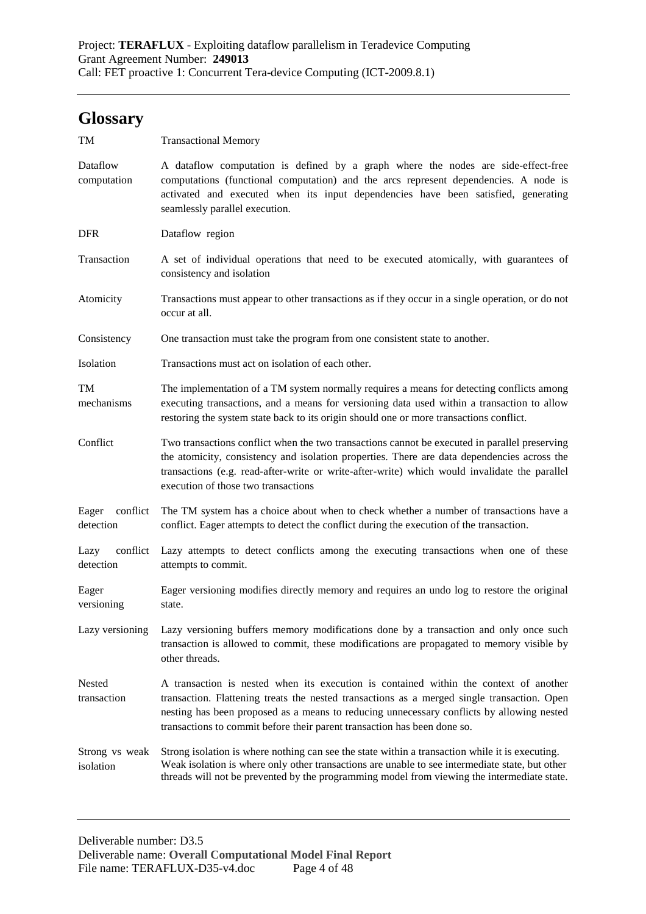# Glossary

| | |
|---|---|
| TM | Transactional Memory |
| Dataflow computation | A dataflow computation is defined by a graph where the nodes are side-effect-free computations (functional computation) and the arcs represent dependencies. A node is activated and executed when its input dependencies have been satisfied, generating seamlessly parallel execution. |
| DFR | Dataflow region |
| Transaction | A set of individual operations that need to be executed atomically, with guarantees of consistency and isolation |
| Atomicity | Transactions must appear to other transactions as if they occur in a single operation, or do not occur at all. |
| Consistency | One transaction must take the program from one consistent state to another. |
| Isolation | Transactions must act on isolation of each other. |
| TM mechanisms | The implementation of a TM system normally requires a means for detecting conflicts among executing transactions, and a means for versioning data used within a transaction to allow restoring the system state back to its origin should one or more transactions conflict. |
| Conflict | Two transactions conflict when the two transactions cannot be executed in parallel preserving the atomicity, consistency and isolation properties. There are data dependencies across the transactions (e.g. read-after-write or write-after-write) which would invalidate the parallel execution of those two transactions |
| Eager conflict detection | The TM system has a choice about when to check whether a number of transactions have a conflict. Eager attempts to detect the conflict during the execution of the transaction. |
| Lazy conflict detection | Lazy attempts to detect conflicts among the executing transactions when one of these attempts to commit. |
| Eager versioning | Eager versioning modifies directly memory and requires an undo log to restore the original state. |
| Lazy versioning | Lazy versioning buffers memory modifications done by a transaction and only once such transaction is allowed to commit, these modifications are propagated to memory visible by other threads. |
| Nested transaction | A transaction is nested when its execution is contained within the context of another transaction. Flattening treats the nested transactions as a merged single transaction. Open nesting has been proposed as a means to reducing unnecessary conflicts by allowing nested transactions to commit before their parent transaction has been done so. |
| Strong vs weak isolation | Strong isolation is where nothing can see the state within a transaction while it is executing. Weak isolation is where only other transactions are unable to see intermediate state, but other threads will not be prevented by the programming model from viewing the intermediate state. |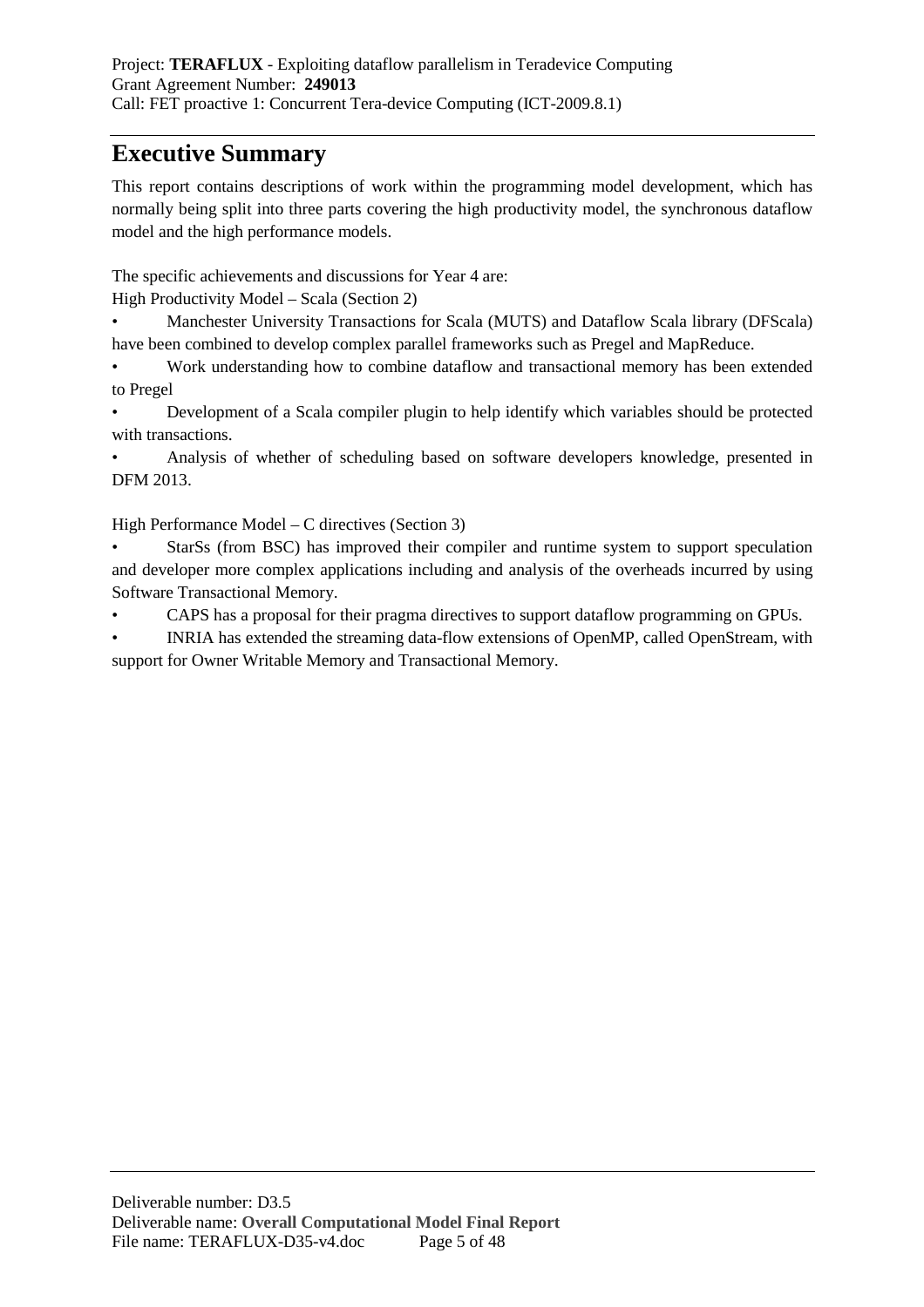# Executive Summary

This report contains descriptions of work within the programming model development, which has normally being split into three parts covering the high productivity model, the synchronous dataflow model and the high performance models.

The specific achievements and discussions for Year 4 are:

High Productivity Model – Scala (Section 2)

- Manchester University Transactions for Scala (MUTS) and Dataflow Scala library (DFScala) have been combined to develop complex parallel frameworks such as Pregel and MapReduce.
- Work understanding how to combine dataflow and transactional memory has been extended to Pregel
- Development of a Scala compiler plugin to help identify which variables should be protected with transactions.
- Analysis of whether of scheduling based on software developers knowledge, presented in DFM 2013.

High Performance Model – C directives (Section 3)

- StarSs (from BSC) has improved their compiler and runtime system to support speculation and developer more complex applications including and analysis of the overheads incurred by using Software Transactional Memory.
- CAPS has a proposal for their pragma directives to support dataflow programming on GPUs.
- INRIA has extended the streaming data-flow extensions of OpenMP, called OpenStream, with support for Owner Writable Memory and Transactional Memory.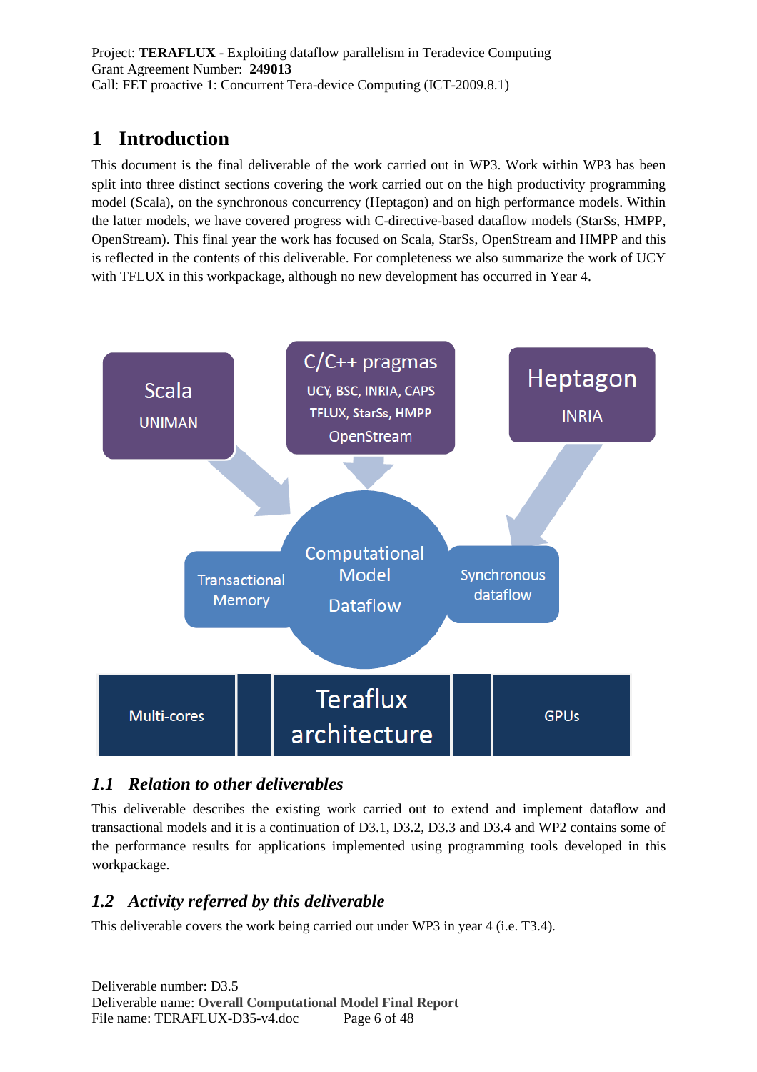# 1 Introduction

This document is the final deliverable of the work carried out in WP3. Work within WP3 has been split into three distinct sections covering the work carried out on the high productivity programming model (Scala), on the synchronous concurrency (Heptagon) and on high performance models. Within the latter models, we have covered progress with C-directive-based dataflow models (StarSs, HMPP, OpenStream). This final year the work has focused on Scala, StarSs, OpenStream and HMPP and this is reflected in the contents of this deliverable. For completeness we also summarize the work of UCY with TFLUX in this workpackage, although no new development has occurred in Year 4.

## 1.1 *Relation to other deliverables*

This deliverable describes the existing work carried out to extend and implement dataflow and transactional models and it is a continuation of D3.1, D3.2, D3.3 and D3.4 and WP2 contains some of the performance results for applications implemented using programming tools developed in this workpackage.

## 1.2 *Activity referred by this deliverable*

This deliverable covers the work being carried out under WP3 in year 4 (i.e. T3.4).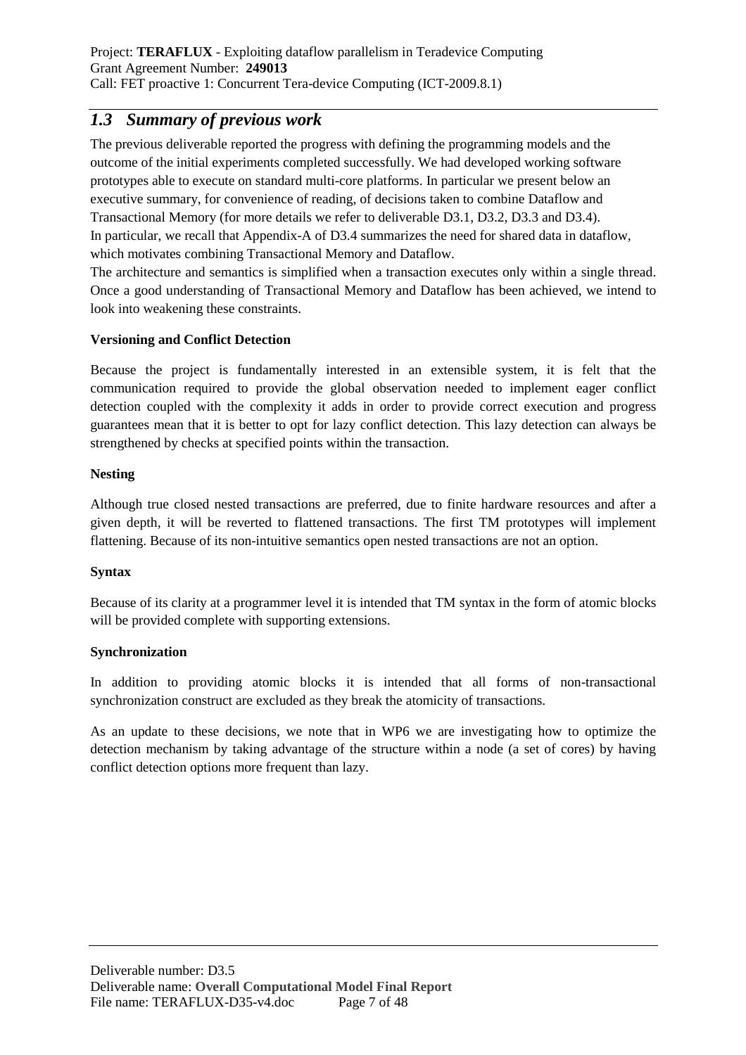## *1.3 Summary of previous work*

The previous deliverable reported the progress with defining the programming models and the outcome of the initial experiments completed successfully. We had developed working software prototypes able to execute on standard multi-core platforms. In particular we present below an executive summary, for convenience of reading, of decisions taken to combine Dataflow and Transactional Memory (for more details we refer to deliverable D3.1, D3.2, D3.3 and D3.4). In particular, we recall that Appendix-A of D3.4 summarizes the need for shared data in dataflow, which motivates combining Transactional Memory and Dataflow.
The architecture and semantics is simplified when a transaction executes only within a single thread. Once a good understanding of Transactional Memory and Dataflow has been achieved, we intend to look into weakening these constraints.

**Versioning and Conflict Detection**

Because the project is fundamentally interested in an extensible system, it is felt that the communication required to provide the global observation needed to implement eager conflict detection coupled with the complexity it adds in order to provide correct execution and progress guarantees mean that it is better to opt for lazy conflict detection. This lazy detection can always be strengthened by checks at specified points within the transaction.

**Nesting**

Although true closed nested transactions are preferred, due to finite hardware resources and after a given depth, it will be reverted to flattened transactions. The first TM prototypes will implement flattening. Because of its non-intuitive semantics open nested transactions are not an option.

**Syntax**

Because of its clarity at a programmer level it is intended that TM syntax in the form of atomic blocks will be provided complete with supporting extensions.

**Synchronization**

In addition to providing atomic blocks it is intended that all forms of non-transactional synchronization construct are excluded as they break the atomicity of transactions.

As an update to these decisions, we note that in WP6 we are investigating how to optimize the detection mechanism by taking advantage of the structure within a node (a set of cores) by having conflict detection options more frequent than lazy.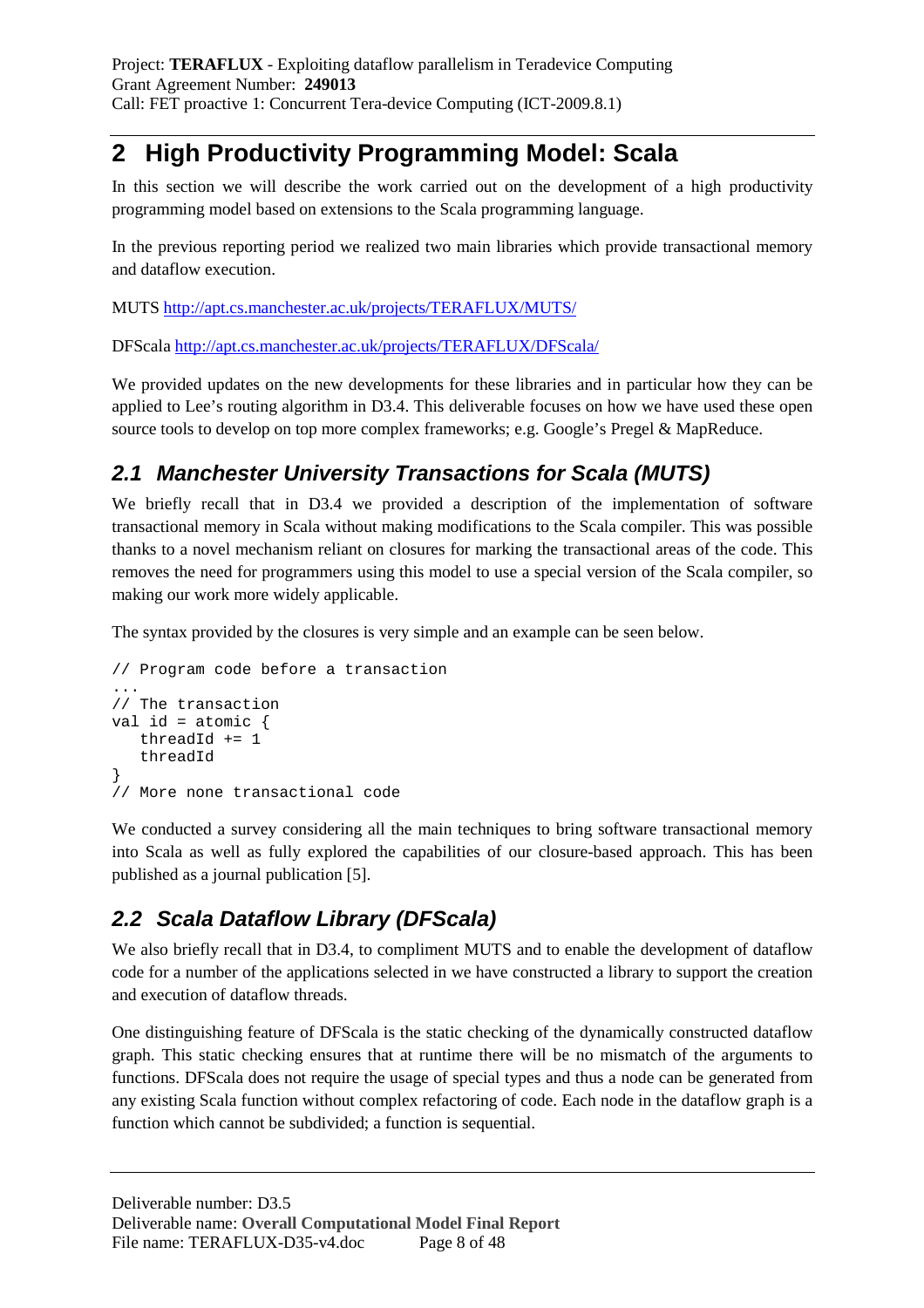# 2 High Productivity Programming Model: Scala

In this section we will describe the work carried out on the development of a high productivity programming model based on extensions to the Scala programming language.

In the previous reporting period we realized two main libraries which provide transactional memory and dataflow execution.

MUTS http://apt.cs.manchester.ac.uk/projects/TERAFLUX/MUTS/

DFScala http://apt.cs.manchester.ac.uk/projects/TERAFLUX/DFScala/

We provided updates on the new developments for these libraries and in particular how they can be applied to Lee's routing algorithm in D3.4. This deliverable focuses on how we have used these open source tools to develop on top more complex frameworks; e.g. Google's Pregel & MapReduce.

## *2.1 Manchester University Transactions for Scala (MUTS)*

We briefly recall that in D3.4 we provided a description of the implementation of software transactional memory in Scala without making modifications to the Scala compiler. This was possible thanks to a novel mechanism reliant on closures for marking the transactional areas of the code. This removes the need for programmers using this model to use a special version of the Scala compiler, so making our work more widely applicable.

The syntax provided by the closures is very simple and an example can be seen below.

```
// Program code before a transaction
...
// The transaction
val id = atomic {
   threadId += 1
   threadId
}
// More none transactional code
```

We conducted a survey considering all the main techniques to bring software transactional memory into Scala as well as fully explored the capabilities of our closure-based approach. This has been published as a journal publication [5].

## *2.2 Scala Dataflow Library (DFScala)*

We also briefly recall that in D3.4, to compliment MUTS and to enable the development of dataflow code for a number of the applications selected in we have constructed a library to support the creation and execution of dataflow threads.

One distinguishing feature of DFScala is the static checking of the dynamically constructed dataflow graph. This static checking ensures that at runtime there will be no mismatch of the arguments to functions. DFScala does not require the usage of special types and thus a node can be generated from any existing Scala function without complex refactoring of code. Each node in the dataflow graph is a function which cannot be subdivided; a function is sequential.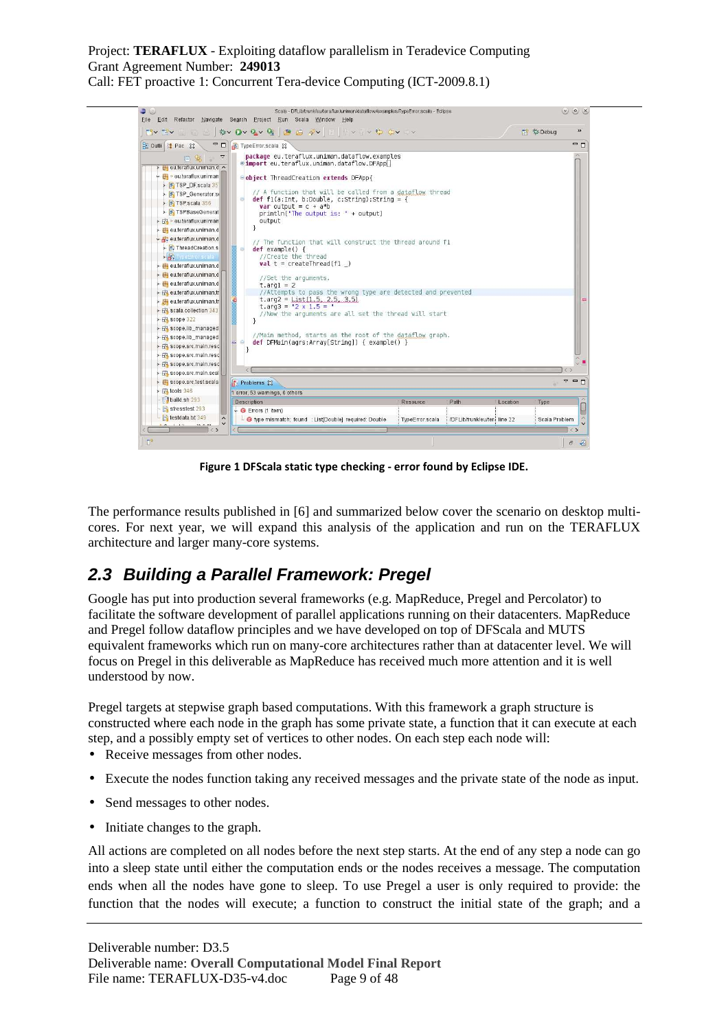Figure 1 DFScala static type checking - error found by Eclipse IDE.

The performance results published in [6] and summarized below cover the scenario on desktop multi-cores. For next year, we will expand this analysis of the application and run on the TERAFLUX architecture and larger many-core systems.

## *2.3 Building a Parallel Framework: Pregel*

Google has put into production several frameworks (e.g. MapReduce, Pregel and Percolator) to facilitate the software development of parallel applications running on their datacenters. MapReduce and Pregel follow dataflow principles and we have developed on top of DFScala and MUTS equivalent frameworks which run on many-core architectures rather than at datacenter level. We will focus on Pregel in this deliverable as MapReduce has received much more attention and it is well understood by now.

Pregel targets at stepwise graph based computations. With this framework a graph structure is constructed where each node in the graph has some private state, a function that it can execute at each step, and a possibly empty set of vertices to other nodes. On each step each node will:

- Receive messages from other nodes.
- Execute the nodes function taking any received messages and the private state of the node as input.
- Send messages to other nodes.
- Initiate changes to the graph.

All actions are completed on all nodes before the next step starts. At the end of any step a node can go into a sleep state until either the computation ends or the nodes receives a message. The computation ends when all the nodes have gone to sleep. To use Pregel a user is only required to provide: the function that the nodes will execute; a function to construct the initial state of the graph; and a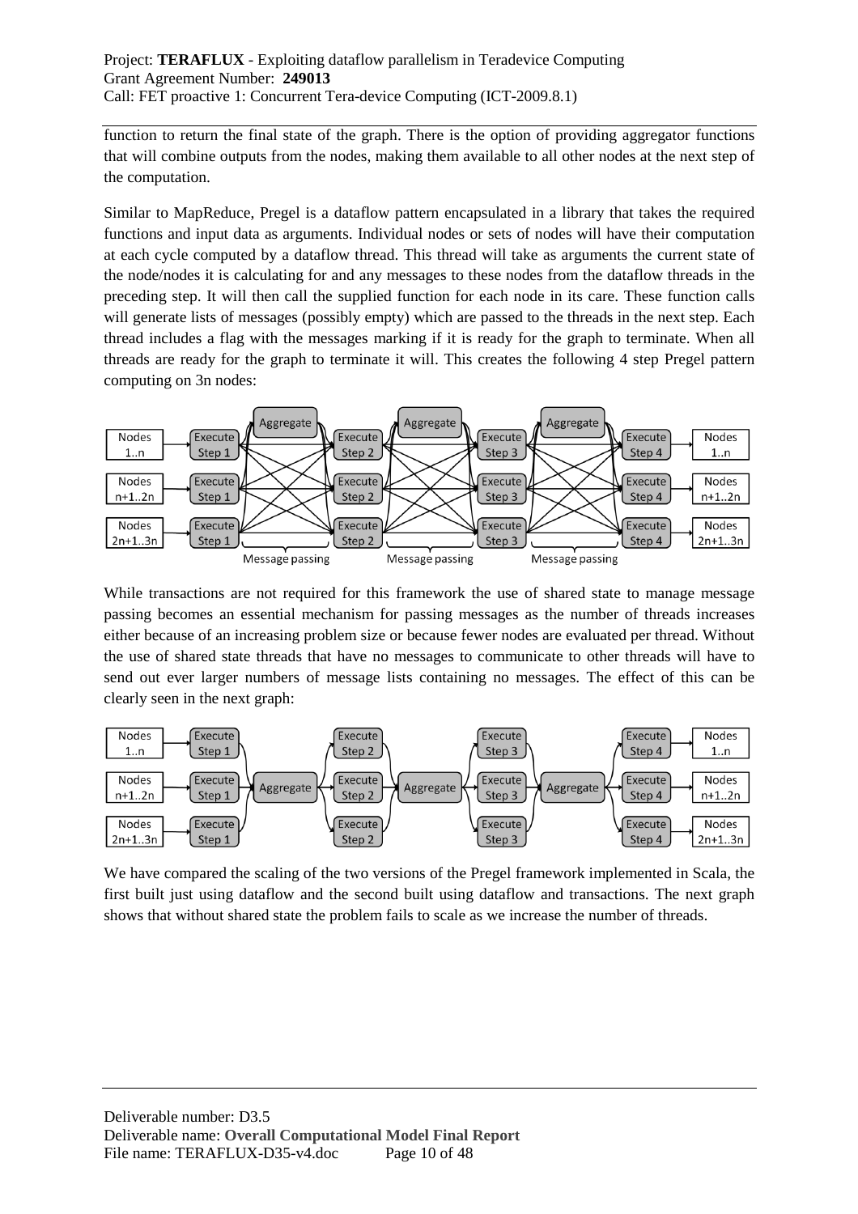function to return the final state of the graph. There is the option of providing aggregator functions that will combine outputs from the nodes, making them available to all other nodes at the next step of the computation.

Similar to MapReduce, Pregel is a dataflow pattern encapsulated in a library that takes the required functions and input data as arguments. Individual nodes or sets of nodes will have their computation at each cycle computed by a dataflow thread. This thread will take as arguments the current state of the node/nodes it is calculating for and any messages to these nodes from the dataflow threads in the preceding step. It will then call the supplied function for each node in its care. These function calls will generate lists of messages (possibly empty) which are passed to the threads in the next step. Each thread includes a flag with the messages marking if it is ready for the graph to terminate. When all threads are ready for the graph to terminate it will. This creates the following 4 step Pregel pattern computing on 3n nodes:

While transactions are not required for this framework the use of shared state to manage message passing becomes an essential mechanism for passing messages as the number of threads increases either because of an increasing problem size or because fewer nodes are evaluated per thread. Without the use of shared state threads that have no messages to communicate to other threads will have to send out ever larger numbers of message lists containing no messages. The effect of this can be clearly seen in the next graph:

We have compared the scaling of the two versions of the Pregel framework implemented in Scala, the first built just using dataflow and the second built using dataflow and transactions. The next graph shows that without shared state the problem fails to scale as we increase the number of threads.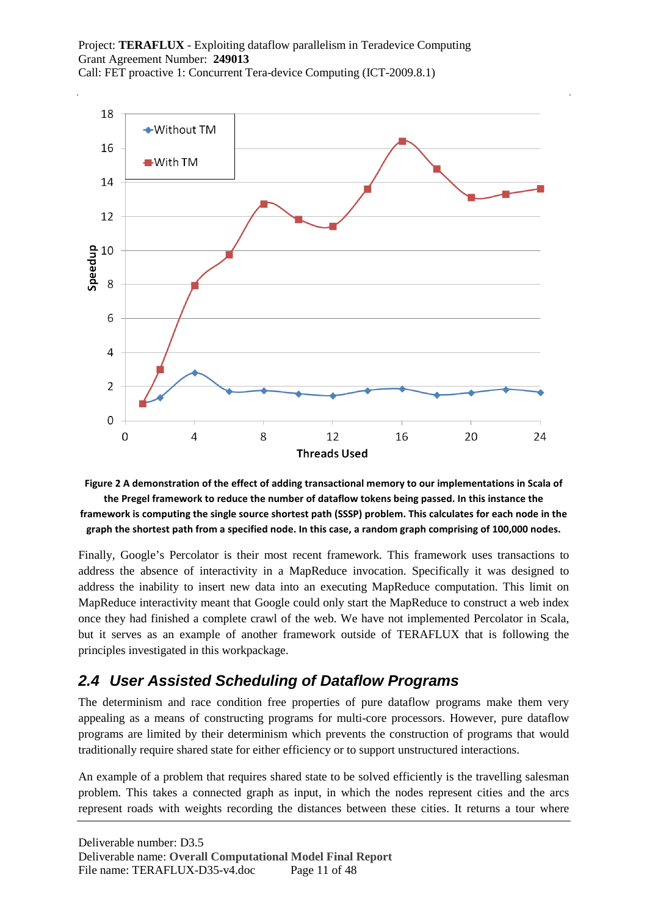**Figure 2 A demonstration of the effect of adding transactional memory to our implementations in Scala of the Pregel framework to reduce the number of dataflow tokens being passed. In this instance the framework is computing the single source shortest path (SSSP) problem. This calculates for each node in the graph the shortest path from a specified node. In this case, a random graph comprising of 100,000 nodes.**

Finally, Google's Percolator is their most recent framework. This framework uses transactions to address the absence of interactivity in a MapReduce invocation. Specifically it was designed to address the inability to insert new data into an executing MapReduce computation. This limit on MapReduce interactivity meant that Google could only start the MapReduce to construct a web index once they had finished a complete crawl of the web. We have not implemented Percolator in Scala, but it serves as an example of another framework outside of TERAFLUX that is following the principles investigated in this workpackage.

## 2.4 User Assisted Scheduling of Dataflow Programs

The determinism and race condition free properties of pure dataflow programs make them very appealing as a means of constructing programs for multi-core processors. However, pure dataflow programs are limited by their determinism which prevents the construction of programs that would traditionally require shared state for either efficiency or to support unstructured interactions.

An example of a problem that requires shared state to be solved efficiently is the travelling salesman problem. This takes a connected graph as input, in which the nodes represent cities and the arcs represent roads with weights recording the distances between these cities. It returns a tour where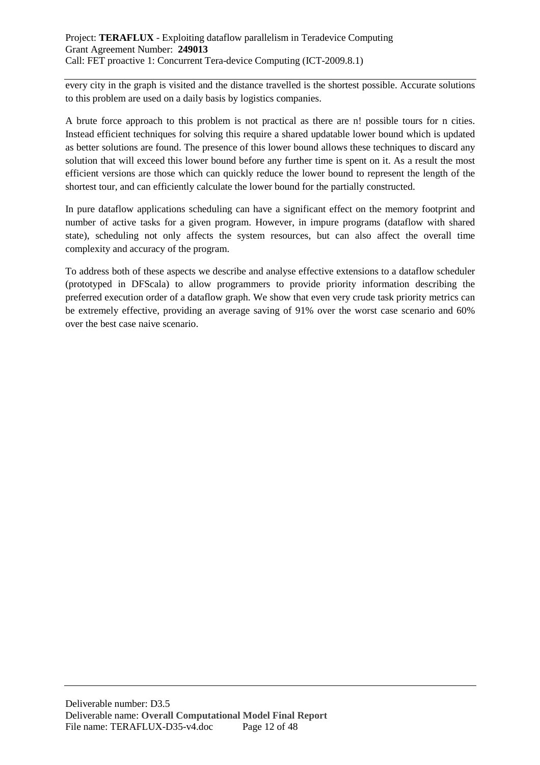every city in the graph is visited and the distance travelled is the shortest possible. Accurate solutions to this problem are used on a daily basis by logistics companies.

A brute force approach to this problem is not practical as there are n! possible tours for n cities. Instead efficient techniques for solving this require a shared updatable lower bound which is updated as better solutions are found. The presence of this lower bound allows these techniques to discard any solution that will exceed this lower bound before any further time is spent on it. As a result the most efficient versions are those which can quickly reduce the lower bound to represent the length of the shortest tour, and can efficiently calculate the lower bound for the partially constructed.

In pure dataflow applications scheduling can have a significant effect on the memory footprint and number of active tasks for a given program. However, in impure programs (dataflow with shared state), scheduling not only affects the system resources, but can also affect the overall time complexity and accuracy of the program.

To address both of these aspects we describe and analyse effective extensions to a dataflow scheduler (prototyped in DFScala) to allow programmers to provide priority information describing the preferred execution order of a dataflow graph. We show that even very crude task priority metrics can be extremely effective, providing an average saving of 91% over the worst case scenario and 60% over the best case naive scenario.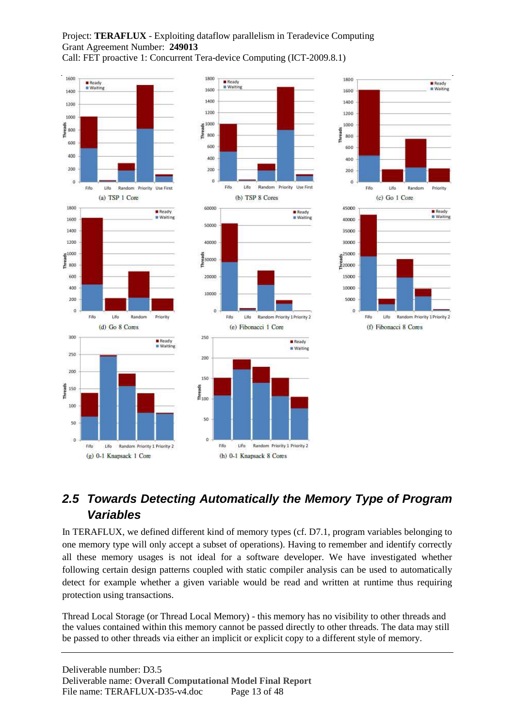(a) TSP 1 Core

(b) TSP 8 Cores

(c) Go 1 Core

(d) Go 8 Cores

(e) Fibonacci 1 Core

(f) Fibonacci 8 Cores

(g) 0-1 Knapsack 1 Core

(h) 0-1 Knapsack 8 Cores

## 2.5 Towards Detecting Automatically the Memory Type of Program Variables

In TERAFLUX, we defined different kind of memory types (cf. D7.1, program variables belonging to one memory type will only accept a subset of operations). Having to remember and identify correctly all these memory usages is not ideal for a software developer. We have investigated whether following certain design patterns coupled with static compiler analysis can be used to automatically detect for example whether a given variable would be read and written at runtime thus requiring protection using transactions.

Thread Local Storage (or Thread Local Memory) - this memory has no visibility to other threads and the values contained within this memory cannot be passed directly to other threads. The data may still be passed to other threads via either an implicit or explicit copy to a different style of memory.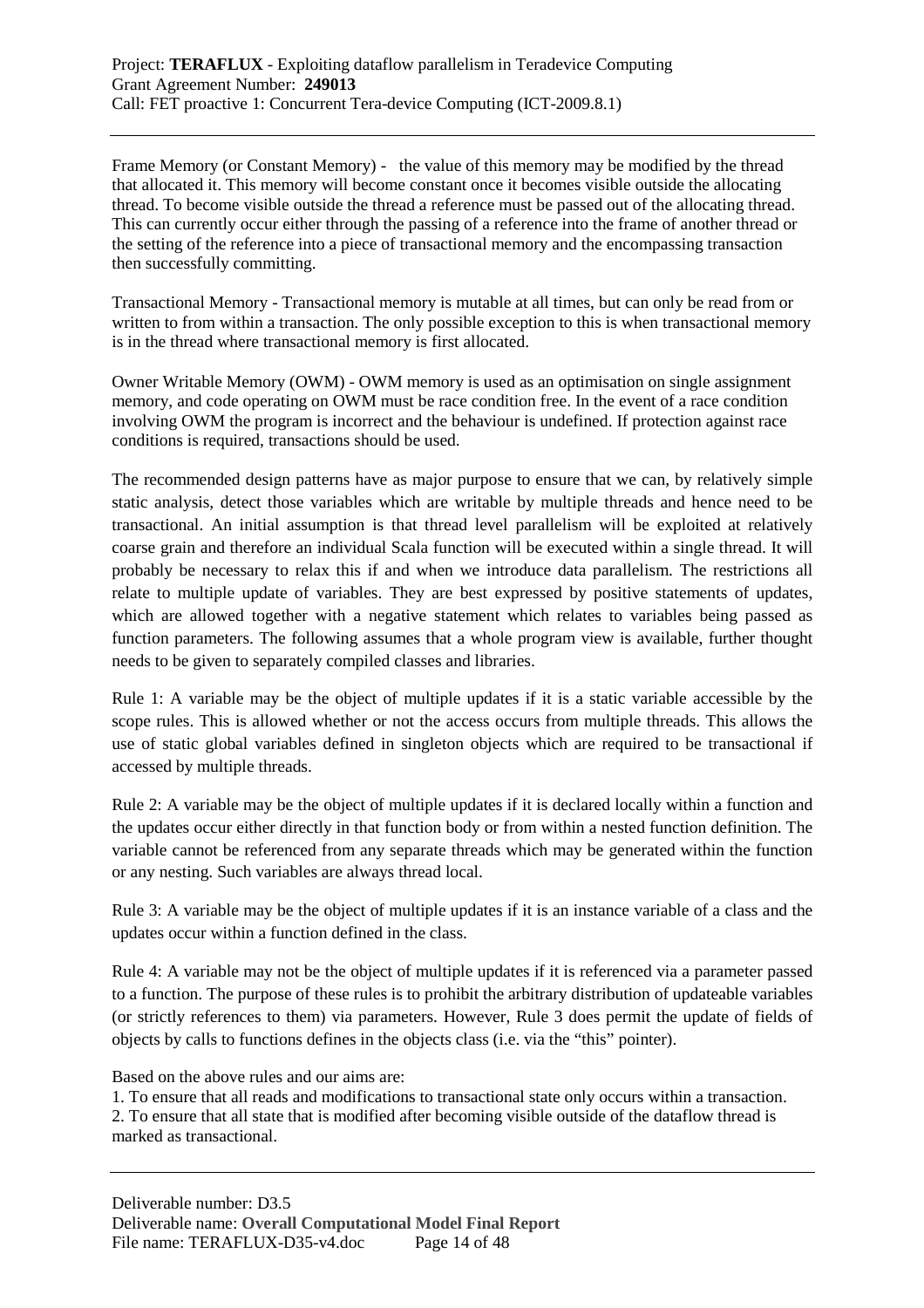Frame Memory (or Constant Memory) - the value of this memory may be modified by the thread that allocated it. This memory will become constant once it becomes visible outside the allocating thread. To become visible outside the thread a reference must be passed out of the allocating thread. This can currently occur either through the passing of a reference into the frame of another thread or the setting of the reference into a piece of transactional memory and the encompassing transaction then successfully committing.

Transactional Memory - Transactional memory is mutable at all times, but can only be read from or written to from within a transaction. The only possible exception to this is when transactional memory is in the thread where transactional memory is first allocated.

Owner Writable Memory (OWM) - OWM memory is used as an optimisation on single assignment memory, and code operating on OWM must be race condition free. In the event of a race condition involving OWM the program is incorrect and the behaviour is undefined. If protection against race conditions is required, transactions should be used.

The recommended design patterns have as major purpose to ensure that we can, by relatively simple static analysis, detect those variables which are writable by multiple threads and hence need to be transactional. An initial assumption is that thread level parallelism will be exploited at relatively coarse grain and therefore an individual Scala function will be executed within a single thread. It will probably be necessary to relax this if and when we introduce data parallelism. The restrictions all relate to multiple update of variables. They are best expressed by positive statements of updates, which are allowed together with a negative statement which relates to variables being passed as function parameters. The following assumes that a whole program view is available, further thought needs to be given to separately compiled classes and libraries.

Rule 1: A variable may be the object of multiple updates if it is a static variable accessible by the scope rules. This is allowed whether or not the access occurs from multiple threads. This allows the use of static global variables defined in singleton objects which are required to be transactional if accessed by multiple threads.

Rule 2: A variable may be the object of multiple updates if it is declared locally within a function and the updates occur either directly in that function body or from within a nested function definition. The variable cannot be referenced from any separate threads which may be generated within the function or any nesting. Such variables are always thread local.

Rule 3: A variable may be the object of multiple updates if it is an instance variable of a class and the updates occur within a function defined in the class.

Rule 4: A variable may not be the object of multiple updates if it is referenced via a parameter passed to a function. The purpose of these rules is to prohibit the arbitrary distribution of updateable variables (or strictly references to them) via parameters. However, Rule 3 does permit the update of fields of objects by calls to functions defines in the objects class (i.e. via the "this" pointer).

Based on the above rules and our aims are:

1. To ensure that all reads and modifications to transactional state only occurs within a transaction.
2. To ensure that all state that is modified after becoming visible outside of the dataflow thread is marked as transactional.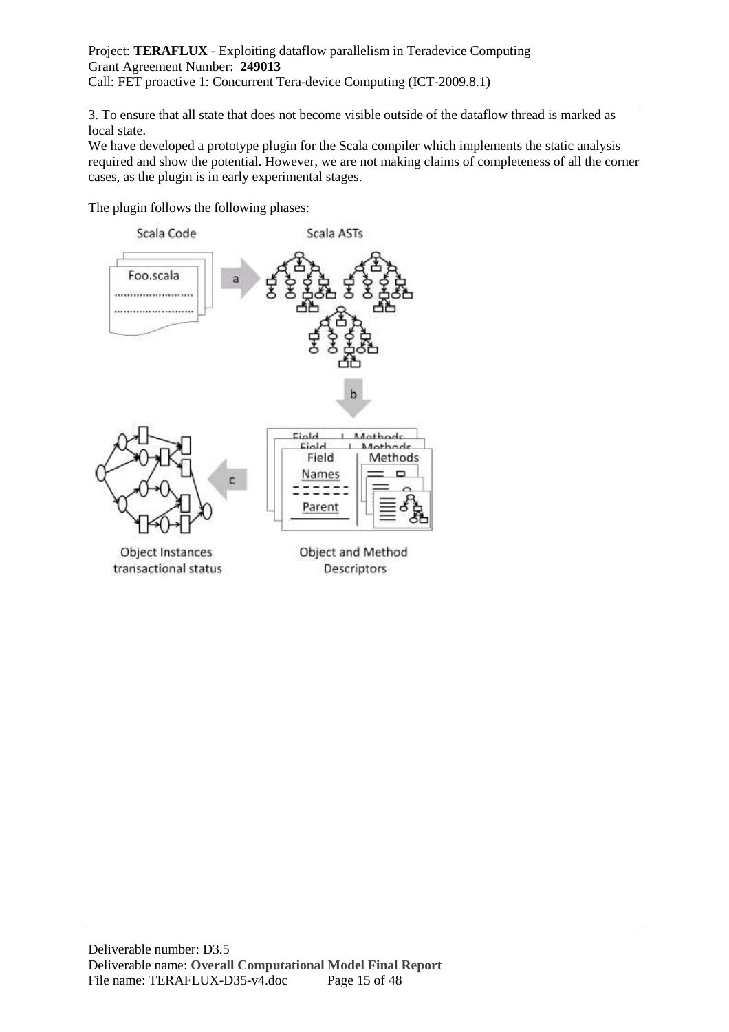3. To ensure that all state that does not become visible outside of the dataflow thread is marked as local state.

We have developed a prototype plugin for the Scala compiler which implements the static analysis required and show the potential. However, we are not making claims of completeness of all the corner cases, as the plugin is in early experimental stages.

The plugin follows the following phases: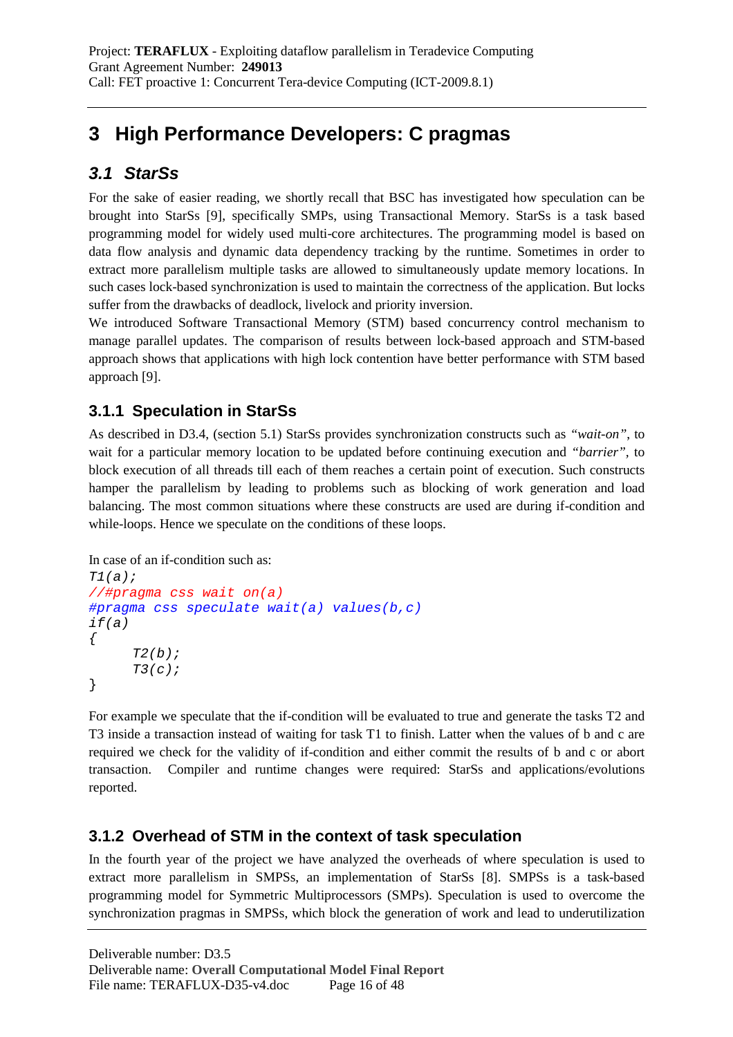# 3 High Performance Developers: C pragmas

## 3.1 StarSs

For the sake of easier reading, we shortly recall that BSC has investigated how speculation can be brought into StarSs [9], specifically SMPs, using Transactional Memory. StarSs is a task based programming model for widely used multi-core architectures. The programming model is based on data flow analysis and dynamic data dependency tracking by the runtime. Sometimes in order to extract more parallelism multiple tasks are allowed to simultaneously update memory locations. In such cases lock-based synchronization is used to maintain the correctness of the application. But locks suffer from the drawbacks of deadlock, livelock and priority inversion.

We introduced Software Transactional Memory (STM) based concurrency control mechanism to manage parallel updates. The comparison of results between lock-based approach and STM-based approach shows that applications with high lock contention have better performance with STM based approach [9].

### 3.1.1 Speculation in StarSs

As described in D3.4, (section 5.1) StarSs provides synchronization constructs such as *"wait-on"*, to wait for a particular memory location to be updated before continuing execution and *"barrier"*, to block execution of all threads till each of them reaches a certain point of execution. Such constructs hamper the parallelism by leading to problems such as blocking of work generation and load balancing. The most common situations where these constructs are used are during if-condition and while-loops. Hence we speculate on the conditions of these loops.

In case of an if-condition such as:

```
T1(a);
//#pragma css wait on(a)
#pragma css speculate wait(a) values(b,c)
if(a)
{
      T2(b);
      T3(c);
}
```

For example we speculate that the if-condition will be evaluated to true and generate the tasks T2 and T3 inside a transaction instead of waiting for task T1 to finish. Latter when the values of b and c are required we check for the validity of if-condition and either commit the results of b and c or abort transaction. Compiler and runtime changes were required: StarSs and applications/evolutions reported.

### 3.1.2 Overhead of STM in the context of task speculation

In the fourth year of the project we have analyzed the overheads of where speculation is used to extract more parallelism in SMPSs, an implementation of StarSs [8]. SMPSs is a task-based programming model for Symmetric Multiprocessors (SMPs). Speculation is used to overcome the synchronization pragmas in SMPSs, which block the generation of work and lead to underutilization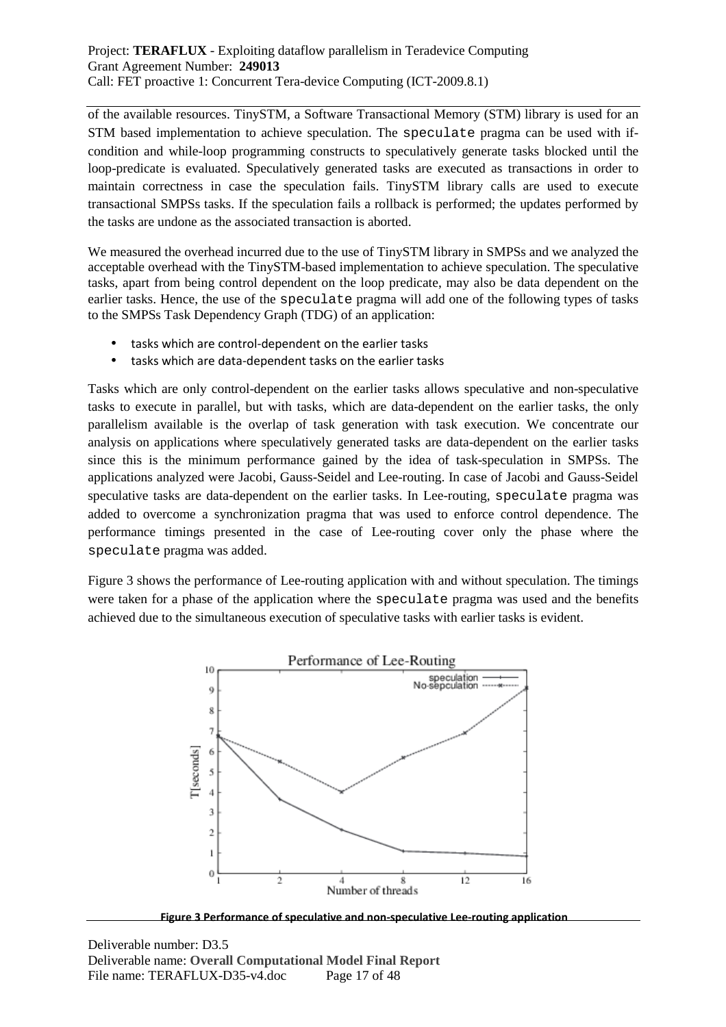of the available resources. TinySTM, a Software Transactional Memory (STM) library is used for an STM based implementation to achieve speculation. The `speculate` pragma can be used with if-condition and while-loop programming constructs to speculatively generate tasks blocked until the loop-predicate is evaluated. Speculatively generated tasks are executed as transactions in order to maintain correctness in case the speculation fails. TinySTM library calls are used to execute transactional SMPSs tasks. If the speculation fails a rollback is performed; the updates performed by the tasks are undone as the associated transaction is aborted.

We measured the overhead incurred due to the use of TinySTM library in SMPSs and we analyzed the acceptable overhead with the TinySTM-based implementation to achieve speculation. The speculative tasks, apart from being control dependent on the loop predicate, may also be data dependent on the earlier tasks. Hence, the use of the `speculate` pragma will add one of the following types of tasks to the SMPSs Task Dependency Graph (TDG) of an application:

- tasks which are control-dependent on the earlier tasks
- tasks which are data-dependent tasks on the earlier tasks

Tasks which are only control-dependent on the earlier tasks allows speculative and non-speculative tasks to execute in parallel, but with tasks, which are data-dependent on the earlier tasks, the only parallelism available is the overlap of task generation with task execution. We concentrate our analysis on applications where speculatively generated tasks are data-dependent on the earlier tasks since this is the minimum performance gained by the idea of task-speculation in SMPSs. The applications analyzed were Jacobi, Gauss-Seidel and Lee-routing. In case of Jacobi and Gauss-Seidel speculative tasks are data-dependent on the earlier tasks. In Lee-routing, `speculate` pragma was added to overcome a synchronization pragma that was used to enforce control dependence. The performance timings presented in the case of Lee-routing cover only the phase where the `speculate` pragma was added.

Figure 3 shows the performance of Lee-routing application with and without speculation. The timings were taken for a phase of the application where the `speculate` pragma was used and the benefits achieved due to the simultaneous execution of speculative tasks with earlier tasks is evident.

**Figure 3 Performance of speculative and non-speculative Lee-routing application**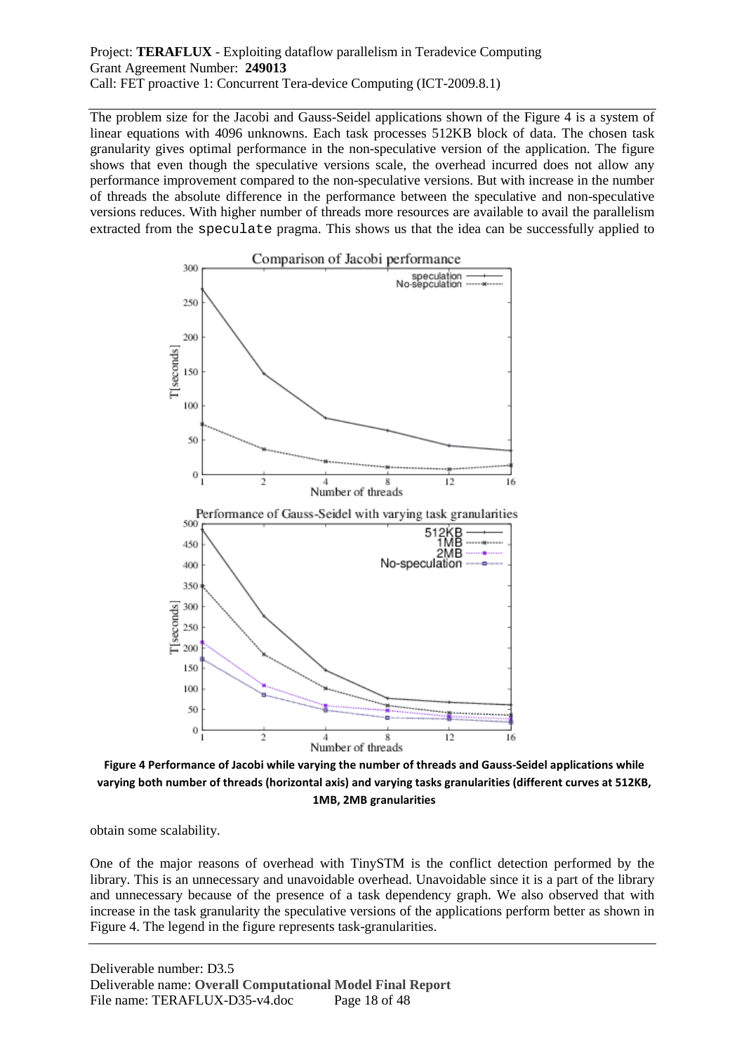The problem size for the Jacobi and Gauss-Seidel applications shown of the Figure 4 is a system of linear equations with 4096 unknowns. Each task processes 512KB block of data. The chosen task granularity gives optimal performance in the non-speculative version of the application. The figure shows that even though the speculative versions scale, the overhead incurred does not allow any performance improvement compared to the non-speculative versions. But with increase in the number of threads the absolute difference in the performance between the speculative and non-speculative versions reduces. With higher number of threads more resources are available to avail the parallelism extracted from the `speculate` pragma. This shows us that the idea can be successfully applied to obtain some scalability.

**Figure 4 Performance of Jacobi while varying the number of threads and Gauss-Seidel applications while varying both number of threads (horizontal axis) and varying tasks granularities (different curves at 512KB, 1MB, 2MB granularities**

One of the major reasons of overhead with TinySTM is the conflict detection performed by the library. This is an unnecessary and unavoidable overhead. Unavoidable since it is a part of the library and unnecessary because of the presence of a task dependency graph. We also observed that with increase in the task granularity the speculative versions of the applications perform better as shown in Figure 4. The legend in the figure represents task-granularities.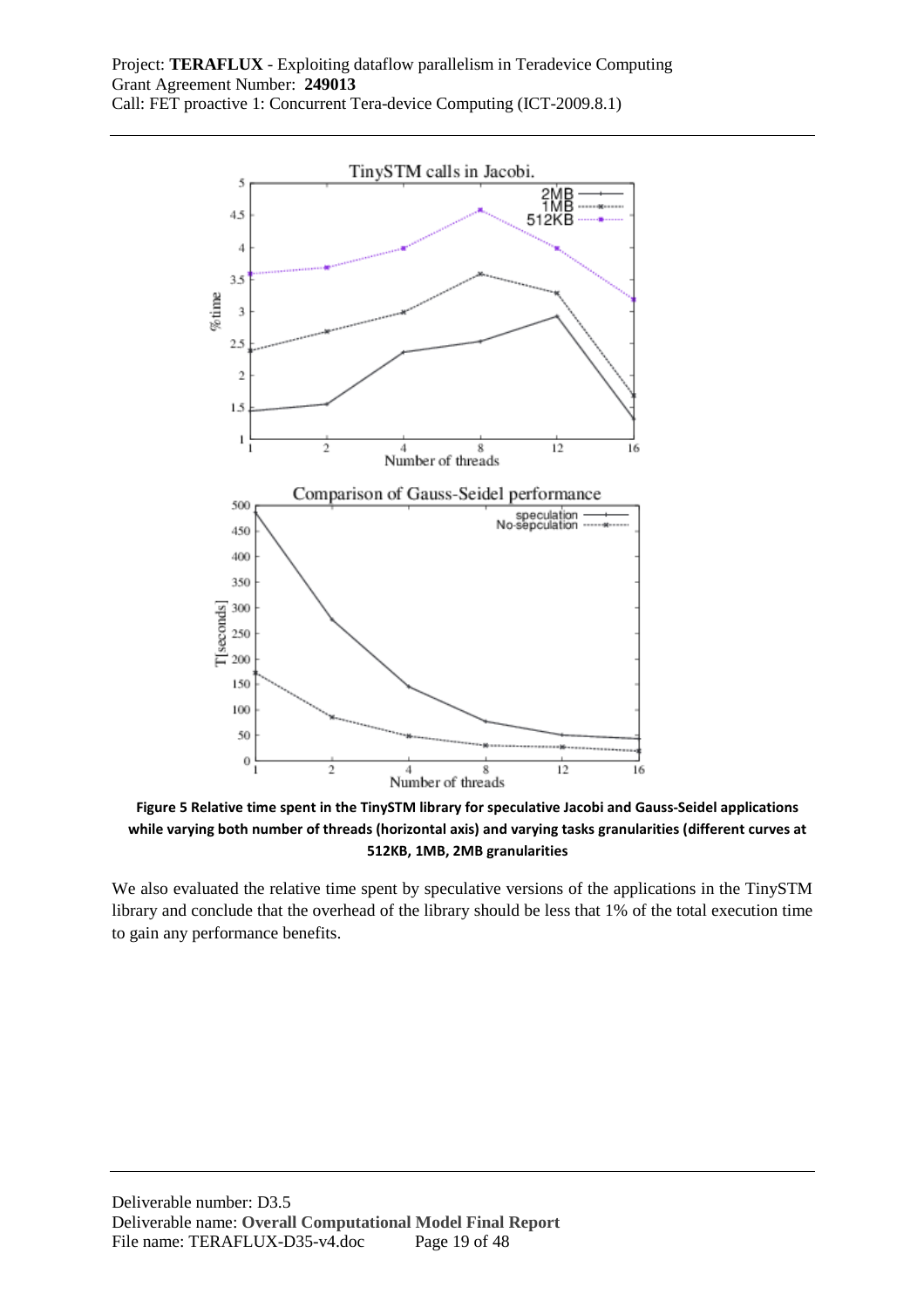**Figure 5 Relative time spent in the TinySTM library for speculative Jacobi and Gauss-Seidel applications while varying both number of threads (horizontal axis) and varying tasks granularities (different curves at 512KB, 1MB, 2MB granularities**

We also evaluated the relative time spent by speculative versions of the applications in the TinySTM library and conclude that the overhead of the library should be less that 1% of the total execution time to gain any performance benefits.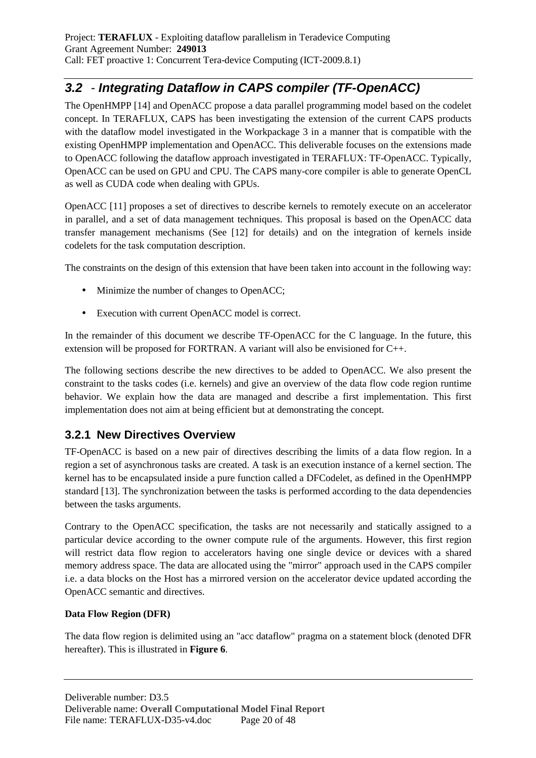## 3.2 - *Integrating Dataflow in CAPS compiler (TF-OpenACC)*

The OpenHMPP [14] and OpenACC propose a data parallel programming model based on the codelet concept. In TERAFLUX, CAPS has been investigating the extension of the current CAPS products with the dataflow model investigated in the Workpackage 3 in a manner that is compatible with the existing OpenHMPP implementation and OpenACC. This deliverable focuses on the extensions made to OpenACC following the dataflow approach investigated in TERAFLUX: TF-OpenACC. Typically, OpenACC can be used on GPU and CPU. The CAPS many-core compiler is able to generate OpenCL as well as CUDA code when dealing with GPUs.

OpenACC [11] proposes a set of directives to describe kernels to remotely execute on an accelerator in parallel, and a set of data management techniques. This proposal is based on the OpenACC data transfer management mechanisms (See [12] for details) and on the integration of kernels inside codelets for the task computation description.

The constraints on the design of this extension that have been taken into account in the following way:

- Minimize the number of changes to OpenACC;
- Execution with current OpenACC model is correct.

In the remainder of this document we describe TF-OpenACC for the C language. In the future, this extension will be proposed for FORTRAN. A variant will also be envisioned for C++.

The following sections describe the new directives to be added to OpenACC. We also present the constraint to the tasks codes (i.e. kernels) and give an overview of the data flow code region runtime behavior. We explain how the data are managed and describe a first implementation. This first implementation does not aim at being efficient but at demonstrating the concept.

### 3.2.1 New Directives Overview

TF-OpenACC is based on a new pair of directives describing the limits of a data flow region. In a region a set of asynchronous tasks are created. A task is an execution instance of a kernel section. The kernel has to be encapsulated inside a pure function called a DFCodelet, as defined in the OpenHMPP standard [13]. The synchronization between the tasks is performed according to the data dependencies between the tasks arguments.

Contrary to the OpenACC specification, the tasks are not necessarily and statically assigned to a particular device according to the owner compute rule of the arguments. However, this first region will restrict data flow region to accelerators having one single device or devices with a shared memory address space. The data are allocated using the "mirror" approach used in the CAPS compiler i.e. a data blocks on the Host has a mirrored version on the accelerator device updated according the OpenACC semantic and directives.

**Data Flow Region (DFR)**

The data flow region is delimited using an "acc dataflow" pragma on a statement block (denoted DFR hereafter). This is illustrated in **Figure 6**.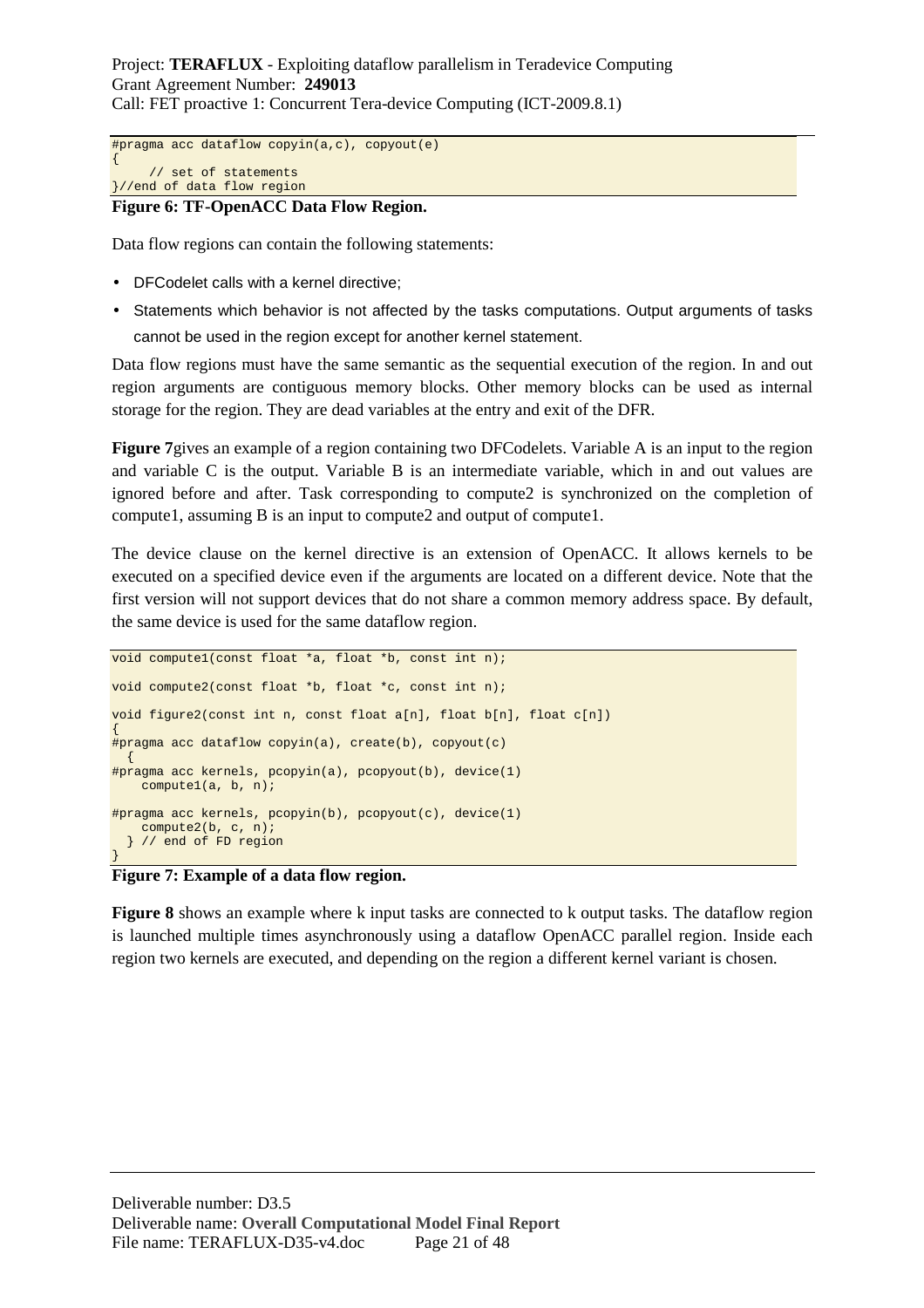```
#pragma acc dataflow copyin(a,c), copyout(e)
{
    // set of statements
}//end of data flow region
```

**Figure 6: TF-OpenACC Data Flow Region.**

Data flow regions can contain the following statements:

- DFCodelet calls with a kernel directive;
- Statements which behavior is not affected by the tasks computations. Output arguments of tasks cannot be used in the region except for another kernel statement.

Data flow regions must have the same semantic as the sequential execution of the region. In and out region arguments are contiguous memory blocks. Other memory blocks can be used as internal storage for the region. They are dead variables at the entry and exit of the DFR.

**Figure 7**gives an example of a region containing two DFCodelets. Variable A is an input to the region and variable C is the output. Variable B is an intermediate variable, which in and out values are ignored before and after. Task corresponding to compute2 is synchronized on the completion of compute1, assuming B is an input to compute2 and output of compute1.

The device clause on the kernel directive is an extension of OpenACC. It allows kernels to be executed on a specified device even if the arguments are located on a different device. Note that the first version will not support devices that do not share a common memory address space. By default, the same device is used for the same dataflow region.

```
void compute1(const float *a, float *b, const int n);

void compute2(const float *b, float *c, const int n);

void figure2(const int n, const float a[n], float b[n], float c[n])
{
#pragma acc dataflow copyin(a), create(b), copyout(c)
  {
#pragma acc kernels, pcopyin(a), pcopyout(b), device(1)
    compute1(a, b, n);

#pragma acc kernels, pcopyin(b), pcopyout(c), device(1)
    compute2(b, c, n);
  } // end of FD region
}
```

**Figure 7: Example of a data flow region.**

**Figure 8** shows an example where k input tasks are connected to k output tasks. The dataflow region is launched multiple times asynchronously using a dataflow OpenACC parallel region. Inside each region two kernels are executed, and depending on the region a different kernel variant is chosen.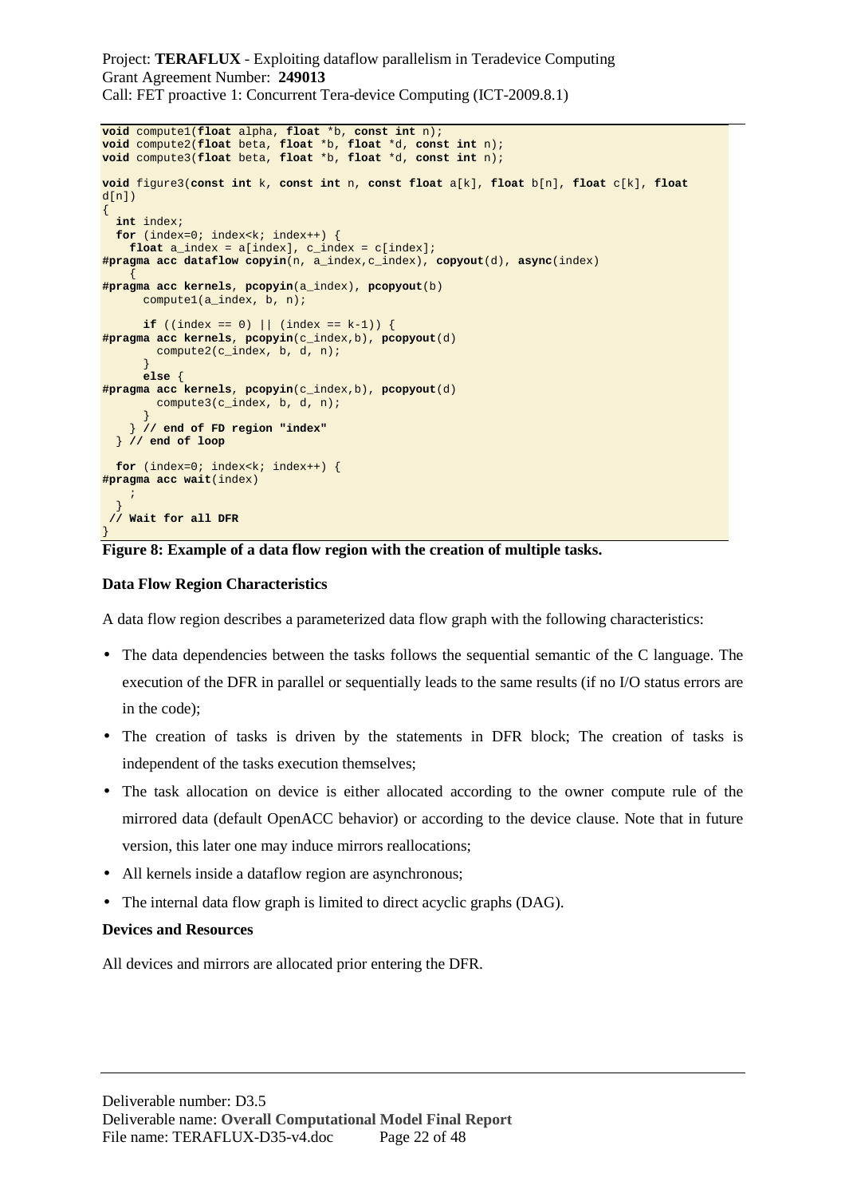```
void compute1(float alpha, float *b, const int n);
void compute2(float beta, float *b, float *d, const int n);
void compute3(float beta, float *b, float *d, const int n);

void figure3(const int k, const int n, const float a[k], float b[n], float c[k], float
d[n])
{
  int index;
  for (index=0; index<k; index++) {
    float a_index = a[index], c_index = c[index];
#pragma acc dataflow copyin(n, a_index,c_index), copyout(d), async(index)
    {
#pragma acc kernels, pcopyin(a_index), pcopyout(b)
      compute1(a_index, b, n);

      if ((index == 0) || (index == k-1)) {
#pragma acc kernels, pcopyin(c_index,b), pcopyout(d)
        compute2(c_index, b, d, n);
      }
      else {
#pragma acc kernels, pcopyin(c_index,b), pcopyout(d)
        compute3(c_index, b, d, n);
      }
    } // end of FD region "index"
  } // end of loop

  for (index=0; index<k; index++) {
#pragma acc wait(index)
    ;
  }
 // Wait for all DFR
}
```

**Figure 8: Example of a data flow region with the creation of multiple tasks.**

**Data Flow Region Characteristics**

A data flow region describes a parameterized data flow graph with the following characteristics:

- The data dependencies between the tasks follows the sequential semantic of the C language. The execution of the DFR in parallel or sequentially leads to the same results (if no I/O status errors are in the code);
- The creation of tasks is driven by the statements in DFR block; The creation of tasks is independent of the tasks execution themselves;
- The task allocation on device is either allocated according to the owner compute rule of the mirrored data (default OpenACC behavior) or according to the device clause. Note that in future version, this later one may induce mirrors reallocations;
- All kernels inside a dataflow region are asynchronous;
- The internal data flow graph is limited to direct acyclic graphs (DAG).

**Devices and Resources**

All devices and mirrors are allocated prior entering the DFR.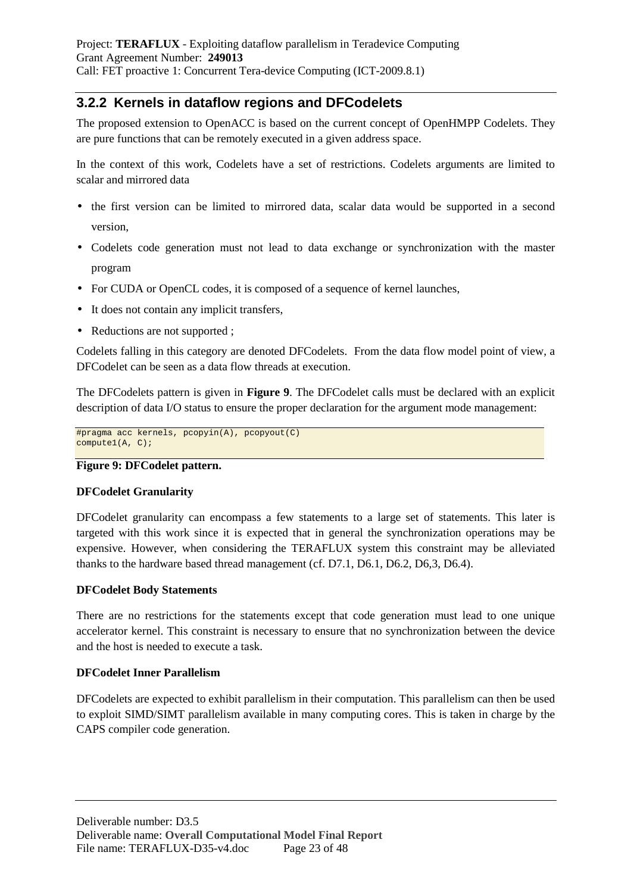### 3.2.2 Kernels in dataflow regions and DFCodelets

The proposed extension to OpenACC is based on the current concept of OpenHMPP Codelets. They are pure functions that can be remotely executed in a given address space.

In the context of this work, Codelets have a set of restrictions. Codelets arguments are limited to scalar and mirrored data

- the first version can be limited to mirrored data, scalar data would be supported in a second version,
- Codelets code generation must not lead to data exchange or synchronization with the master program
- For CUDA or OpenCL codes, it is composed of a sequence of kernel launches,
- It does not contain any implicit transfers,
- Reductions are not supported ;

Codelets falling in this category are denoted DFCodelets. From the data flow model point of view, a DFCodelet can be seen as a data flow threads at execution.

The DFCodelets pattern is given in **Figure 9**. The DFCodelet calls must be declared with an explicit description of data I/O status to ensure the proper declaration for the argument mode management:

```
#pragma acc kernels, pcopyin(A), pcopyout(C)
compute1(A, C);
```

**Figure 9: DFCodelet pattern.**

**DFCodelet Granularity**

DFCodelet granularity can encompass a few statements to a large set of statements. This later is targeted with this work since it is expected that in general the synchronization operations may be expensive. However, when considering the TERAFLUX system this constraint may be alleviated thanks to the hardware based thread management (cf. D7.1, D6.1, D6.2, D6,3, D6.4).

**DFCodelet Body Statements**

There are no restrictions for the statements except that code generation must lead to one unique accelerator kernel. This constraint is necessary to ensure that no synchronization between the device and the host is needed to execute a task.

**DFCodelet Inner Parallelism**

DFCodelets are expected to exhibit parallelism in their computation. This parallelism can then be used to exploit SIMD/SIMT parallelism available in many computing cores. This is taken in charge by the CAPS compiler code generation.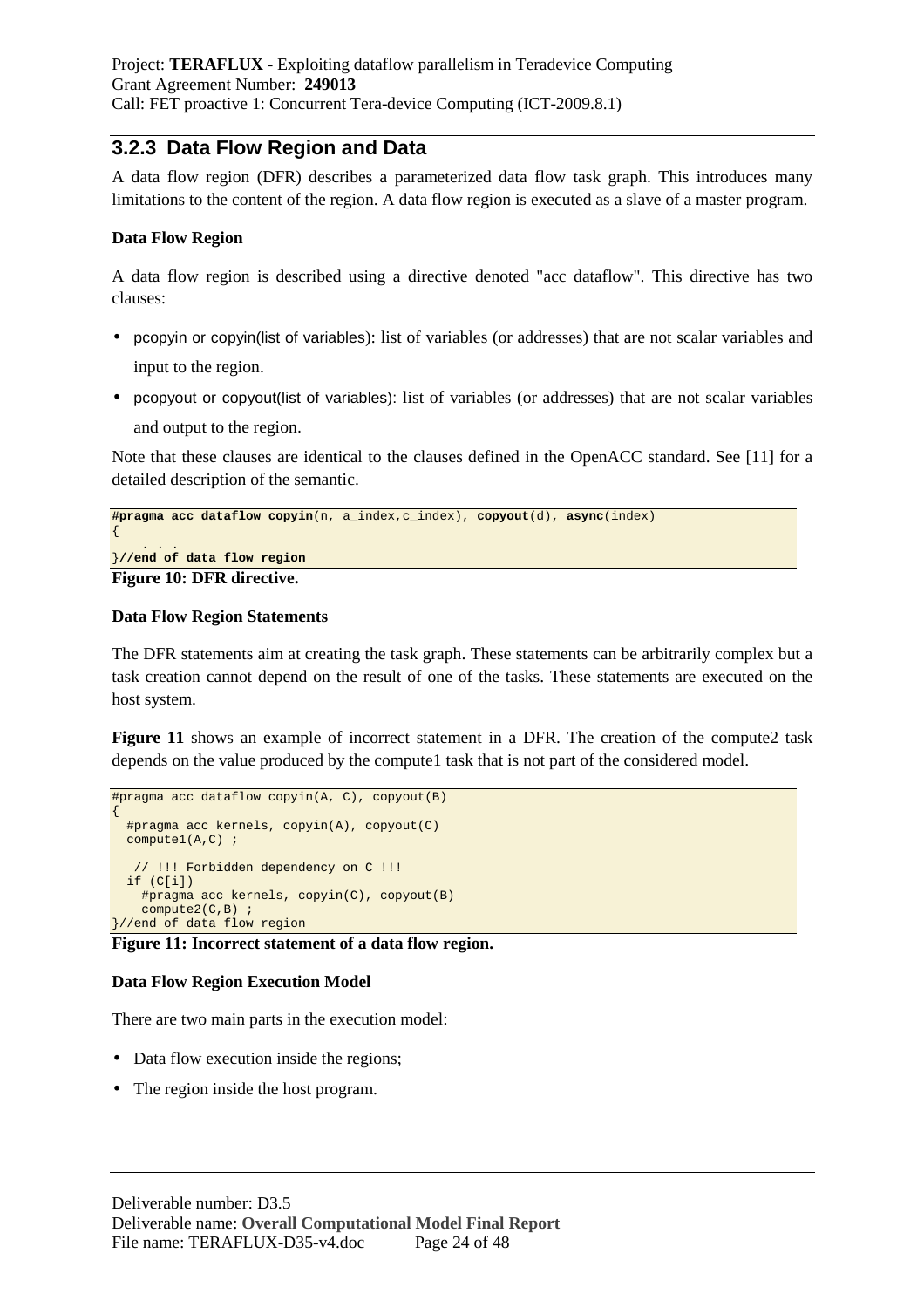### 3.2.3 Data Flow Region and Data

A data flow region (DFR) describes a parameterized data flow task graph. This introduces many limitations to the content of the region. A data flow region is executed as a slave of a master program.

**Data Flow Region**

A data flow region is described using a directive denoted "acc dataflow". This directive has two clauses:

- pcopyin or copyin(list of variables): list of variables (or addresses) that are not scalar variables and input to the region.
- pcopyout or copyout(list of variables): list of variables (or addresses) that are not scalar variables and output to the region.

Note that these clauses are identical to the clauses defined in the OpenACC standard. See [11] for a detailed description of the semantic.

```
#pragma acc dataflow copyin(n, a_index,c_index), copyout(d), async(index)
{
    . . .
}//end of data flow region
```

**Figure 10: DFR directive.**

**Data Flow Region Statements**

The DFR statements aim at creating the task graph. These statements can be arbitrarily complex but a task creation cannot depend on the result of one of the tasks. These statements are executed on the host system.

**Figure 11** shows an example of incorrect statement in a DFR. The creation of the compute2 task depends on the value produced by the compute1 task that is not part of the considered model.

```
#pragma acc dataflow copyin(A, C), copyout(B)
{
  #pragma acc kernels, copyin(A), copyout(C)
  compute1(A,C) ;

   // !!! Forbidden dependency on C !!!
  if (C[i])
    #pragma acc kernels, copyin(C), copyout(B)
    compute2(C,B) ;
}//end of data flow region
```

**Figure 11: Incorrect statement of a data flow region.**

**Data Flow Region Execution Model**

There are two main parts in the execution model:

- Data flow execution inside the regions;
- The region inside the host program.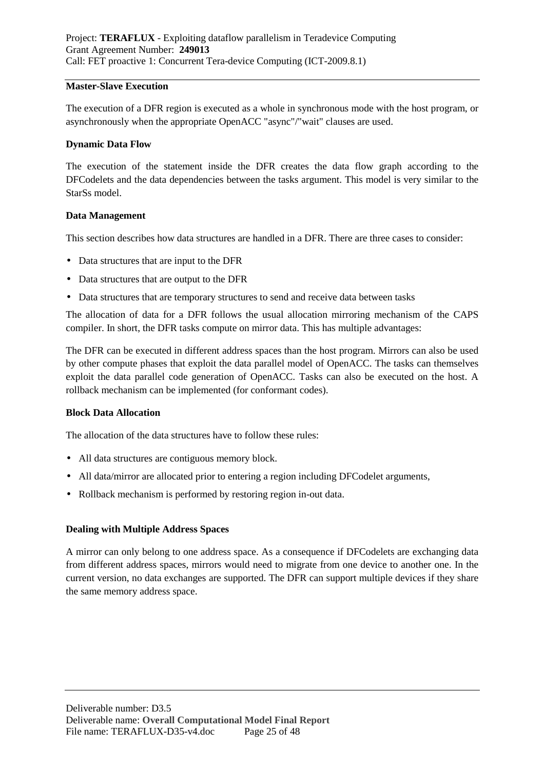**Master-Slave Execution**

The execution of a DFR region is executed as a whole in synchronous mode with the host program, or asynchronously when the appropriate OpenACC "async"/"wait" clauses are used.

**Dynamic Data Flow**

The execution of the statement inside the DFR creates the data flow graph according to the DFCodelets and the data dependencies between the tasks argument. This model is very similar to the StarSs model.

**Data Management**

This section describes how data structures are handled in a DFR. There are three cases to consider:

- Data structures that are input to the DFR
- Data structures that are output to the DFR
- Data structures that are temporary structures to send and receive data between tasks

The allocation of data for a DFR follows the usual allocation mirroring mechanism of the CAPS compiler. In short, the DFR tasks compute on mirror data. This has multiple advantages:

The DFR can be executed in different address spaces than the host program. Mirrors can also be used by other compute phases that exploit the data parallel model of OpenACC. The tasks can themselves exploit the data parallel code generation of OpenACC. Tasks can also be executed on the host. A rollback mechanism can be implemented (for conformant codes).

**Block Data Allocation**

The allocation of the data structures have to follow these rules:

- All data structures are contiguous memory block.
- All data/mirror are allocated prior to entering a region including DFCodelet arguments,
- Rollback mechanism is performed by restoring region in-out data.

**Dealing with Multiple Address Spaces**

A mirror can only belong to one address space. As a consequence if DFCodelets are exchanging data from different address spaces, mirrors would need to migrate from one device to another one. In the current version, no data exchanges are supported. The DFR can support multiple devices if they share the same memory address space.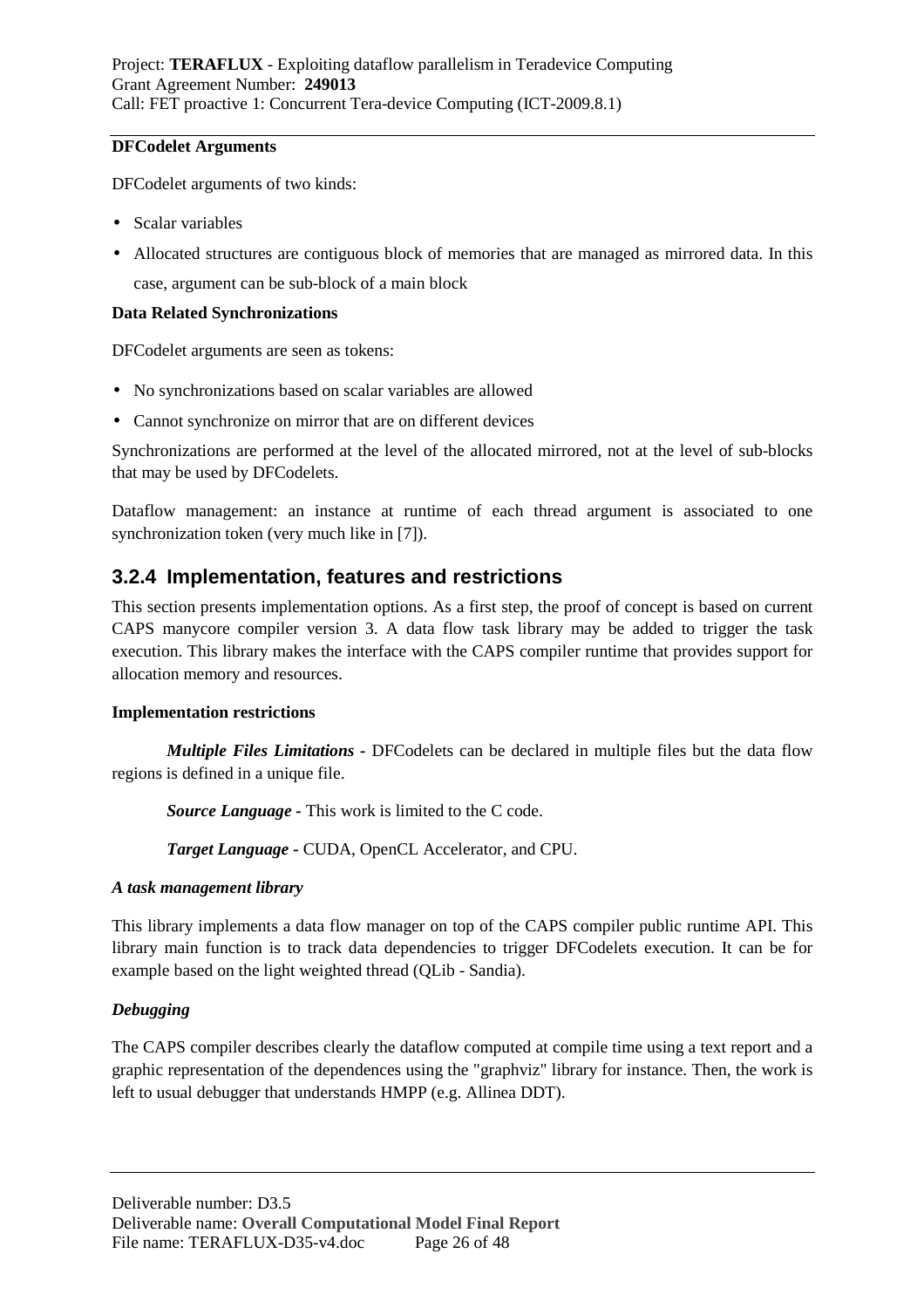**DFCodelet Arguments**

DFCodelet arguments of two kinds:

- Scalar variables
- Allocated structures are contiguous block of memories that are managed as mirrored data. In this case, argument can be sub-block of a main block

**Data Related Synchronizations**

DFCodelet arguments are seen as tokens:

- No synchronizations based on scalar variables are allowed
- Cannot synchronize on mirror that are on different devices

Synchronizations are performed at the level of the allocated mirrored, not at the level of sub-blocks that may be used by DFCodelets.

Dataflow management: an instance at runtime of each thread argument is associated to one synchronization token (very much like in [7]).

### 3.2.4 Implementation, features and restrictions

This section presents implementation options. As a first step, the proof of concept is based on current CAPS manycore compiler version 3. A data flow task library may be added to trigger the task execution. This library makes the interface with the CAPS compiler runtime that provides support for allocation memory and resources.

**Implementation restrictions**

***Multiple Files Limitations*** - DFCodelets can be declared in multiple files but the data flow regions is defined in a unique file.

***Source Language*** - This work is limited to the C code.

***Target Language*** - CUDA, OpenCL Accelerator, and CPU.

***A task management library***

This library implements a data flow manager on top of the CAPS compiler public runtime API. This library main function is to track data dependencies to trigger DFCodelets execution. It can be for example based on the light weighted thread (QLib - Sandia).

***Debugging***

The CAPS compiler describes clearly the dataflow computed at compile time using a text report and a graphic representation of the dependences using the "graphviz" library for instance. Then, the work is left to usual debugger that understands HMPP (e.g. Allinea DDT).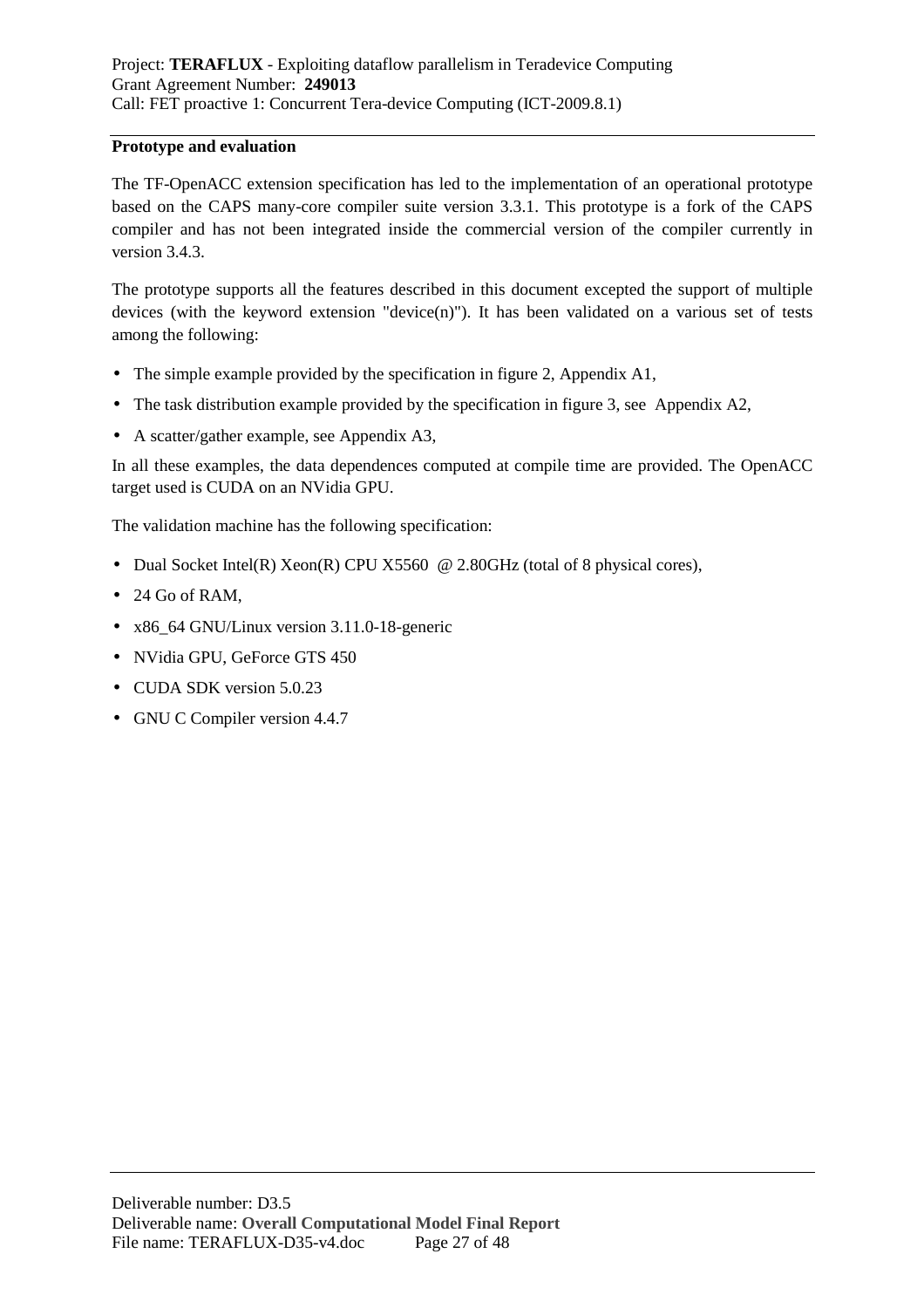**Prototype and evaluation**

The TF-OpenACC extension specification has led to the implementation of an operational prototype based on the CAPS many-core compiler suite version 3.3.1. This prototype is a fork of the CAPS compiler and has not been integrated inside the commercial version of the compiler currently in version 3.4.3.

The prototype supports all the features described in this document excepted the support of multiple devices (with the keyword extension "device(n)"). It has been validated on a various set of tests among the following:

- The simple example provided by the specification in figure 2, Appendix A1,
- The task distribution example provided by the specification in figure 3, see Appendix A2,
- A scatter/gather example, see Appendix A3,

In all these examples, the data dependences computed at compile time are provided. The OpenACC target used is CUDA on an NVidia GPU.

The validation machine has the following specification:

- Dual Socket Intel(R) Xeon(R) CPU X5560 @ 2.80GHz (total of 8 physical cores),
- 24 Go of RAM,
- x86_64 GNU/Linux version 3.11.0-18-generic
- NVidia GPU, GeForce GTS 450
- CUDA SDK version 5.0.23
- GNU C Compiler version 4.4.7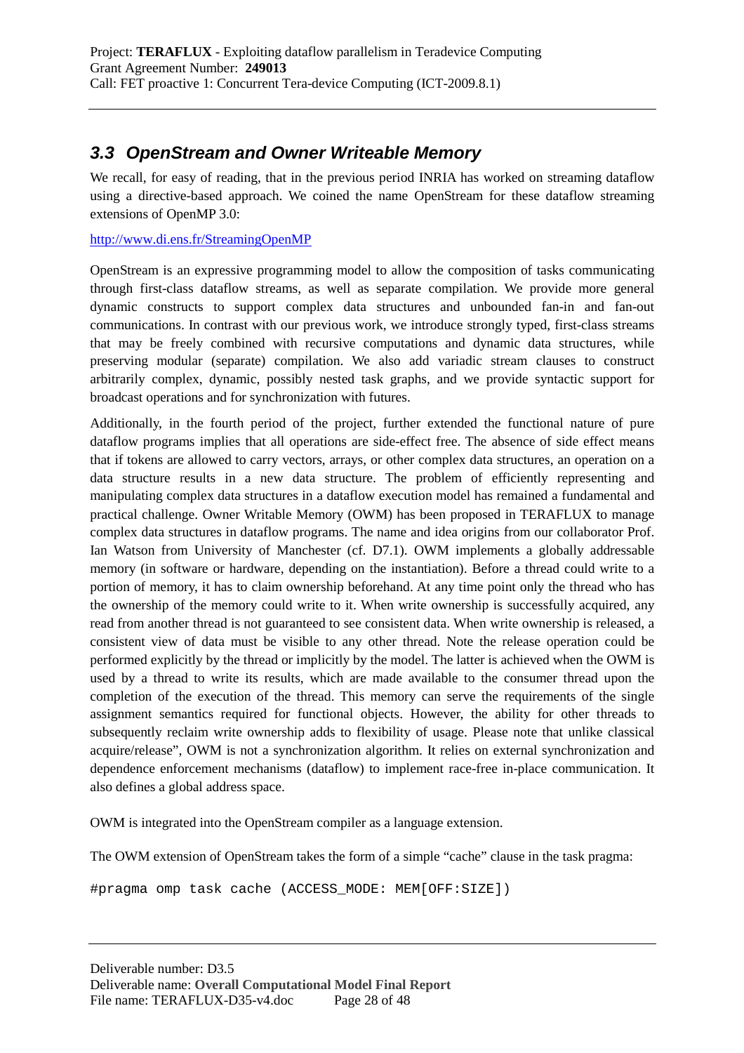## 3.3 *OpenStream and Owner Writeable Memory*

We recall, for easy of reading, that in the previous period INRIA has worked on streaming dataflow using a directive-based approach. We coined the name OpenStream for these dataflow streaming extensions of OpenMP 3.0:

http://www.di.ens.fr/StreamingOpenMP

OpenStream is an expressive programming model to allow the composition of tasks communicating through first-class dataflow streams, as well as separate compilation. We provide more general dynamic constructs to support complex data structures and unbounded fan-in and fan-out communications. In contrast with our previous work, we introduce strongly typed, first-class streams that may be freely combined with recursive computations and dynamic data structures, while preserving modular (separate) compilation. We also add variadic stream clauses to construct arbitrarily complex, dynamic, possibly nested task graphs, and we provide syntactic support for broadcast operations and for synchronization with futures.

Additionally, in the fourth period of the project, further extended the functional nature of pure dataflow programs implies that all operations are side-effect free. The absence of side effect means that if tokens are allowed to carry vectors, arrays, or other complex data structures, an operation on a data structure results in a new data structure. The problem of efficiently representing and manipulating complex data structures in a dataflow execution model has remained a fundamental and practical challenge. Owner Writable Memory (OWM) has been proposed in TERAFLUX to manage complex data structures in dataflow programs. The name and idea origins from our collaborator Prof. Ian Watson from University of Manchester (cf. D7.1). OWM implements a globally addressable memory (in software or hardware, depending on the instantiation). Before a thread could write to a portion of memory, it has to claim ownership beforehand. At any time point only the thread who has the ownership of the memory could write to it. When write ownership is successfully acquired, any read from another thread is not guaranteed to see consistent data. When write ownership is released, a consistent view of data must be visible to any other thread. Note the release operation could be performed explicitly by the thread or implicitly by the model. The latter is achieved when the OWM is used by a thread to write its results, which are made available to the consumer thread upon the completion of the execution of the thread. This memory can serve the requirements of the single assignment semantics required for functional objects. However, the ability for other threads to subsequently reclaim write ownership adds to flexibility of usage. Please note that unlike classical acquire/release", OWM is not a synchronization algorithm. It relies on external synchronization and dependence enforcement mechanisms (dataflow) to implement race-free in-place communication. It also defines a global address space.

OWM is integrated into the OpenStream compiler as a language extension.

The OWM extension of OpenStream takes the form of a simple "cache" clause in the task pragma:

```
#pragma omp task cache (ACCESS_MODE: MEM[OFF:SIZE])
```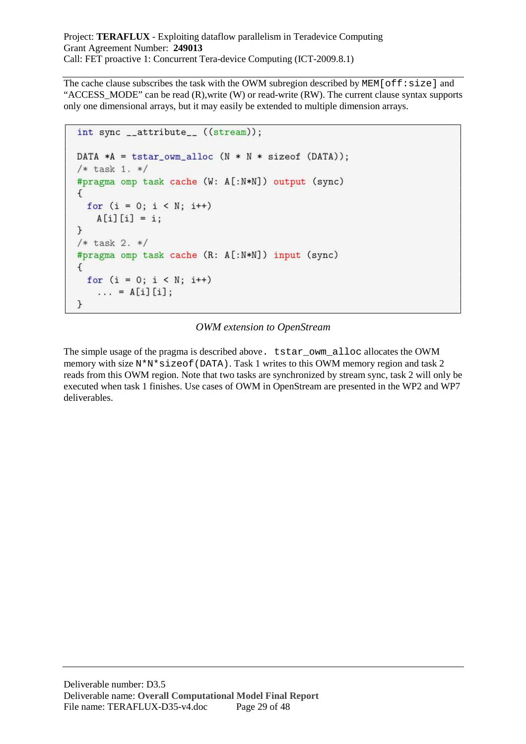The cache clause subscribes the task with the OWM subregion described by `MEM[off:size]` and "ACCESS_MODE" can be read (R),write (W) or read-write (RW). The current clause syntax supports only one dimensional arrays, but it may easily be extended to multiple dimension arrays.

```
int sync __attribute__ ((stream));

DATA *A = tstar_owm_alloc (N * N * sizeof (DATA));
/* task 1. */
#pragma omp task cache (W: A[:N*N]) output (sync)
{
  for (i = 0; i < N; i++)
    A[i][i] = i;
}
/* task 2. */
#pragma omp task cache (R: A[:N*N]) input (sync)
{
  for (i = 0; i < N; i++)
    ... = A[i][i];
}
```

*OWM extension to OpenStream*

The simple usage of the pragma is described above. `tstar_owm_alloc` allocates the OWM memory with size `N*N*sizeof(DATA)`. Task 1 writes to this OWM memory region and task 2 reads from this OWM region. Note that two tasks are synchronized by stream sync, task 2 will only be executed when task 1 finishes. Use cases of OWM in OpenStream are presented in the WP2 and WP7 deliverables.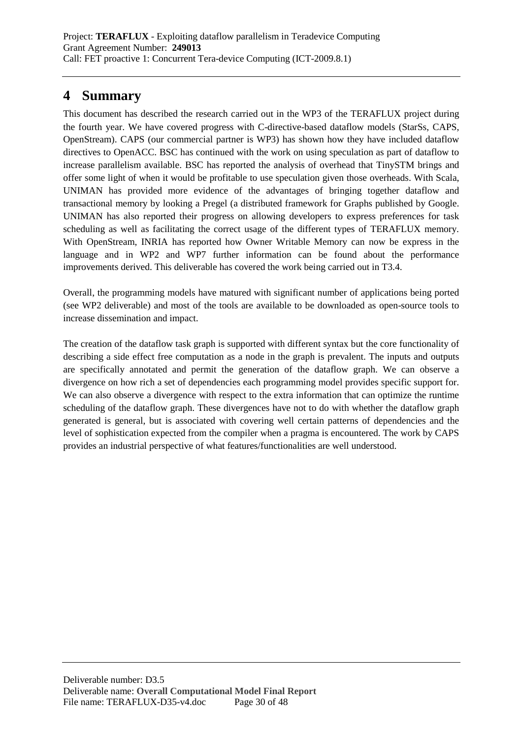# 4 Summary

This document has described the research carried out in the WP3 of the TERAFLUX project during the fourth year. We have covered progress with C-directive-based dataflow models (StarSs, CAPS, OpenStream). CAPS (our commercial partner is WP3) has shown how they have included dataflow directives to OpenACC. BSC has continued with the work on using speculation as part of dataflow to increase parallelism available. BSC has reported the analysis of overhead that TinySTM brings and offer some light of when it would be profitable to use speculation given those overheads. With Scala, UNIMAN has provided more evidence of the advantages of bringing together dataflow and transactional memory by looking a Pregel (a distributed framework for Graphs published by Google. UNIMAN has also reported their progress on allowing developers to express preferences for task scheduling as well as facilitating the correct usage of the different types of TERAFLUX memory. With OpenStream, INRIA has reported how Owner Writable Memory can now be express in the language and in WP2 and WP7 further information can be found about the performance improvements derived. This deliverable has covered the work being carried out in T3.4.

Overall, the programming models have matured with significant number of applications being ported (see WP2 deliverable) and most of the tools are available to be downloaded as open-source tools to increase dissemination and impact.

The creation of the dataflow task graph is supported with different syntax but the core functionality of describing a side effect free computation as a node in the graph is prevalent. The inputs and outputs are specifically annotated and permit the generation of the dataflow graph. We can observe a divergence on how rich a set of dependencies each programming model provides specific support for. We can also observe a divergence with respect to the extra information that can optimize the runtime scheduling of the dataflow graph. These divergences have not to do with whether the dataflow graph generated is general, but is associated with covering well certain patterns of dependencies and the level of sophistication expected from the compiler when a pragma is encountered. The work by CAPS provides an industrial perspective of what features/functionalities are well understood.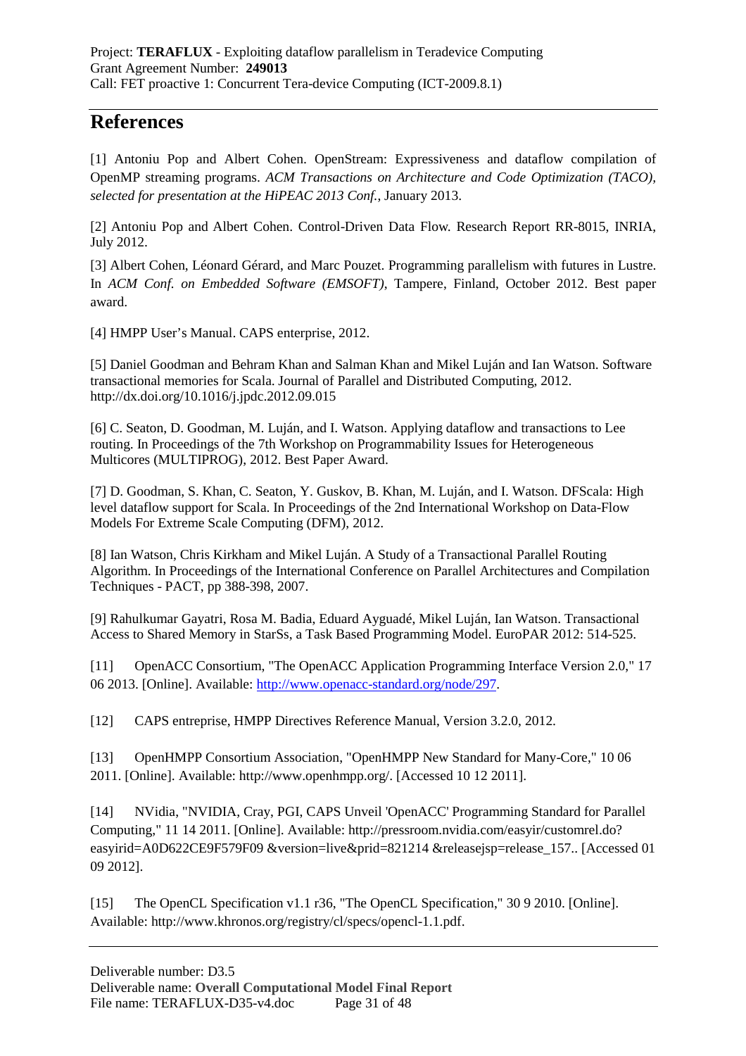# References

[1] Antoniu Pop and Albert Cohen. OpenStream: Expressiveness and dataflow compilation of OpenMP streaming programs. *ACM Transactions on Architecture and Code Optimization (TACO), selected for presentation at the HiPEAC 2013 Conf.*, January 2013.

[2] Antoniu Pop and Albert Cohen. Control-Driven Data Flow. Research Report RR-8015, INRIA, July 2012.

[3] Albert Cohen, Léonard Gérard, and Marc Pouzet. Programming parallelism with futures in Lustre. In *ACM Conf. on Embedded Software (EMSOFT)*, Tampere, Finland, October 2012. Best paper award.

[4] HMPP User's Manual. CAPS enterprise, 2012.

[5] Daniel Goodman and Behram Khan and Salman Khan and Mikel Luján and Ian Watson. Software transactional memories for Scala. Journal of Parallel and Distributed Computing, 2012. http://dx.doi.org/10.1016/j.jpdc.2012.09.015

[6] C. Seaton, D. Goodman, M. Luján, and I. Watson. Applying dataflow and transactions to Lee routing. In Proceedings of the 7th Workshop on Programmability Issues for Heterogeneous Multicores (MULTIPROG), 2012. Best Paper Award.

[7] D. Goodman, S. Khan, C. Seaton, Y. Guskov, B. Khan, M. Luján, and I. Watson. DFScala: High level dataflow support for Scala. In Proceedings of the 2nd International Workshop on Data-Flow Models For Extreme Scale Computing (DFM), 2012.

[8] Ian Watson, Chris Kirkham and Mikel Luján. A Study of a Transactional Parallel Routing Algorithm. In Proceedings of the International Conference on Parallel Architectures and Compilation Techniques - PACT, pp 388-398, 2007.

[9] Rahulkumar Gayatri, Rosa M. Badia, Eduard Ayguadé, Mikel Luján, Ian Watson. Transactional Access to Shared Memory in StarSs, a Task Based Programming Model. EuroPAR 2012: 514-525.

[11] OpenACC Consortium, "The OpenACC Application Programming Interface Version 2.0," 17 06 2013. [Online]. Available: http://www.openacc-standard.org/node/297.

[12] CAPS entreprise, HMPP Directives Reference Manual, Version 3.2.0, 2012.

[13] OpenHMPP Consortium Association, "OpenHMPP New Standard for Many-Core," 10 06 2011. [Online]. Available: http://www.openhmpp.org/. [Accessed 10 12 2011].

[14] NVidia, "NVIDIA, Cray, PGI, CAPS Unveil 'OpenACC' Programming Standard for Parallel Computing," 11 14 2011. [Online]. Available: http://pressroom.nvidia.com/easyir/customrel.do?easyirid=A0D622CE9F579F09 &version=live&prid=821214 &releasejsp=release_157.. [Accessed 01 09 2012].

[15] The OpenCL Specification v1.1 r36, "The OpenCL Specification," 30 9 2010. [Online]. Available: http://www.khronos.org/registry/cl/specs/opencl-1.1.pdf.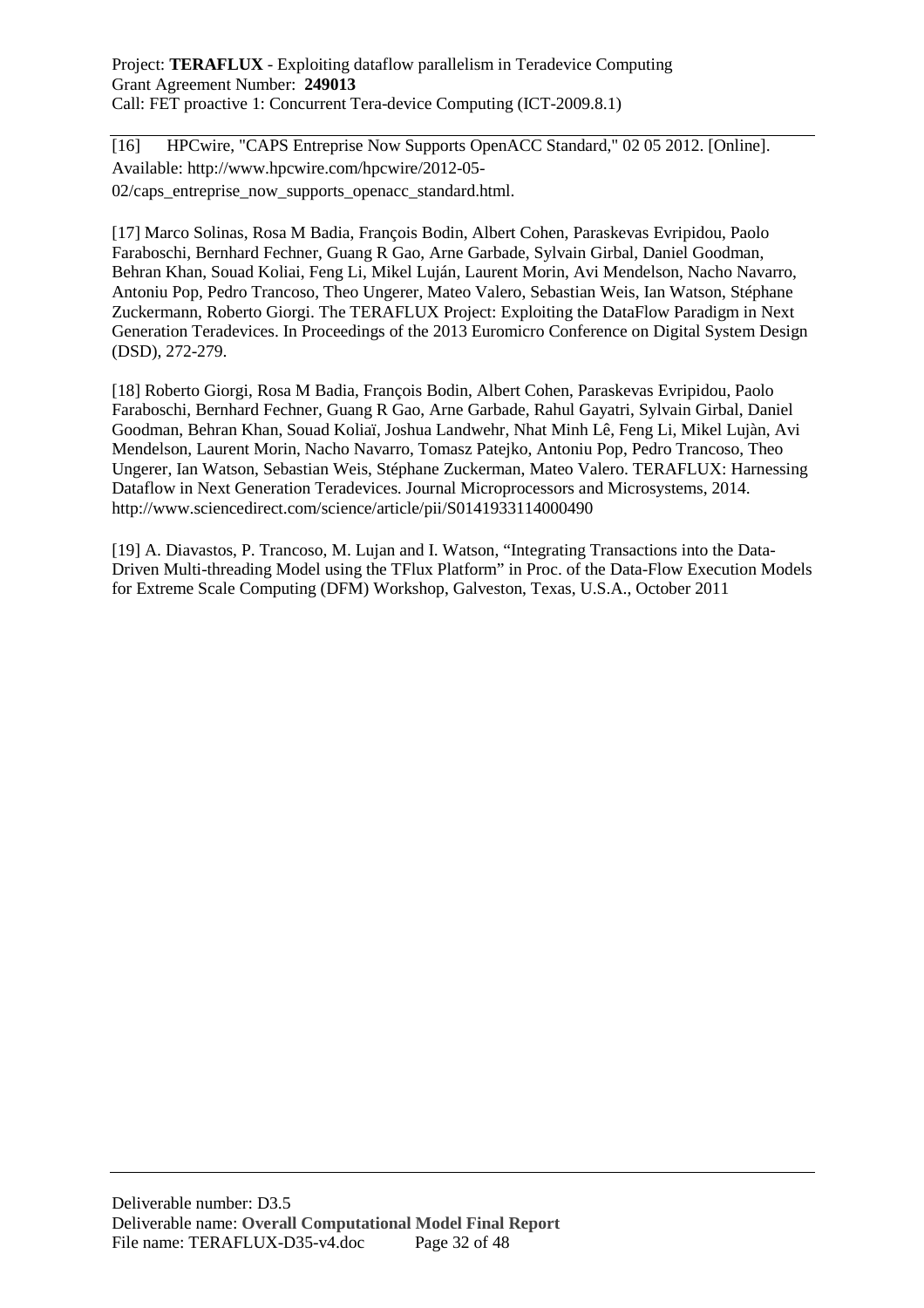[16] HPCwire, "CAPS Entreprise Now Supports OpenACC Standard," 02 05 2012. [Online]. Available: http://www.hpcwire.com/hpcwire/2012-05-02/caps_entreprise_now_supports_openacc_standard.html.

[17] Marco Solinas, Rosa M Badia, François Bodin, Albert Cohen, Paraskevas Evripidou, Paolo Faraboschi, Bernhard Fechner, Guang R Gao, Arne Garbade, Sylvain Girbal, Daniel Goodman, Behran Khan, Souad Koliai, Feng Li, Mikel Luján, Laurent Morin, Avi Mendelson, Nacho Navarro, Antoniu Pop, Pedro Trancoso, Theo Ungerer, Mateo Valero, Sebastian Weis, Ian Watson, Stéphane Zuckermann, Roberto Giorgi. The TERAFLUX Project: Exploiting the DataFlow Paradigm in Next Generation Teradevices. In Proceedings of the 2013 Euromicro Conference on Digital System Design (DSD), 272-279.

[18] Roberto Giorgi, Rosa M Badia, François Bodin, Albert Cohen, Paraskevas Evripidou, Paolo Faraboschi, Bernhard Fechner, Guang R Gao, Arne Garbade, Rahul Gayatri, Sylvain Girbal, Daniel Goodman, Behran Khan, Souad Koliaï, Joshua Landwehr, Nhat Minh Lê, Feng Li, Mikel Lujàn, Avi Mendelson, Laurent Morin, Nacho Navarro, Tomasz Patejko, Antoniu Pop, Pedro Trancoso, Theo Ungerer, Ian Watson, Sebastian Weis, Stéphane Zuckerman, Mateo Valero. TERAFLUX: Harnessing Dataflow in Next Generation Teradevices. Journal Microprocessors and Microsystems, 2014. http://www.sciencedirect.com/science/article/pii/S0141933114000490

[19] A. Diavastos, P. Trancoso, M. Lujan and I. Watson, "Integrating Transactions into the Data-Driven Multi-threading Model using the TFlux Platform" in Proc. of the Data-Flow Execution Models for Extreme Scale Computing (DFM) Workshop, Galveston, Texas, U.S.A., October 2011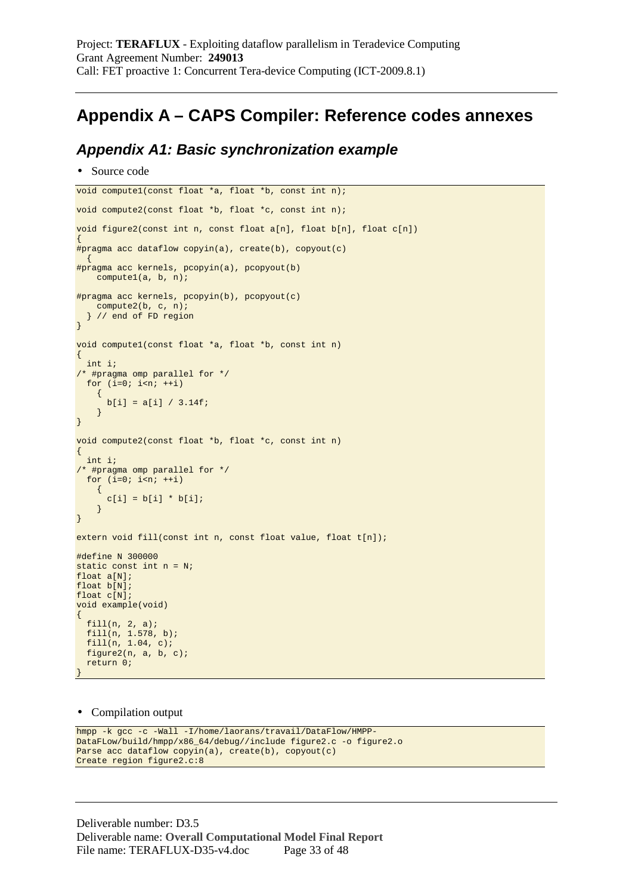# Appendix A – CAPS Compiler: Reference codes annexes

## *Appendix A1: Basic synchronization example*

- Source code

```
void compute1(const float *a, float *b, const int n);

void compute2(const float *b, float *c, const int n);

void figure2(const int n, const float a[n], float b[n], float c[n])
{
#pragma acc dataflow copyin(a), create(b), copyout(c)
  {
#pragma acc kernels, pcopyin(a), pcopyout(b)
    compute1(a, b, n);

#pragma acc kernels, pcopyin(b), pcopyout(c)
    compute2(b, c, n);
  } // end of FD region
}

void compute1(const float *a, float *b, const int n)
{
  int i;
/* #pragma omp parallel for */
  for (i=0; i<n; ++i)
    {
      b[i] = a[i] / 3.14f;
    }
}

void compute2(const float *b, float *c, const int n)
{
  int i;
/* #pragma omp parallel for */
  for (i=0; i<n; ++i)
    {
      c[i] = b[i] * b[i];
    }
}

extern void fill(const int n, const float value, float t[n]);

#define N 300000
static const int n = N;
float a[N];
float b[N];
float c[N];
void example(void)
{
  fill(n, 2, a);
  fill(n, 1.578, b);
  fill(n, 1.04, c);
  figure2(n, a, b, c);
  return 0;
}
```

- Compilation output

```
hmpp -k gcc -c -Wall -I/home/laorans/travail/DataFlow/HMPP-
DataFLow/build/hmpp/x86_64/debug//include figure2.c -o figure2.o
Parse acc dataflow copyin(a), create(b), copyout(c)
Create region figure2.c:8
```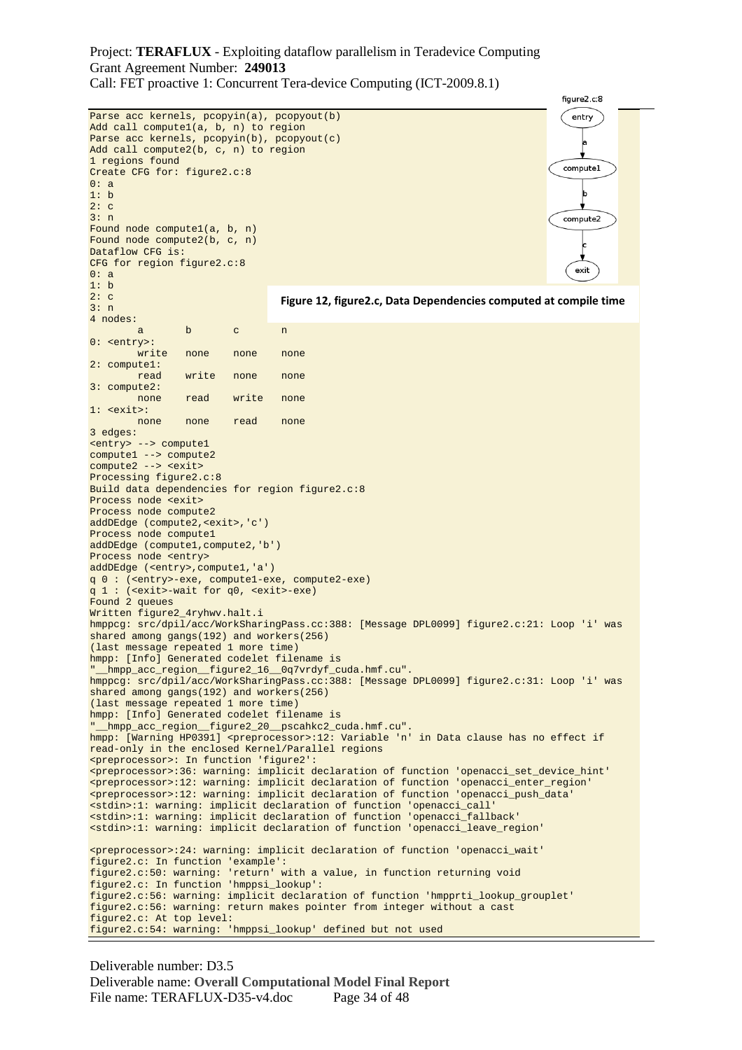```
Parse acc kernels, pcopyin(a), pcopyout(b)
Add call compute1(a, b, n) to region
Parse acc kernels, pcopyin(b), pcopyout(c)
Add call compute2(b, c, n) to region
1 regions found
Create CFG for: figure2.c:8
0: a
1: b
2: c
3: n
Found node compute1(a, b, n)
Found node compute2(b, c, n)
Dataflow CFG is:
CFG for region figure2.c:8
0: a
1: b
2: c
3: n
4 nodes:
        a       b       c       n
0: <entry>:
        write   none    none    none
2: compute1:
        read    write   none    none
3: compute2:
        none    read    write   none
1: <exit>:
        none    none    read    none
3 edges:
<entry> --> compute1
compute1 --> compute2
compute2 --> <exit>
Processing figure2.c:8
Build data dependencies for region figure2.c:8
Process node <exit>
Process node compute2
addDEdge (compute2,<exit>,'c')
Process node compute1
addDEdge (compute1,compute2,'b')
Process node <entry>
addDEdge (<entry>,compute1,'a')
q 0 : (<entry>-exe, compute1-exe, compute2-exe)
q 1 : (<exit>-wait for q0, <exit>-exe)
Found 2 queues
Written figure2_4ryhwv.halt.i
hmppcg: src/dpil/acc/WorkSharingPass.cc:388: [Message DPL0099] figure2.c:21: Loop 'i' was
shared among gangs(192) and workers(256)
(last message repeated 1 more time)
hmpp: [Info] Generated codelet filename is
"__hmpp_acc_region__figure2_16__0q7vrdyf_cuda.hmf.cu".
hmppcg: src/dpil/acc/WorkSharingPass.cc:388: [Message DPL0099] figure2.c:31: Loop 'i' was
shared among gangs(192) and workers(256)
(last message repeated 1 more time)
hmpp: [Info] Generated codelet filename is
"__hmpp_acc_region__figure2_20__pscahkc2_cuda.hmf.cu".
hmpp: [Warning HP0391] <preprocessor>:12: Variable 'n' in Data clause has no effect if
read-only in the enclosed Kernel/Parallel regions
<preprocessor>: In function 'figure2':
<preprocessor>:36: warning: implicit declaration of function 'openacci_set_device_hint'
<preprocessor>:12: warning: implicit declaration of function 'openacci_enter_region'
<preprocessor>:12: warning: implicit declaration of function 'openacci_push_data'
<stdin>:1: warning: implicit declaration of function 'openacci_call'
<stdin>:1: warning: implicit declaration of function 'openacci_fallback'
<stdin>:1: warning: implicit declaration of function 'openacci_leave_region'

<preprocessor>:24: warning: implicit declaration of function 'openacci_wait'
figure2.c: In function 'example':
figure2.c:50: warning: 'return' with a value, in function returning void
figure2.c: In function 'hmppsi_lookup':
figure2.c:56: warning: implicit declaration of function 'hmpprti_lookup_grouplet'
figure2.c:56: warning: return makes pointer from integer without a cast
figure2.c: At top level:
figure2.c:54: warning: 'hmppsi_lookup' defined but not used
```

figure2.c:8

entry → (a) → compute1 → (b) → compute2 → (c) → exit

**Figure 12, figure2.c, Data Dependencies computed at compile time**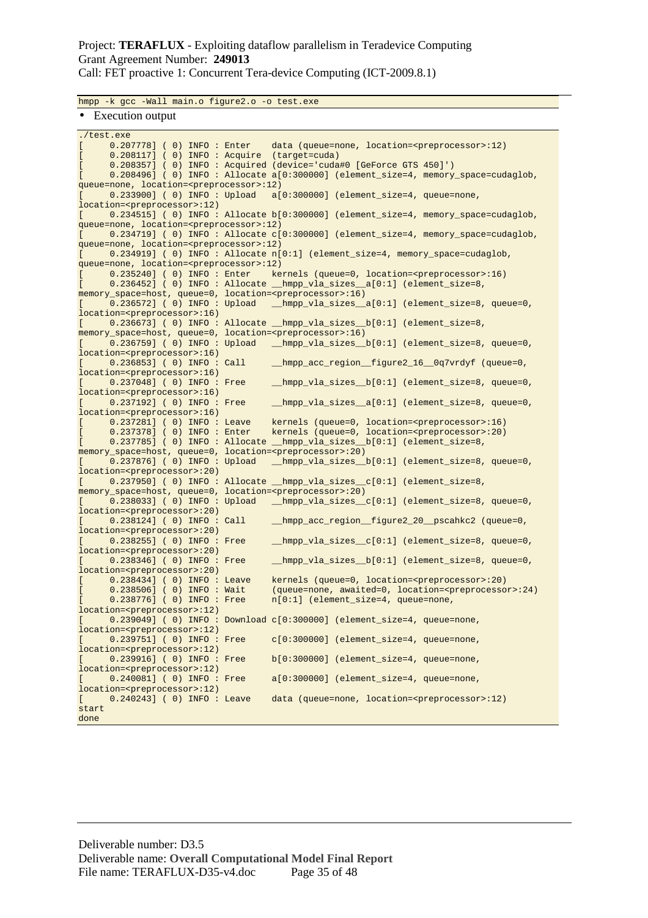```
hmpp -k gcc -Wall main.o figure2.o -o test.exe
```

- Execution output

```
./test.exe
[     0.207778] ( 0) INFO : Enter    data (queue=none, location=<preprocessor>:12)
[     0.208117] ( 0) INFO : Acquire  (target=cuda)
[     0.208357] ( 0) INFO : Acquired (device='cuda#0 [GeForce GTS 450]')
[     0.208496] ( 0) INFO : Allocate a[0:300000] (element_size=4, memory_space=cudaglob,
queue=none, location=<preprocessor>:12)
[     0.233900] ( 0) INFO : Upload   a[0:300000] (element_size=4, queue=none,
location=<preprocessor>:12)
[     0.234515] ( 0) INFO : Allocate b[0:300000] (element_size=4, memory_space=cudaglob,
queue=none, location=<preprocessor>:12)
[     0.234719] ( 0) INFO : Allocate c[0:300000] (element_size=4, memory_space=cudaglob,
queue=none, location=<preprocessor>:12)
[     0.234919] ( 0) INFO : Allocate n[0:1] (element_size=4, memory_space=cudaglob,
queue=none, location=<preprocessor>:12)
[     0.235240] ( 0) INFO : Enter    kernels (queue=0, location=<preprocessor>:16)
[     0.236452] ( 0) INFO : Allocate __hmpp_vla_sizes__a[0:1] (element_size=8,
memory_space=host, queue=0, location=<preprocessor>:16)
[     0.236572] ( 0) INFO : Upload   __hmpp_vla_sizes__a[0:1] (element_size=8, queue=0,
location=<preprocessor>:16)
[     0.236673] ( 0) INFO : Allocate __hmpp_vla_sizes__b[0:1] (element_size=8,
memory_space=host, queue=0, location=<preprocessor>:16)
[     0.236759] ( 0) INFO : Upload   __hmpp_vla_sizes__b[0:1] (element_size=8, queue=0,
location=<preprocessor>:16)
[     0.236853] ( 0) INFO : Call     __hmpp_acc_region__figure2_16__0q7vrdyf (queue=0,
location=<preprocessor>:16)
[     0.237048] ( 0) INFO : Free     __hmpp_vla_sizes__b[0:1] (element_size=8, queue=0,
location=<preprocessor>:16)
[     0.237192] ( 0) INFO : Free     __hmpp_vla_sizes__a[0:1] (element_size=8, queue=0,
location=<preprocessor>:16)
[     0.237281] ( 0) INFO : Leave    kernels (queue=0, location=<preprocessor>:16)
[     0.237378] ( 0) INFO : Enter    kernels (queue=0, location=<preprocessor>:20)
[     0.237785] ( 0) INFO : Allocate __hmpp_vla_sizes__b[0:1] (element_size=8,
memory_space=host, queue=0, location=<preprocessor>:20)
[     0.237876] ( 0) INFO : Upload   __hmpp_vla_sizes__b[0:1] (element_size=8, queue=0,
location=<preprocessor>:20)
[     0.237950] ( 0) INFO : Allocate __hmpp_vla_sizes__c[0:1] (element_size=8,
memory_space=host, queue=0, location=<preprocessor>:20)
[     0.238033] ( 0) INFO : Upload   __hmpp_vla_sizes__c[0:1] (element_size=8, queue=0,
location=<preprocessor>:20)
[     0.238124] ( 0) INFO : Call     __hmpp_acc_region__figure2_20__pscahkc2 (queue=0,
location=<preprocessor>:20)
[     0.238255] ( 0) INFO : Free     __hmpp_vla_sizes__c[0:1] (element_size=8, queue=0,
location=<preprocessor>:20)
[     0.238346] ( 0) INFO : Free     __hmpp_vla_sizes__b[0:1] (element_size=8, queue=0,
location=<preprocessor>:20)
[     0.238434] ( 0) INFO : Leave    kernels (queue=0, location=<preprocessor>:20)
[     0.238506] ( 0) INFO : Wait     (queue=none, awaited=0, location=<preprocessor>:24)
[     0.238776] ( 0) INFO : Free     n[0:1] (element_size=4, queue=none,
location=<preprocessor>:12)
[     0.239049] ( 0) INFO : Download c[0:300000] (element_size=4, queue=none,
location=<preprocessor>:12)
[     0.239751] ( 0) INFO : Free     c[0:300000] (element_size=4, queue=none,
location=<preprocessor>:12)
[     0.239916] ( 0) INFO : Free     b[0:300000] (element_size=4, queue=none,
location=<preprocessor>:12)
[     0.240081] ( 0) INFO : Free     a[0:300000] (element_size=4, queue=none,
location=<preprocessor>:12)
[     0.240243] ( 0) INFO : Leave    data (queue=none, location=<preprocessor>:12)
start
done
```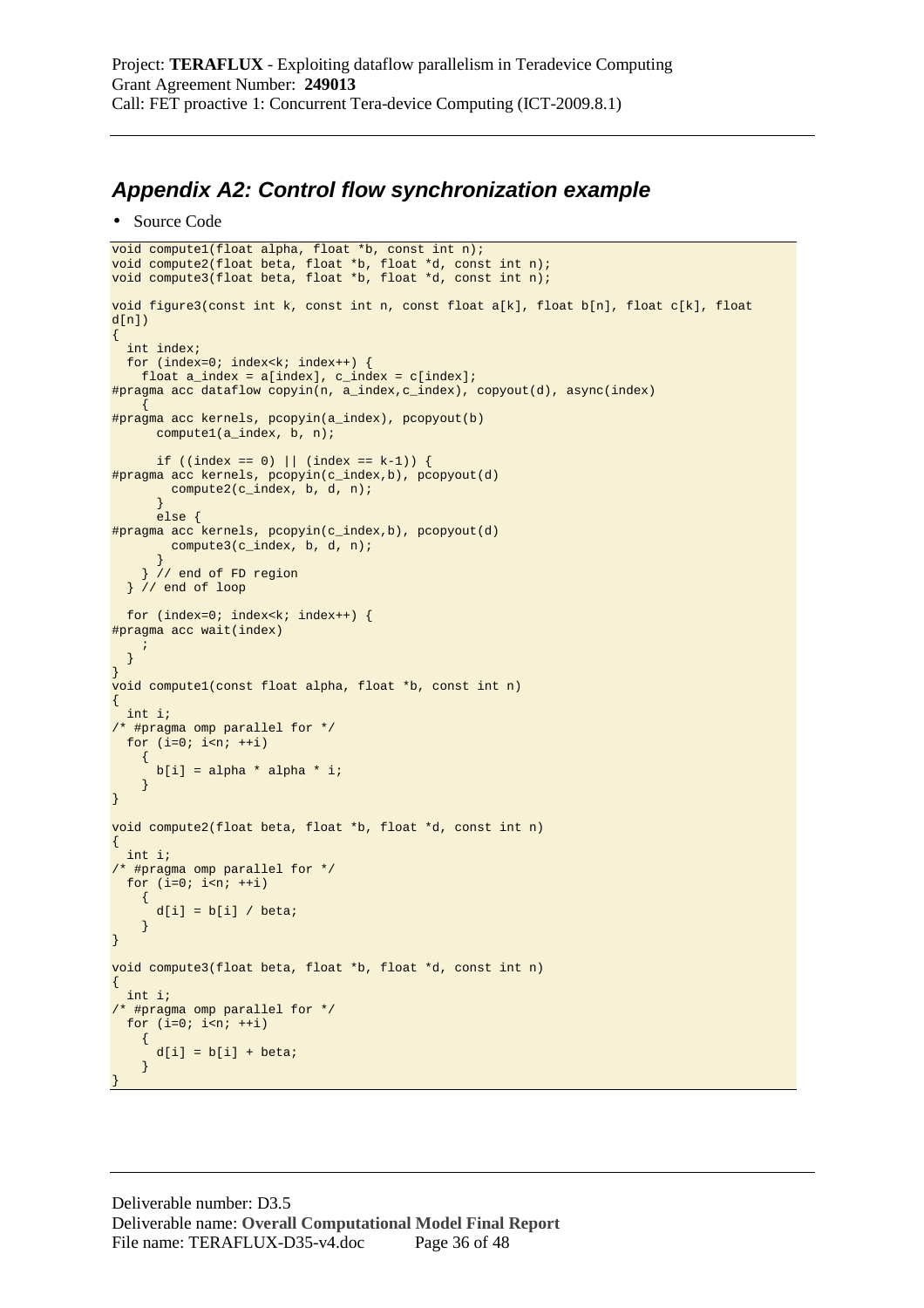## *Appendix A2: Control flow synchronization example*

- Source Code

```
void compute1(float alpha, float *b, const int n);
void compute2(float beta, float *b, float *d, const int n);
void compute3(float beta, float *b, float *d, const int n);

void figure3(const int k, const int n, const float a[k], float b[n], float c[k], float
d[n])
{
  int index;
  for (index=0; index<k; index++) {
    float a_index = a[index], c_index = c[index];
#pragma acc dataflow copyin(n, a_index,c_index), copyout(d), async(index)
    {
#pragma acc kernels, pcopyin(a_index), pcopyout(b)
      compute1(a_index, b, n);

      if ((index == 0) || (index == k-1)) {
#pragma acc kernels, pcopyin(c_index,b), pcopyout(d)
        compute2(c_index, b, d, n);
      }
      else {
#pragma acc kernels, pcopyin(c_index,b), pcopyout(d)
        compute3(c_index, b, d, n);
      }
    } // end of FD region
  } // end of loop

  for (index=0; index<k; index++) {
#pragma acc wait(index)
    ;
  }
}
void compute1(const float alpha, float *b, const int n)
{
  int i;
/* #pragma omp parallel for */
  for (i=0; i<n; ++i)
    {
      b[i] = alpha * alpha * i;
    }
}

void compute2(float beta, float *b, float *d, const int n)
{
  int i;
/* #pragma omp parallel for */
  for (i=0; i<n; ++i)
    {
      d[i] = b[i] / beta;
    }
}

void compute3(float beta, float *b, float *d, const int n)
{
  int i;
/* #pragma omp parallel for */
  for (i=0; i<n; ++i)
    {
      d[i] = b[i] + beta;
    }
}
```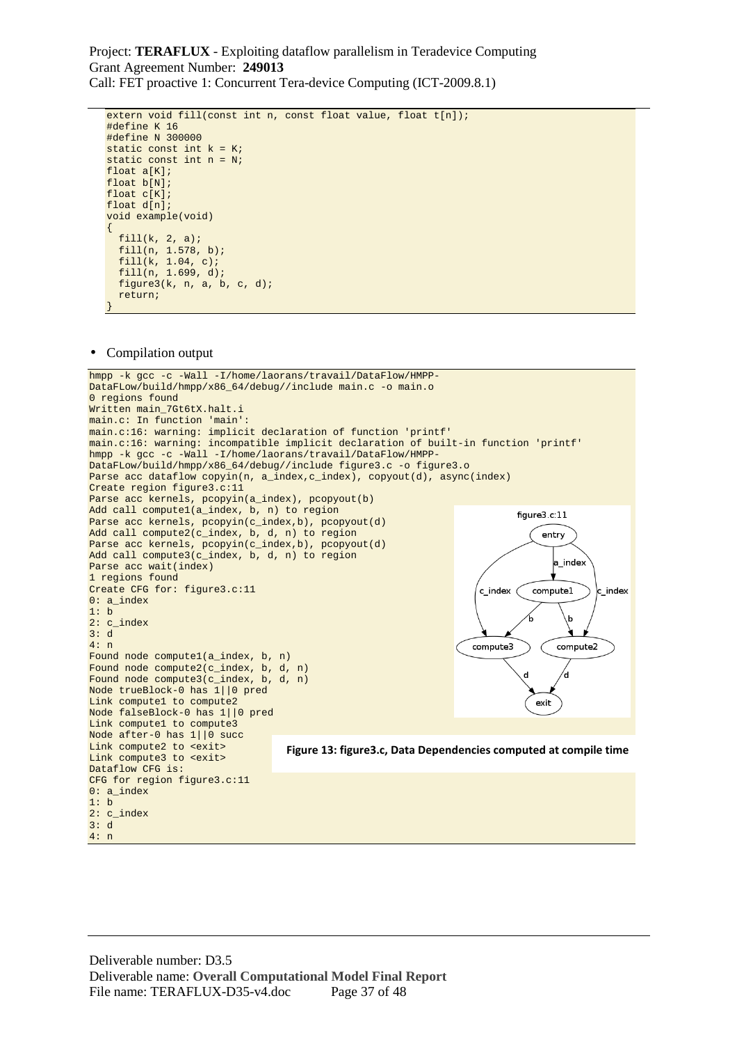```
extern void fill(const int n, const float value, float t[n]);
#define K 16
#define N 300000
static const int k = K;
static const int n = N;
float a[K];
float b[N];
float c[K];
float d[n];
void example(void)
{
  fill(k, 2, a);
  fill(n, 1.578, b);
  fill(k, 1.04, c);
  fill(n, 1.699, d);
  figure3(k, n, a, b, c, d);
  return;
}
```

- Compilation output

```
hmpp -k gcc -c -Wall -I/home/laorans/travail/DataFlow/HMPP-
DataFLow/build/hmpp/x86_64/debug//include main.c -o main.o
0 regions found
Written main_7Gt6tX.halt.i
main.c: In function 'main':
main.c:16: warning: implicit declaration of function 'printf'
main.c:16: warning: incompatible implicit declaration of built-in function 'printf'
hmpp -k gcc -c -Wall -I/home/laorans/travail/DataFlow/HMPP-
DataFLow/build/hmpp/x86_64/debug//include figure3.c -o figure3.o
Parse acc dataflow copyin(n, a_index,c_index), copyout(d), async(index)
Create region figure3.c:11
Parse acc kernels, pcopyin(a_index), pcopyout(b)
Add call compute1(a_index, b, n) to region
Parse acc kernels, pcopyin(c_index,b), pcopyout(d)
Add call compute2(c_index, b, d, n) to region
Parse acc kernels, pcopyin(c_index,b), pcopyout(d)
Add call compute3(c_index, b, d, n) to region
Parse acc wait(index)
1 regions found
Create CFG for: figure3.c:11
0: a_index
1: b
2: c_index
3: d
4: n
Found node compute1(a_index, b, n)
Found node compute2(c_index, b, d, n)
Found node compute3(c_index, b, d, n)
Node trueBlock-0 has 1||0 pred
Link compute1 to compute2
Node falseBlock-0 has 1||0 pred
Link compute1 to compute3
Node after-0 has 1||0 succ
Link compute2 to <exit>
Link compute3 to <exit>
Dataflow CFG is:
CFG for region figure3.c:11
0: a_index
1: b
2: c_index
3: d
4: n
```

**Figure 13: figure3.c, Data Dependencies computed at compile time**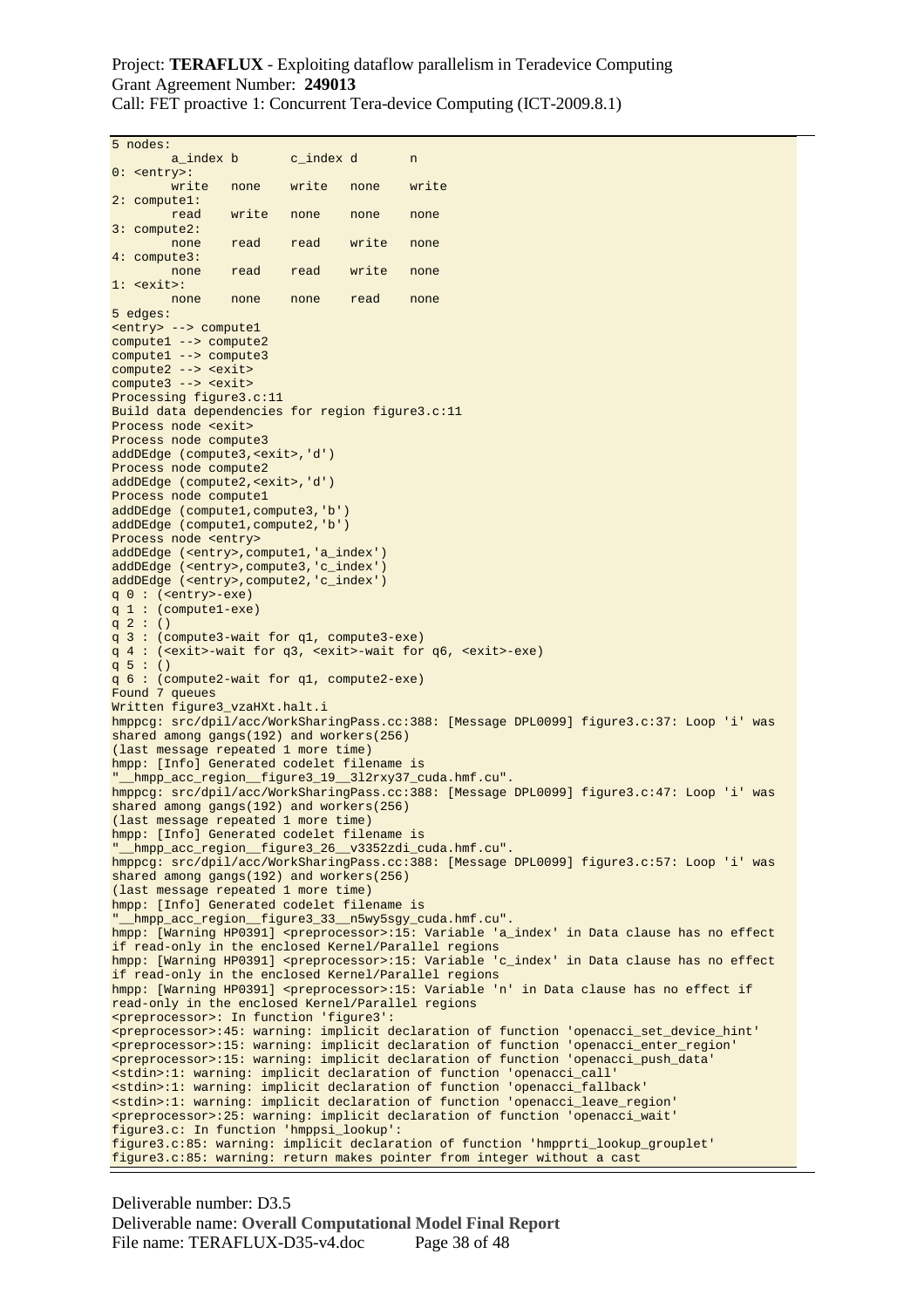```
5 nodes:
        a_index b       c_index d       n
0: <entry>:
        write   none    write   none    write
2: compute1:
        read    write   none    none    none
3: compute2:
        none    read    read    write   none
4: compute3:
        none    read    read    write   none
1: <exit>:
        none    none    none    read    none
5 edges:
<entry> --> compute1
compute1 --> compute2
compute1 --> compute3
compute2 --> <exit>
compute3 --> <exit>
Processing figure3.c:11
Build data dependencies for region figure3.c:11
Process node <exit>
Process node compute3
addDEdge (compute3,<exit>,'d')
Process node compute2
addDEdge (compute2,<exit>,'d')
Process node compute1
addDEdge (compute1,compute3,'b')
addDEdge (compute1,compute2,'b')
Process node <entry>
addDEdge (<entry>,compute1,'a_index')
addDEdge (<entry>,compute3,'c_index')
addDEdge (<entry>,compute2,'c_index')
q 0 : (<entry>-exe)
q 1 : (compute1-exe)
q 2 : ()
q 3 : (compute3-wait for q1, compute3-exe)
q 4 : (<exit>-wait for q3, <exit>-wait for q6, <exit>-exe)
q 5 : ()
q 6 : (compute2-wait for q1, compute2-exe)
Found 7 queues
Written figure3_vzaHXt.halt.i
hmppcg: src/dpil/acc/WorkSharingPass.cc:388: [Message DPL0099] figure3.c:37: Loop 'i' was
shared among gangs(192) and workers(256)
(last message repeated 1 more time)
hmpp: [Info] Generated codelet filename is
"__hmpp_acc_region__figure3_19__3l2rxy37_cuda.hmf.cu".
hmppcg: src/dpil/acc/WorkSharingPass.cc:388: [Message DPL0099] figure3.c:47: Loop 'i' was
shared among gangs(192) and workers(256)
(last message repeated 1 more time)
hmpp: [Info] Generated codelet filename is
"__hmpp_acc_region__figure3_26__v3352zdi_cuda.hmf.cu".
hmppcg: src/dpil/acc/WorkSharingPass.cc:388: [Message DPL0099] figure3.c:57: Loop 'i' was
shared among gangs(192) and workers(256)
(last message repeated 1 more time)
hmpp: [Info] Generated codelet filename is
"__hmpp_acc_region__figure3_33__n5wy5sgy_cuda.hmf.cu".
hmpp: [Warning HP0391] <preprocessor>:15: Variable 'a_index' in Data clause has no effect
if read-only in the enclosed Kernel/Parallel regions
hmpp: [Warning HP0391] <preprocessor>:15: Variable 'c_index' in Data clause has no effect
if read-only in the enclosed Kernel/Parallel regions
hmpp: [Warning HP0391] <preprocessor>:15: Variable 'n' in Data clause has no effect if
read-only in the enclosed Kernel/Parallel regions
<preprocessor>: In function 'figure3':
<preprocessor>:45: warning: implicit declaration of function 'openacci_set_device_hint'
<preprocessor>:15: warning: implicit declaration of function 'openacci_enter_region'
<preprocessor>:15: warning: implicit declaration of function 'openacci_push_data'
<stdin>:1: warning: implicit declaration of function 'openacci_call'
<stdin>:1: warning: implicit declaration of function 'openacci_fallback'
<stdin>:1: warning: implicit declaration of function 'openacci_leave_region'
<preprocessor>:25: warning: implicit declaration of function 'openacci_wait'
figure3.c: In function 'hmppsi_lookup':
figure3.c:85: warning: implicit declaration of function 'hmpprti_lookup_grouplet'
figure3.c:85: warning: return makes pointer from integer without a cast
```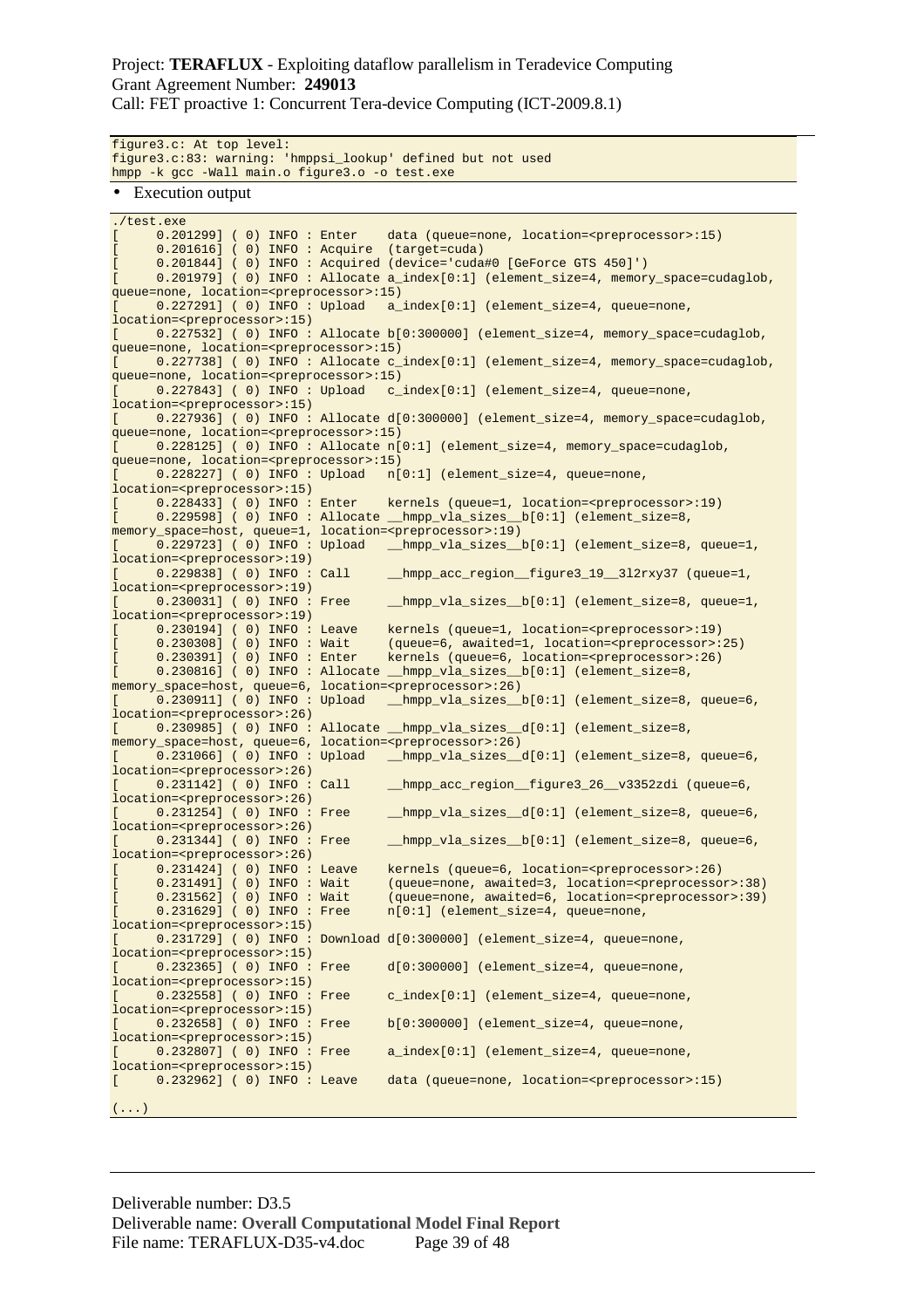```
figure3.c: At top level:
figure3.c:83: warning: 'hmppsi_lookup' defined but not used
hmpp -k gcc -Wall main.o figure3.o -o test.exe
```

- Execution output

```
./test.exe
[      0.201299] ( 0) INFO : Enter    data (queue=none, location=<preprocessor>:15)
[      0.201616] ( 0) INFO : Acquire  (target=cuda)
[      0.201844] ( 0) INFO : Acquired (device='cuda#0 [GeForce GTS 450]')
[      0.201979] ( 0) INFO : Allocate a_index[0:1] (element_size=4, memory_space=cudaglob,
queue=none, location=<preprocessor>:15)
[      0.227291] ( 0) INFO : Upload   a_index[0:1] (element_size=4, queue=none,
location=<preprocessor>:15)
[      0.227532] ( 0) INFO : Allocate b[0:300000] (element_size=4, memory_space=cudaglob,
queue=none, location=<preprocessor>:15)
[      0.227738] ( 0) INFO : Allocate c_index[0:1] (element_size=4, memory_space=cudaglob,
queue=none, location=<preprocessor>:15)
[      0.227843] ( 0) INFO : Upload   c_index[0:1] (element_size=4, queue=none,
location=<preprocessor>:15)
[      0.227936] ( 0) INFO : Allocate d[0:300000] (element_size=4, memory_space=cudaglob,
queue=none, location=<preprocessor>:15)
[      0.228125] ( 0) INFO : Allocate n[0:1] (element_size=4, memory_space=cudaglob,
queue=none, location=<preprocessor>:15)
[      0.228227] ( 0) INFO : Upload   n[0:1] (element_size=4, queue=none,
location=<preprocessor>:15)
[      0.228433] ( 0) INFO : Enter    kernels (queue=1, location=<preprocessor>:19)
[      0.229598] ( 0) INFO : Allocate __hmpp_vla_sizes__b[0:1] (element_size=8,
memory_space=host, queue=1, location=<preprocessor>:19)
[      0.229723] ( 0) INFO : Upload   __hmpp_vla_sizes__b[0:1] (element_size=8, queue=1,
location=<preprocessor>:19)
[      0.229838] ( 0) INFO : Call     __hmpp_acc_region__figure3_19__3l2rxy37 (queue=1,
location=<preprocessor>:19)
[      0.230031] ( 0) INFO : Free     __hmpp_vla_sizes__b[0:1] (element_size=8, queue=1,
location=<preprocessor>:19)
[      0.230194] ( 0) INFO : Leave    kernels (queue=1, location=<preprocessor>:19)
[      0.230308] ( 0) INFO : Wait     (queue=6, awaited=1, location=<preprocessor>:25)
[      0.230391] ( 0) INFO : Enter    kernels (queue=6, location=<preprocessor>:26)
[      0.230816] ( 0) INFO : Allocate __hmpp_vla_sizes__b[0:1] (element_size=8,
memory_space=host, queue=6, location=<preprocessor>:26)
[      0.230911] ( 0) INFO : Upload   __hmpp_vla_sizes__b[0:1] (element_size=8, queue=6,
location=<preprocessor>:26)
[      0.230985] ( 0) INFO : Allocate __hmpp_vla_sizes__d[0:1] (element_size=8,
memory_space=host, queue=6, location=<preprocessor>:26)
[      0.231066] ( 0) INFO : Upload   __hmpp_vla_sizes__d[0:1] (element_size=8, queue=6,
location=<preprocessor>:26)
[      0.231142] ( 0) INFO : Call     __hmpp_acc_region__figure3_26__v3352zdi (queue=6,
location=<preprocessor>:26)
[      0.231254] ( 0) INFO : Free     __hmpp_vla_sizes__d[0:1] (element_size=8, queue=6,
location=<preprocessor>:26)
[      0.231344] ( 0) INFO : Free     __hmpp_vla_sizes__b[0:1] (element_size=8, queue=6,
location=<preprocessor>:26)
[      0.231424] ( 0) INFO : Leave    kernels (queue=6, location=<preprocessor>:26)
[      0.231491] ( 0) INFO : Wait     (queue=none, awaited=3, location=<preprocessor>:38)
[      0.231562] ( 0) INFO : Wait     (queue=none, awaited=6, location=<preprocessor>:39)
[      0.231629] ( 0) INFO : Free     n[0:1] (element_size=4, queue=none,
location=<preprocessor>:15)
[      0.231729] ( 0) INFO : Download d[0:300000] (element_size=4, queue=none,
location=<preprocessor>:15)
[      0.232365] ( 0) INFO : Free     d[0:300000] (element_size=4, queue=none,
location=<preprocessor>:15)
[      0.232558] ( 0) INFO : Free     c_index[0:1] (element_size=4, queue=none,
location=<preprocessor>:15)
[      0.232658] ( 0) INFO : Free     b[0:300000] (element_size=4, queue=none,
location=<preprocessor>:15)
[      0.232807] ( 0) INFO : Free     a_index[0:1] (element_size=4, queue=none,
location=<preprocessor>:15)
[      0.232962] ( 0) INFO : Leave    data (queue=none, location=<preprocessor>:15)

(...)
```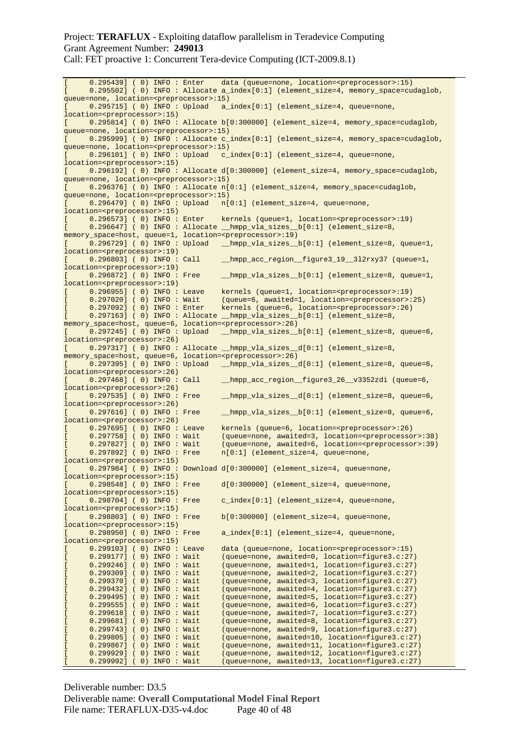```
[     0.295439] ( 0) INFO : Enter    data (queue=none, location=<preprocessor>:15)
[     0.295502] ( 0) INFO : Allocate a_index[0:1] (element_size=4, memory_space=cudaglob,
queue=none, location=<preprocessor>:15)
[     0.295715] ( 0) INFO : Upload   a_index[0:1] (element_size=4, queue=none,
location=<preprocessor>:15)
[     0.295814] ( 0) INFO : Allocate b[0:300000] (element_size=4, memory_space=cudaglob,
queue=none, location=<preprocessor>:15)
[     0.295999] ( 0) INFO : Allocate c_index[0:1] (element_size=4, memory_space=cudaglob,
queue=none, location=<preprocessor>:15)
[     0.296101] ( 0) INFO : Upload   c_index[0:1] (element_size=4, queue=none,
location=<preprocessor>:15)
[     0.296192] ( 0) INFO : Allocate d[0:300000] (element_size=4, memory_space=cudaglob,
queue=none, location=<preprocessor>:15)
[     0.296376] ( 0) INFO : Allocate n[0:1] (element_size=4, memory_space=cudaglob,
queue=none, location=<preprocessor>:15)
[     0.296479] ( 0) INFO : Upload   n[0:1] (element_size=4, queue=none,
location=<preprocessor>:15)
[     0.296573] ( 0) INFO : Enter    kernels (queue=1, location=<preprocessor>:19)
[     0.296647] ( 0) INFO : Allocate __hmpp_vla_sizes__b[0:1] (element_size=8,
memory_space=host, queue=1, location=<preprocessor>:19)
[     0.296729] ( 0) INFO : Upload   __hmpp_vla_sizes__b[0:1] (element_size=8, queue=1,
location=<preprocessor>:19)
[     0.296803] ( 0) INFO : Call     __hmpp_acc_region__figure3_19__3l2rxy37 (queue=1,
location=<preprocessor>:19)
[     0.296872] ( 0) INFO : Free     __hmpp_vla_sizes__b[0:1] (element_size=8, queue=1,
location=<preprocessor>:19)
[     0.296955] ( 0) INFO : Leave    kernels (queue=1, location=<preprocessor>:19)
[     0.297020] ( 0) INFO : Wait     (queue=6, awaited=1, location=<preprocessor>:25)
[     0.297092] ( 0) INFO : Enter    kernels (queue=6, location=<preprocessor>:26)
[     0.297163] ( 0) INFO : Allocate __hmpp_vla_sizes__b[0:1] (element_size=8,
memory_space=host, queue=6, location=<preprocessor>:26)
[     0.297245] ( 0) INFO : Upload   __hmpp_vla_sizes__b[0:1] (element_size=8, queue=6,
location=<preprocessor>:26)
[     0.297317] ( 0) INFO : Allocate __hmpp_vla_sizes__d[0:1] (element_size=8,
memory_space=host, queue=6, location=<preprocessor>:26)
[     0.297395] ( 0) INFO : Upload   __hmpp_vla_sizes__d[0:1] (element_size=8, queue=6,
location=<preprocessor>:26)
[     0.297468] ( 0) INFO : Call     __hmpp_acc_region__figure3_26__v3352zdi (queue=6,
location=<preprocessor>:26)
[     0.297535] ( 0) INFO : Free     __hmpp_vla_sizes__d[0:1] (element_size=8, queue=6,
location=<preprocessor>:26)
[     0.297616] ( 0) INFO : Free     __hmpp_vla_sizes__b[0:1] (element_size=8, queue=6,
location=<preprocessor>:26)
[     0.297695] ( 0) INFO : Leave    kernels (queue=6, location=<preprocessor>:26)
[     0.297758] ( 0) INFO : Wait     (queue=none, awaited=3, location=<preprocessor>:38)
[     0.297827] ( 0) INFO : Wait     (queue=none, awaited=6, location=<preprocessor>:39)
[     0.297892] ( 0) INFO : Free     n[0:1] (element_size=4, queue=none,
location=<preprocessor>:15)
[     0.297984] ( 0) INFO : Download d[0:300000] (element_size=4, queue=none,
location=<preprocessor>:15)
[     0.298548] ( 0) INFO : Free     d[0:300000] (element_size=4, queue=none,
location=<preprocessor>:15)
[     0.298704] ( 0) INFO : Free     c_index[0:1] (element_size=4, queue=none,
location=<preprocessor>:15)
[     0.298803] ( 0) INFO : Free     b[0:300000] (element_size=4, queue=none,
location=<preprocessor>:15)
[     0.298950] ( 0) INFO : Free     a_index[0:1] (element_size=4, queue=none,
location=<preprocessor>:15)
[     0.299103] ( 0) INFO : Leave    data (queue=none, location=<preprocessor>:15)
[     0.299177] ( 0) INFO : Wait     (queue=none, awaited=0, location=figure3.c:27)
[     0.299246] ( 0) INFO : Wait     (queue=none, awaited=1, location=figure3.c:27)
[     0.299309] ( 0) INFO : Wait     (queue=none, awaited=2, location=figure3.c:27)
[     0.299370] ( 0) INFO : Wait     (queue=none, awaited=3, location=figure3.c:27)
[     0.299432] ( 0) INFO : Wait     (queue=none, awaited=4, location=figure3.c:27)
[     0.299495] ( 0) INFO : Wait     (queue=none, awaited=5, location=figure3.c:27)
[     0.299555] ( 0) INFO : Wait     (queue=none, awaited=6, location=figure3.c:27)
[     0.299618] ( 0) INFO : Wait     (queue=none, awaited=7, location=figure3.c:27)
[     0.299681] ( 0) INFO : Wait     (queue=none, awaited=8, location=figure3.c:27)
[     0.299743] ( 0) INFO : Wait     (queue=none, awaited=9, location=figure3.c:27)
[     0.299805] ( 0) INFO : Wait     (queue=none, awaited=10, location=figure3.c:27)
[     0.299867] ( 0) INFO : Wait     (queue=none, awaited=11, location=figure3.c:27)
[     0.299929] ( 0) INFO : Wait     (queue=none, awaited=12, location=figure3.c:27)
[     0.299992] ( 0) INFO : Wait     (queue=none, awaited=13, location=figure3.c:27)
```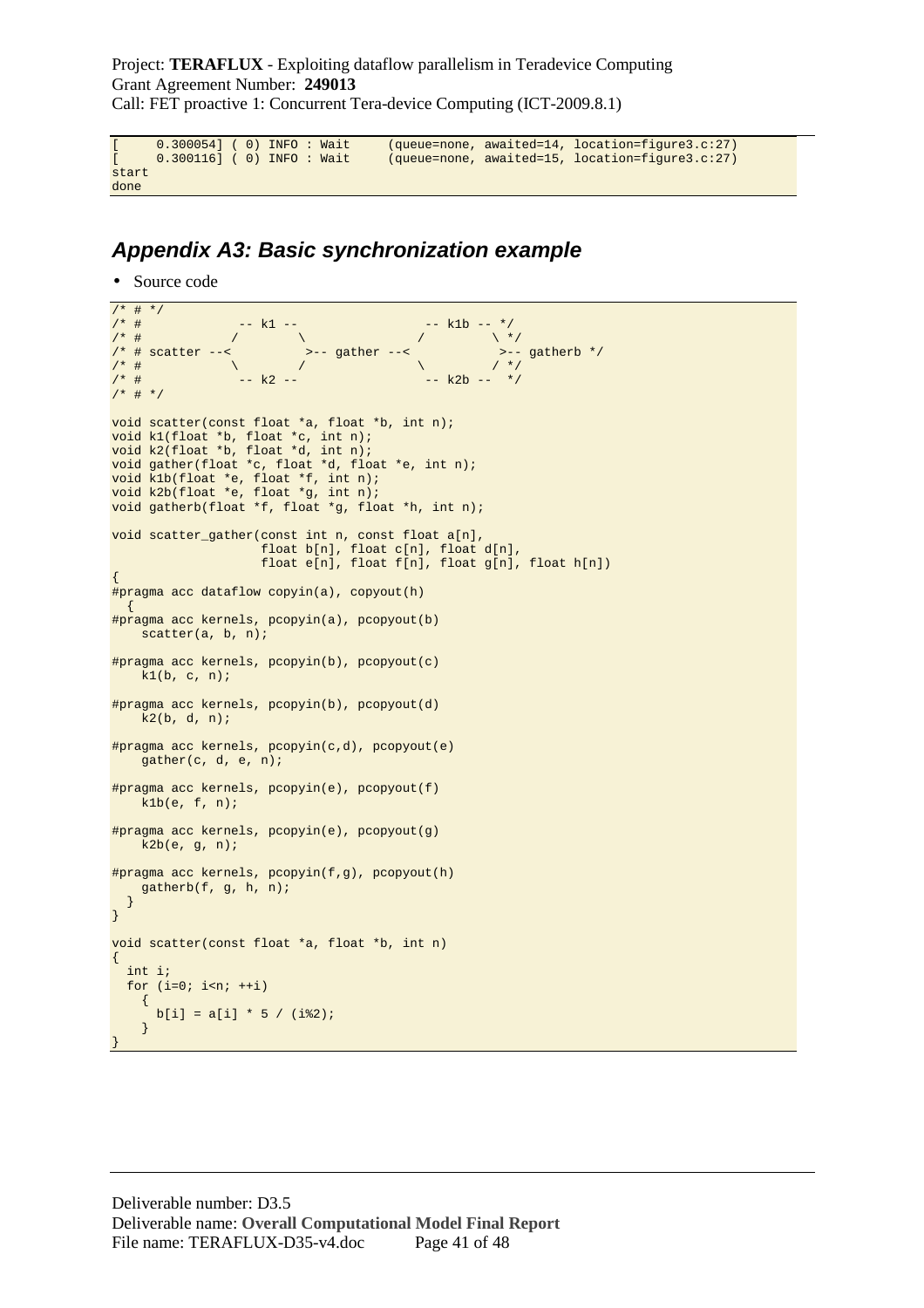```
[     0.300054] ( 0) INFO : Wait     (queue=none, awaited=14, location=figure3.c:27)
[     0.300116] ( 0) INFO : Wait     (queue=none, awaited=15, location=figure3.c:27)
start
done
```

## *Appendix A3: Basic synchronization example*

- Source code

```
/* # */
/* #             -- k1 --                  -- k1b -- */
/* #            /        \                /         \ */
/* # scatter --<          >-- gather --<            >-- gatherb */
/* #            \        /                \         / */
/* #             -- k2 --                  -- k2b --  */
/* # */

void scatter(const float *a, float *b, int n);
void k1(float *b, float *c, int n);
void k2(float *b, float *d, int n);
void gather(float *c, float *d, float *e, int n);
void k1b(float *e, float *f, int n);
void k2b(float *e, float *g, int n);
void gatherb(float *f, float *g, float *h, int n);

void scatter_gather(const int n, const float a[n],
                    float b[n], float c[n], float d[n],
                    float e[n], float f[n], float g[n], float h[n])
{
#pragma acc dataflow copyin(a), copyout(h)
  {
#pragma acc kernels, pcopyin(a), pcopyout(b)
    scatter(a, b, n);

#pragma acc kernels, pcopyin(b), pcopyout(c)
    k1(b, c, n);

#pragma acc kernels, pcopyin(b), pcopyout(d)
    k2(b, d, n);

#pragma acc kernels, pcopyin(c,d), pcopyout(e)
    gather(c, d, e, n);

#pragma acc kernels, pcopyin(e), pcopyout(f)
    k1b(e, f, n);

#pragma acc kernels, pcopyin(e), pcopyout(g)
    k2b(e, g, n);

#pragma acc kernels, pcopyin(f,g), pcopyout(h)
    gatherb(f, g, h, n);
  }
}

void scatter(const float *a, float *b, int n)
{
  int i;
  for (i=0; i<n; ++i)
    {
      b[i] = a[i] * 5 / (i%2);
    }
}
```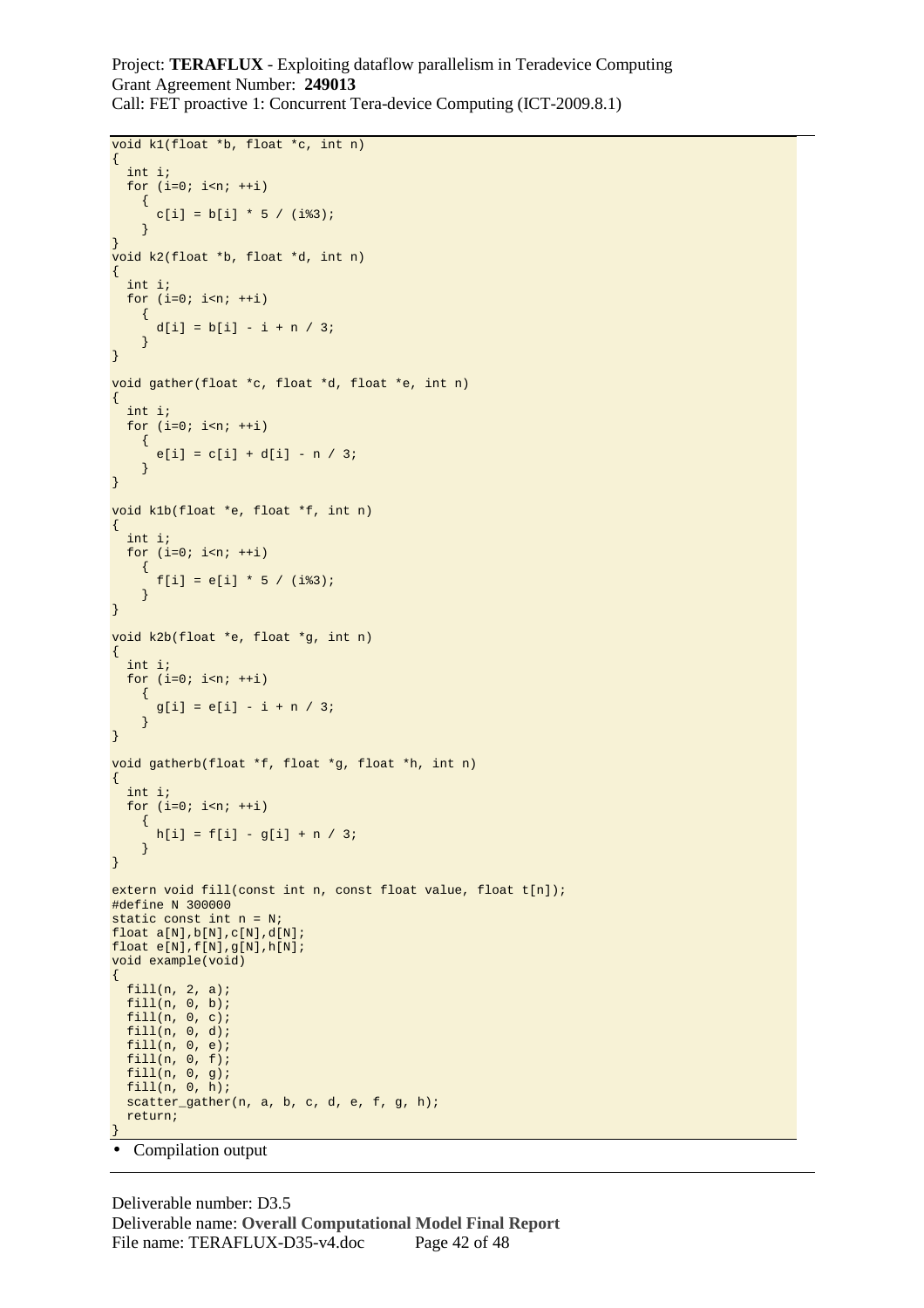```
void k1(float *b, float *c, int n)
{
  int i;
  for (i=0; i<n; ++i)
    {
      c[i] = b[i] * 5 / (i%3);
    }
}
void k2(float *b, float *d, int n)
{
  int i;
  for (i=0; i<n; ++i)
    {
      d[i] = b[i] - i + n / 3;
    }
}

void gather(float *c, float *d, float *e, int n)
{
  int i;
  for (i=0; i<n; ++i)
    {
      e[i] = c[i] + d[i] - n / 3;
    }
}

void k1b(float *e, float *f, int n)
{
  int i;
  for (i=0; i<n; ++i)
    {
      f[i] = e[i] * 5 / (i%3);
    }
}

void k2b(float *e, float *g, int n)
{
  int i;
  for (i=0; i<n; ++i)
    {
      g[i] = e[i] - i + n / 3;
    }
}

void gatherb(float *f, float *g, float *h, int n)
{
  int i;
  for (i=0; i<n; ++i)
    {
      h[i] = f[i] - g[i] + n / 3;
    }
}

extern void fill(const int n, const float value, float t[n]);
#define N 300000
static const int n = N;
float a[N],b[N],c[N],d[N];
float e[N],f[N],g[N],h[N];
void example(void)
{
  fill(n, 2, a);
  fill(n, 0, b);
  fill(n, 0, c);
  fill(n, 0, d);
  fill(n, 0, e);
  fill(n, 0, f);
  fill(n, 0, g);
  fill(n, 0, h);
  scatter_gather(n, a, b, c, d, e, f, g, h);
  return;
}
```

- Compilation output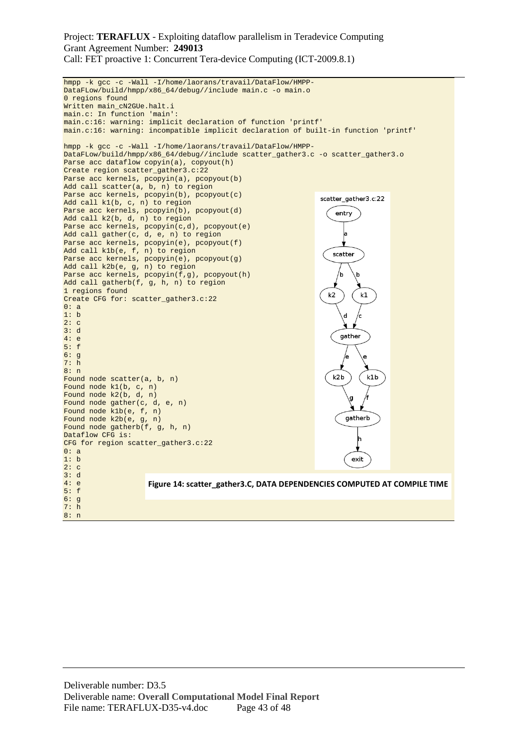```
hmpp -k gcc -c -Wall -I/home/laorans/travail/DataFlow/HMPP-
DataFLow/build/hmpp/x86_64/debug//include main.c -o main.o
0 regions found
Written main_cN2GUe.halt.i
main.c: In function 'main':
main.c:16: warning: implicit declaration of function 'printf'
main.c:16: warning: incompatible implicit declaration of built-in function 'printf'

hmpp -k gcc -c -Wall -I/home/laorans/travail/DataFlow/HMPP-
DataFLow/build/hmpp/x86_64/debug//include scatter_gather3.c -o scatter_gather3.o
Parse acc dataflow copyin(a), copyout(h)
Create region scatter_gather3.c:22
Parse acc kernels, pcopyin(a), pcopyout(b)
Add call scatter(a, b, n) to region
Parse acc kernels, pcopyin(b), pcopyout(c)
Add call k1(b, c, n) to region
Parse acc kernels, pcopyin(b), pcopyout(d)
Add call k2(b, d, n) to region
Parse acc kernels, pcopyin(c,d), pcopyout(e)
Add call gather(c, d, e, n) to region
Parse acc kernels, pcopyin(e), pcopyout(f)
Add call k1b(e, f, n) to region
Parse acc kernels, pcopyin(e), pcopyout(g)
Add call k2b(e, g, n) to region
Parse acc kernels, pcopyin(f,g), pcopyout(h)
Add call gatherb(f, g, h, n) to region
1 regions found
Create CFG for: scatter_gather3.c:22
0: a
1: b
2: c
3: d
4: e
5: f
6: g
7: h
8: n
Found node scatter(a, b, n)
Found node k1(b, c, n)
Found node k2(b, d, n)
Found node gather(c, d, e, n)
Found node k1b(e, f, n)
Found node k2b(e, g, n)
Found node gatherb(f, g, h, n)
Dataflow CFG is:
CFG for region scatter_gather3.c:22
0: a
1: b
2: c
3: d
4: e
5: f
6: g
7: h
8: n
```

**Figure 14: scatter_gather3.C, DATA DEPENDENCIES COMPUTED AT COMPILE TIME**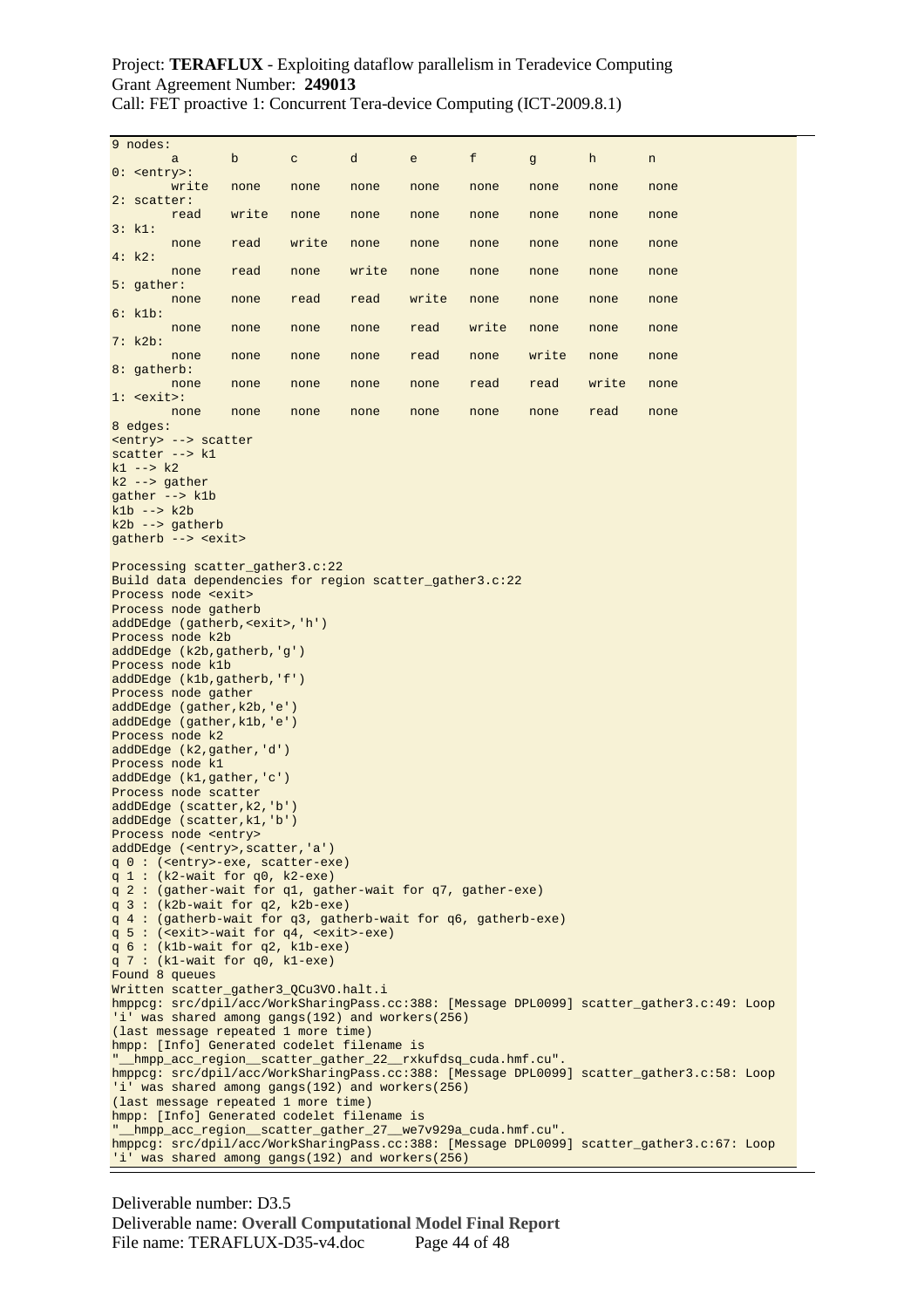```
9 nodes:
        a       b       c       d       e       f       g       h       n
0: <entry>:
        write   none    none    none    none    none    none    none    none
2: scatter:
        read    write   none    none    none    none    none    none    none
3: k1:
        none    read    write   none    none    none    none    none    none
4: k2:
        none    read    none    write   none    none    none    none    none
5: gather:
        none    none    read    read    write   none    none    none    none
6: k1b:
        none    none    none    none    read    write   none    none    none
7: k2b:
        none    none    none    none    read    none    write   none    none
8: gatherb:
        none    none    none    none    none    read    read    write   none
1: <exit>:
        none    none    none    none    none    none    none    read    none
8 edges:
<entry> --> scatter
scatter --> k1
k1 --> k2
k2 --> gather
gather --> k1b
k1b --> k2b
k2b --> gatherb
gatherb --> <exit>

Processing scatter_gather3.c:22
Build data dependencies for region scatter_gather3.c:22
Process node <exit>
Process node gatherb
addDEdge (gatherb,<exit>,'h')
Process node k2b
addDEdge (k2b,gatherb,'g')
Process node k1b
addDEdge (k1b,gatherb,'f')
Process node gather
addDEdge (gather,k2b,'e')
addDEdge (gather,k1b,'e')
Process node k2
addDEdge (k2,gather,'d')
Process node k1
addDEdge (k1,gather,'c')
Process node scatter
addDEdge (scatter,k2,'b')
addDEdge (scatter,k1,'b')
Process node <entry>
addDEdge (<entry>,scatter,'a')
q 0 : (<entry>-exe, scatter-exe)
q 1 : (k2-wait for q0, k2-exe)
q 2 : (gather-wait for q1, gather-wait for q7, gather-exe)
q 3 : (k2b-wait for q2, k2b-exe)
q 4 : (gatherb-wait for q3, gatherb-wait for q6, gatherb-exe)
q 5 : (<exit>-wait for q4, <exit>-exe)
q 6 : (k1b-wait for q2, k1b-exe)
q 7 : (k1-wait for q0, k1-exe)
Found 8 queues
Written scatter_gather3_QCu3VO.halt.i
hmppcg: src/dpil/acc/WorkSharingPass.cc:388: [Message DPL0099] scatter_gather3.c:49: Loop
'i' was shared among gangs(192) and workers(256)
(last message repeated 1 more time)
hmpp: [Info] Generated codelet filename is
"__hmpp_acc_region__scatter_gather_22__rxkufdsq_cuda.hmf.cu".
hmppcg: src/dpil/acc/WorkSharingPass.cc:388: [Message DPL0099] scatter_gather3.c:58: Loop
'i' was shared among gangs(192) and workers(256)
(last message repeated 1 more time)
hmpp: [Info] Generated codelet filename is
"__hmpp_acc_region__scatter_gather_27__we7v929a_cuda.hmf.cu".
hmppcg: src/dpil/acc/WorkSharingPass.cc:388: [Message DPL0099] scatter_gather3.c:67: Loop
'i' was shared among gangs(192) and workers(256)
```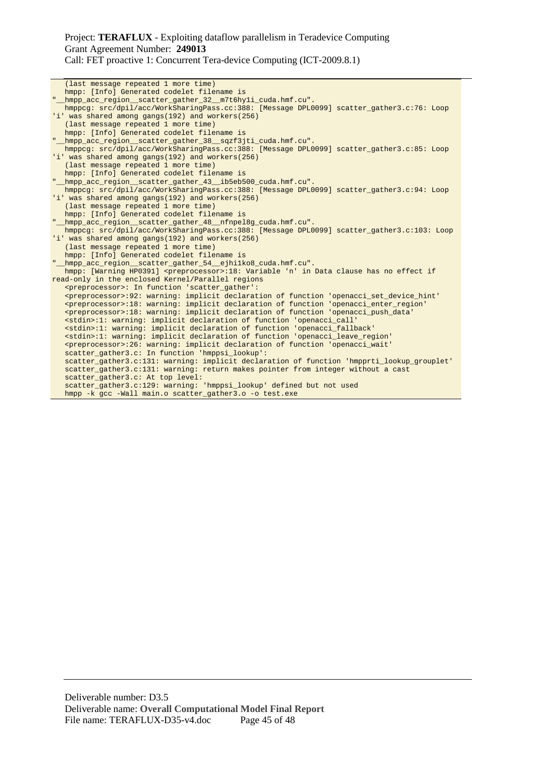```
   (last message repeated 1 more time)
   hmpp: [Info] Generated codelet filename is
"__hmpp_acc_region__scatter_gather_32__m7t6hy1i_cuda.hmf.cu".
   hmppcg: src/dpil/acc/WorkSharingPass.cc:388: [Message DPL0099] scatter_gather3.c:76: Loop
'i' was shared among gangs(192) and workers(256)
   (last message repeated 1 more time)
   hmpp: [Info] Generated codelet filename is
"__hmpp_acc_region__scatter_gather_38__sqzf3jti_cuda.hmf.cu".
   hmppcg: src/dpil/acc/WorkSharingPass.cc:388: [Message DPL0099] scatter_gather3.c:85: Loop
'i' was shared among gangs(192) and workers(256)
   (last message repeated 1 more time)
   hmpp: [Info] Generated codelet filename is
"__hmpp_acc_region__scatter_gather_43__ib5eb500_cuda.hmf.cu".
   hmppcg: src/dpil/acc/WorkSharingPass.cc:388: [Message DPL0099] scatter_gather3.c:94: Loop
'i' was shared among gangs(192) and workers(256)
   (last message repeated 1 more time)
   hmpp: [Info] Generated codelet filename is
"__hmpp_acc_region__scatter_gather_48__nfnpel8g_cuda.hmf.cu".
   hmppcg: src/dpil/acc/WorkSharingPass.cc:388: [Message DPL0099] scatter_gather3.c:103: Loop
'i' was shared among gangs(192) and workers(256)
   (last message repeated 1 more time)
   hmpp: [Info] Generated codelet filename is
"__hmpp_acc_region__scatter_gather_54__ejhi1ko8_cuda.hmf.cu".
   hmpp: [Warning HP0391] <preprocessor>:18: Variable 'n' in Data clause has no effect if
read-only in the enclosed Kernel/Parallel regions
   <preprocessor>: In function 'scatter_gather':
   <preprocessor>:92: warning: implicit declaration of function 'openacci_set_device_hint'
   <preprocessor>:18: warning: implicit declaration of function 'openacci_enter_region'
   <preprocessor>:18: warning: implicit declaration of function 'openacci_push_data'
   <stdin>:1: warning: implicit declaration of function 'openacci_call'
   <stdin>:1: warning: implicit declaration of function 'openacci_fallback'
   <stdin>:1: warning: implicit declaration of function 'openacci_leave_region'
   <preprocessor>:26: warning: implicit declaration of function 'openacci_wait'
   scatter_gather3.c: In function 'hmppsi_lookup':
   scatter_gather3.c:131: warning: implicit declaration of function 'hmpprti_lookup_grouplet'
   scatter_gather3.c:131: warning: return makes pointer from integer without a cast
   scatter_gather3.c: At top level:
   scatter_gather3.c:129: warning: 'hmppsi_lookup' defined but not used
   hmpp -k gcc -Wall main.o scatter_gather3.o -o test.exe
```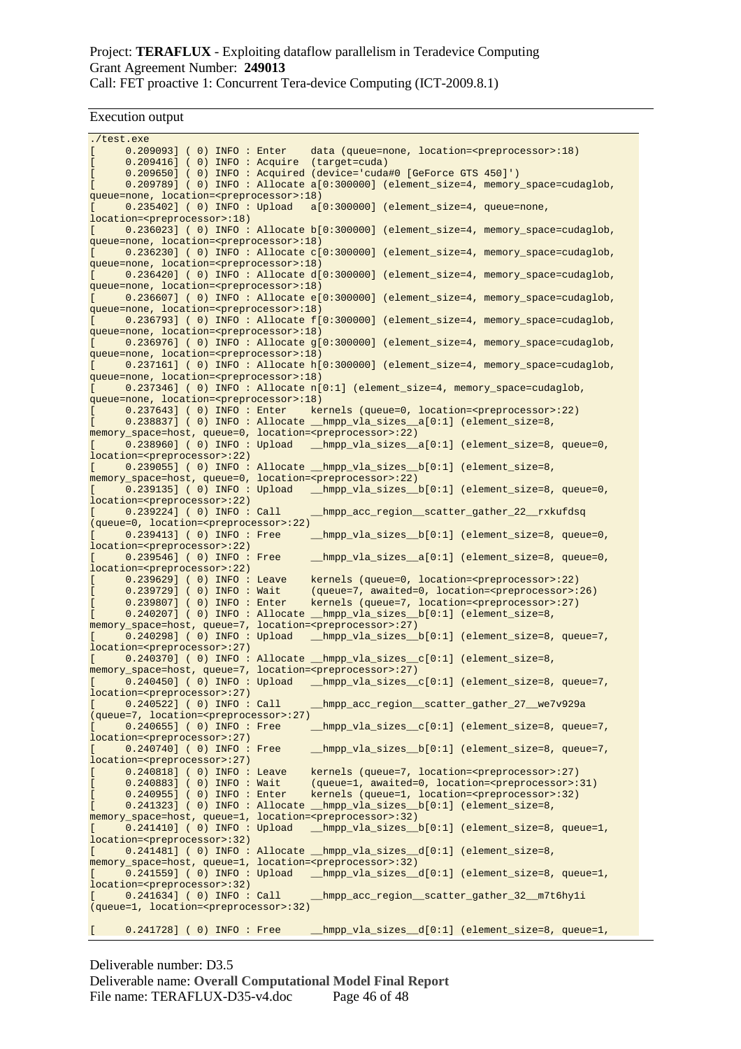Execution output

```
./test.exe
[     0.209093] ( 0) INFO : Enter    data (queue=none, location=<preprocessor>:18)
[     0.209416] ( 0) INFO : Acquire  (target=cuda)
[     0.209650] ( 0) INFO : Acquired (device='cuda#0 [GeForce GTS 450]')
[     0.209789] ( 0) INFO : Allocate a[0:300000] (element_size=4, memory_space=cudaglob,
queue=none, location=<preprocessor>:18)
[     0.235402] ( 0) INFO : Upload   a[0:300000] (element_size=4, queue=none,
location=<preprocessor>:18)
[     0.236023] ( 0) INFO : Allocate b[0:300000] (element_size=4, memory_space=cudaglob,
queue=none, location=<preprocessor>:18)
[     0.236230] ( 0) INFO : Allocate c[0:300000] (element_size=4, memory_space=cudaglob,
queue=none, location=<preprocessor>:18)
[     0.236420] ( 0) INFO : Allocate d[0:300000] (element_size=4, memory_space=cudaglob,
queue=none, location=<preprocessor>:18)
[     0.236607] ( 0) INFO : Allocate e[0:300000] (element_size=4, memory_space=cudaglob,
queue=none, location=<preprocessor>:18)
[     0.236793] ( 0) INFO : Allocate f[0:300000] (element_size=4, memory_space=cudaglob,
queue=none, location=<preprocessor>:18)
[     0.236976] ( 0) INFO : Allocate g[0:300000] (element_size=4, memory_space=cudaglob,
queue=none, location=<preprocessor>:18)
[     0.237161] ( 0) INFO : Allocate h[0:300000] (element_size=4, memory_space=cudaglob,
queue=none, location=<preprocessor>:18)
[     0.237346] ( 0) INFO : Allocate n[0:1] (element_size=4, memory_space=cudaglob,
queue=none, location=<preprocessor>:18)
[     0.237643] ( 0) INFO : Enter    kernels (queue=0, location=<preprocessor>:22)
[     0.238837] ( 0) INFO : Allocate __hmpp_vla_sizes__a[0:1] (element_size=8,
memory_space=host, queue=0, location=<preprocessor>:22)
[     0.238960] ( 0) INFO : Upload   __hmpp_vla_sizes__a[0:1] (element_size=8, queue=0,
location=<preprocessor>:22)
[     0.239055] ( 0) INFO : Allocate __hmpp_vla_sizes__b[0:1] (element_size=8,
memory_space=host, queue=0, location=<preprocessor>:22)
[     0.239135] ( 0) INFO : Upload   __hmpp_vla_sizes__b[0:1] (element_size=8, queue=0,
location=<preprocessor>:22)
[     0.239224] ( 0) INFO : Call     __hmpp_acc_region__scatter_gather_22__rxkufdsq
(queue=0, location=<preprocessor>:22)
[     0.239413] ( 0) INFO : Free     __hmpp_vla_sizes__b[0:1] (element_size=8, queue=0,
location=<preprocessor>:22)
[     0.239546] ( 0) INFO : Free     __hmpp_vla_sizes__a[0:1] (element_size=8, queue=0,
location=<preprocessor>:22)
[     0.239629] ( 0) INFO : Leave    kernels (queue=0, location=<preprocessor>:22)
[     0.239729] ( 0) INFO : Wait     (queue=7, awaited=0, location=<preprocessor>:26)
[     0.239807] ( 0) INFO : Enter    kernels (queue=7, location=<preprocessor>:27)
[     0.240207] ( 0) INFO : Allocate __hmpp_vla_sizes__b[0:1] (element_size=8,
memory_space=host, queue=7, location=<preprocessor>:27)
[     0.240298] ( 0) INFO : Upload   __hmpp_vla_sizes__b[0:1] (element_size=8, queue=7,
location=<preprocessor>:27)
[     0.240370] ( 0) INFO : Allocate __hmpp_vla_sizes__c[0:1] (element_size=8,
memory_space=host, queue=7, location=<preprocessor>:27)
[     0.240450] ( 0) INFO : Upload   __hmpp_vla_sizes__c[0:1] (element_size=8, queue=7,
location=<preprocessor>:27)
[     0.240522] ( 0) INFO : Call     __hmpp_acc_region__scatter_gather_27__we7v929a
(queue=7, location=<preprocessor>:27)
[     0.240655] ( 0) INFO : Free     __hmpp_vla_sizes__c[0:1] (element_size=8, queue=7,
location=<preprocessor>:27)
[     0.240740] ( 0) INFO : Free     __hmpp_vla_sizes__b[0:1] (element_size=8, queue=7,
location=<preprocessor>:27)
[     0.240818] ( 0) INFO : Leave    kernels (queue=7, location=<preprocessor>:27)
[     0.240883] ( 0) INFO : Wait     (queue=1, awaited=0, location=<preprocessor>:31)
[     0.240955] ( 0) INFO : Enter    kernels (queue=1, location=<preprocessor>:32)
[     0.241323] ( 0) INFO : Allocate __hmpp_vla_sizes__b[0:1] (element_size=8,
memory_space=host, queue=1, location=<preprocessor>:32)
[     0.241410] ( 0) INFO : Upload   __hmpp_vla_sizes__b[0:1] (element_size=8, queue=1,
location=<preprocessor>:32)
[     0.241481] ( 0) INFO : Allocate __hmpp_vla_sizes__d[0:1] (element_size=8,
memory_space=host, queue=1, location=<preprocessor>:32)
[     0.241559] ( 0) INFO : Upload   __hmpp_vla_sizes__d[0:1] (element_size=8, queue=1,
location=<preprocessor>:32)
[     0.241634] ( 0) INFO : Call     __hmpp_acc_region__scatter_gather_32__m7t6hy1i
(queue=1, location=<preprocessor>:32)

[     0.241728] ( 0) INFO : Free     __hmpp_vla_sizes__d[0:1] (element_size=8, queue=1,
```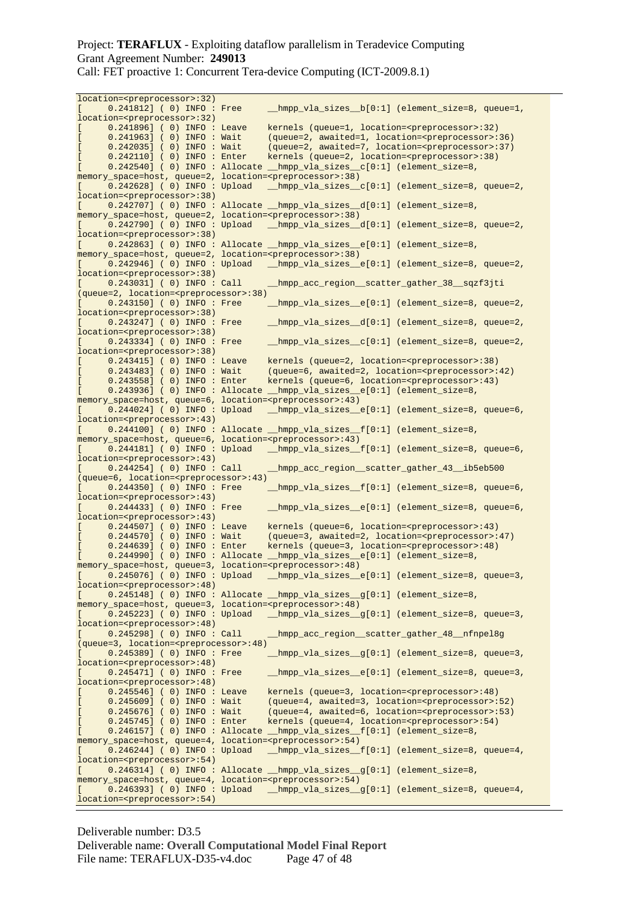```
location=<preprocessor>:32)
[     0.241812] ( 0) INFO : Free     __hmpp_vla_sizes__b[0:1] (element_size=8, queue=1,
location=<preprocessor>:32)
[     0.241896] ( 0) INFO : Leave    kernels (queue=1, location=<preprocessor>:32)
[     0.241963] ( 0) INFO : Wait     (queue=2, awaited=1, location=<preprocessor>:36)
[     0.242035] ( 0) INFO : Wait     (queue=2, awaited=7, location=<preprocessor>:37)
[     0.242110] ( 0) INFO : Enter    kernels (queue=2, location=<preprocessor>:38)
[     0.242540] ( 0) INFO : Allocate __hmpp_vla_sizes__c[0:1] (element_size=8,
memory_space=host, queue=2, location=<preprocessor>:38)
[     0.242628] ( 0) INFO : Upload   __hmpp_vla_sizes__c[0:1] (element_size=8, queue=2,
location=<preprocessor>:38)
[     0.242707] ( 0) INFO : Allocate __hmpp_vla_sizes__d[0:1] (element_size=8,
memory_space=host, queue=2, location=<preprocessor>:38)
[     0.242790] ( 0) INFO : Upload   __hmpp_vla_sizes__d[0:1] (element_size=8, queue=2,
location=<preprocessor>:38)
[     0.242863] ( 0) INFO : Allocate __hmpp_vla_sizes__e[0:1] (element_size=8,
memory_space=host, queue=2, location=<preprocessor>:38)
[     0.242946] ( 0) INFO : Upload   __hmpp_vla_sizes__e[0:1] (element_size=8, queue=2,
location=<preprocessor>:38)
[     0.243031] ( 0) INFO : Call     __hmpp_acc_region__scatter_gather_38__sqzf3jti
(queue=2, location=<preprocessor>:38)
[     0.243150] ( 0) INFO : Free     __hmpp_vla_sizes__e[0:1] (element_size=8, queue=2,
location=<preprocessor>:38)
[     0.243247] ( 0) INFO : Free     __hmpp_vla_sizes__d[0:1] (element_size=8, queue=2,
location=<preprocessor>:38)
[     0.243334] ( 0) INFO : Free     __hmpp_vla_sizes__c[0:1] (element_size=8, queue=2,
location=<preprocessor>:38)
[     0.243415] ( 0) INFO : Leave    kernels (queue=2, location=<preprocessor>:38)
[     0.243483] ( 0) INFO : Wait     (queue=6, awaited=2, location=<preprocessor>:42)
[     0.243558] ( 0) INFO : Enter    kernels (queue=6, location=<preprocessor>:43)
[     0.243936] ( 0) INFO : Allocate __hmpp_vla_sizes__e[0:1] (element_size=8,
memory_space=host, queue=6, location=<preprocessor>:43)
[     0.244024] ( 0) INFO : Upload   __hmpp_vla_sizes__e[0:1] (element_size=8, queue=6,
location=<preprocessor>:43)
[     0.244100] ( 0) INFO : Allocate __hmpp_vla_sizes__f[0:1] (element_size=8,
memory_space=host, queue=6, location=<preprocessor>:43)
[     0.244181] ( 0) INFO : Upload   __hmpp_vla_sizes__f[0:1] (element_size=8, queue=6,
location=<preprocessor>:43)
[     0.244254] ( 0) INFO : Call     __hmpp_acc_region__scatter_gather_43__ib5eb500
(queue=6, location=<preprocessor>:43)
[     0.244350] ( 0) INFO : Free     __hmpp_vla_sizes__f[0:1] (element_size=8, queue=6,
location=<preprocessor>:43)
[     0.244433] ( 0) INFO : Free     __hmpp_vla_sizes__e[0:1] (element_size=8, queue=6,
location=<preprocessor>:43)
[     0.244507] ( 0) INFO : Leave    kernels (queue=6, location=<preprocessor>:43)
[     0.244570] ( 0) INFO : Wait     (queue=3, awaited=2, location=<preprocessor>:47)
[     0.244639] ( 0) INFO : Enter    kernels (queue=3, location=<preprocessor>:48)
[     0.244990] ( 0) INFO : Allocate __hmpp_vla_sizes__e[0:1] (element_size=8,
memory_space=host, queue=3, location=<preprocessor>:48)
[     0.245076] ( 0) INFO : Upload   __hmpp_vla_sizes__e[0:1] (element_size=8, queue=3,
location=<preprocessor>:48)
[     0.245148] ( 0) INFO : Allocate __hmpp_vla_sizes__g[0:1] (element_size=8,
memory_space=host, queue=3, location=<preprocessor>:48)
[     0.245223] ( 0) INFO : Upload   __hmpp_vla_sizes__g[0:1] (element_size=8, queue=3,
location=<preprocessor>:48)
[     0.245298] ( 0) INFO : Call     __hmpp_acc_region__scatter_gather_48__nfnpel8g
(queue=3, location=<preprocessor>:48)
[     0.245389] ( 0) INFO : Free     __hmpp_vla_sizes__g[0:1] (element_size=8, queue=3,
location=<preprocessor>:48)
[     0.245471] ( 0) INFO : Free     __hmpp_vla_sizes__e[0:1] (element_size=8, queue=3,
location=<preprocessor>:48)
[     0.245546] ( 0) INFO : Leave    kernels (queue=3, location=<preprocessor>:48)
[     0.245609] ( 0) INFO : Wait     (queue=4, awaited=3, location=<preprocessor>:52)
[     0.245676] ( 0) INFO : Wait     (queue=4, awaited=6, location=<preprocessor>:53)
[     0.245745] ( 0) INFO : Enter    kernels (queue=4, location=<preprocessor>:54)
[     0.246157] ( 0) INFO : Allocate __hmpp_vla_sizes__f[0:1] (element_size=8,
memory_space=host, queue=4, location=<preprocessor>:54)
[     0.246244] ( 0) INFO : Upload   __hmpp_vla_sizes__f[0:1] (element_size=8, queue=4,
location=<preprocessor>:54)
[     0.246314] ( 0) INFO : Allocate __hmpp_vla_sizes__g[0:1] (element_size=8,
memory_space=host, queue=4, location=<preprocessor>:54)
[     0.246393] ( 0) INFO : Upload   __hmpp_vla_sizes__g[0:1] (element_size=8, queue=4,
location=<preprocessor>:54)
```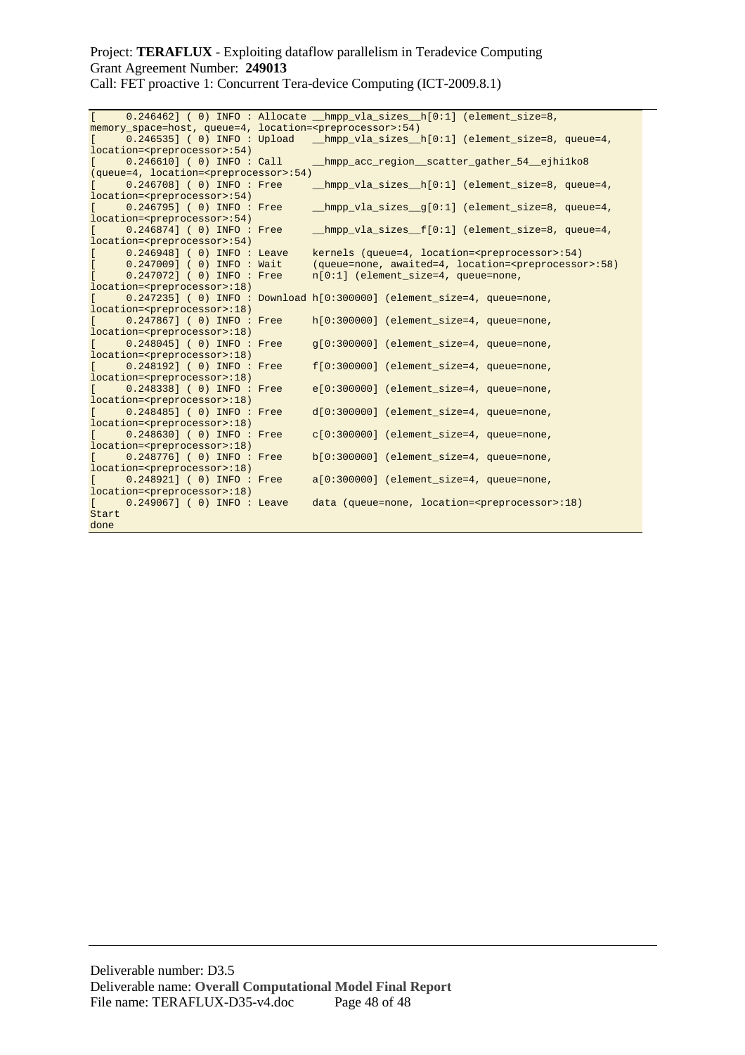```
[     0.246462] ( 0) INFO : Allocate __hmpp_vla_sizes__h[0:1] (element_size=8,
memory_space=host, queue=4, location=<preprocessor>:54)
[     0.246535] ( 0) INFO : Upload   __hmpp_vla_sizes__h[0:1] (element_size=8, queue=4,
location=<preprocessor>:54)
[     0.246610] ( 0) INFO : Call     __hmpp_acc_region__scatter_gather_54__ejhi1ko8
(queue=4, location=<preprocessor>:54)
[     0.246708] ( 0) INFO : Free     __hmpp_vla_sizes__h[0:1] (element_size=8, queue=4,
location=<preprocessor>:54)
[     0.246795] ( 0) INFO : Free     __hmpp_vla_sizes__g[0:1] (element_size=8, queue=4,
location=<preprocessor>:54)
[     0.246874] ( 0) INFO : Free     __hmpp_vla_sizes__f[0:1] (element_size=8, queue=4,
location=<preprocessor>:54)
[     0.246948] ( 0) INFO : Leave    kernels (queue=4, location=<preprocessor>:54)
[     0.247009] ( 0) INFO : Wait     (queue=none, awaited=4, location=<preprocessor>:58)
[     0.247072] ( 0) INFO : Free     n[0:1] (element_size=4, queue=none,
location=<preprocessor>:18)
[     0.247235] ( 0) INFO : Download h[0:300000] (element_size=4, queue=none,
location=<preprocessor>:18)
[     0.247867] ( 0) INFO : Free     h[0:300000] (element_size=4, queue=none,
location=<preprocessor>:18)
[     0.248045] ( 0) INFO : Free     g[0:300000] (element_size=4, queue=none,
location=<preprocessor>:18)
[     0.248192] ( 0) INFO : Free     f[0:300000] (element_size=4, queue=none,
location=<preprocessor>:18)
[     0.248338] ( 0) INFO : Free     e[0:300000] (element_size=4, queue=none,
location=<preprocessor>:18)
[     0.248485] ( 0) INFO : Free     d[0:300000] (element_size=4, queue=none,
location=<preprocessor>:18)
[     0.248630] ( 0) INFO : Free     c[0:300000] (element_size=4, queue=none,
location=<preprocessor>:18)
[     0.248776] ( 0) INFO : Free     b[0:300000] (element_size=4, queue=none,
location=<preprocessor>:18)
[     0.248921] ( 0) INFO : Free     a[0:300000] (element_size=4, queue=none,
location=<preprocessor>:18)
[     0.249067] ( 0) INFO : Leave    data (queue=none, location=<preprocessor>:18)
Start
done
```